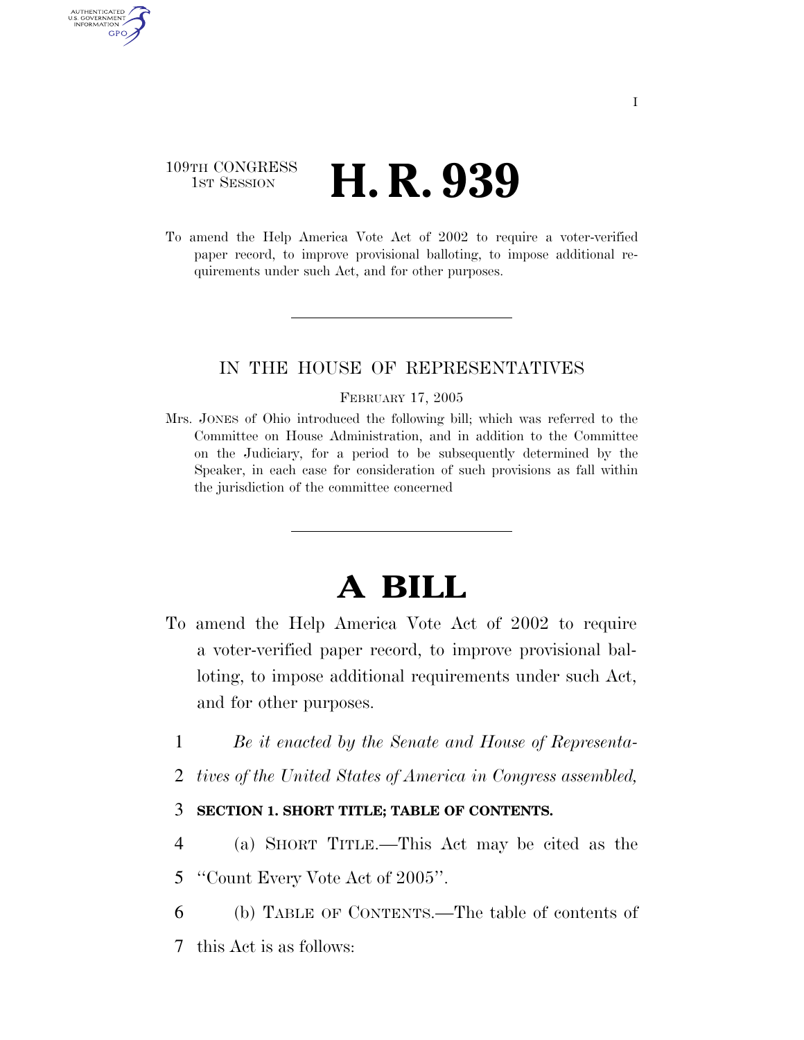109TH CONGRESS
1ST SESSION

# H. R. 939

To amend the Help America Vote Act of 2002 to require a voter-verified paper record, to improve provisional balloting, to impose additional requirements under such Act, and for other purposes.

IN THE HOUSE OF REPRESENTATIVES

FEBRUARY 17, 2005

Mrs. JONES of Ohio introduced the following bill; which was referred to the Committee on House Administration, and in addition to the Committee on the Judiciary, for a period to be subsequently determined by the Speaker, in each case for consideration of such provisions as fall within the jurisdiction of the committee concerned

# A BILL

To amend the Help America Vote Act of 2002 to require a voter-verified paper record, to improve provisional balloting, to impose additional requirements under such Act, and for other purposes.

1 *Be it enacted by the Senate and House of Representa-*
2 *tives of the United States of America in Congress assembled,*

3 **SECTION 1. SHORT TITLE; TABLE OF CONTENTS.**

4 (a) SHORT TITLE.—This Act may be cited as the
5 ''Count Every Vote Act of 2005''.

6 (b) TABLE OF CONTENTS.—The table of contents of
7 this Act is as follows: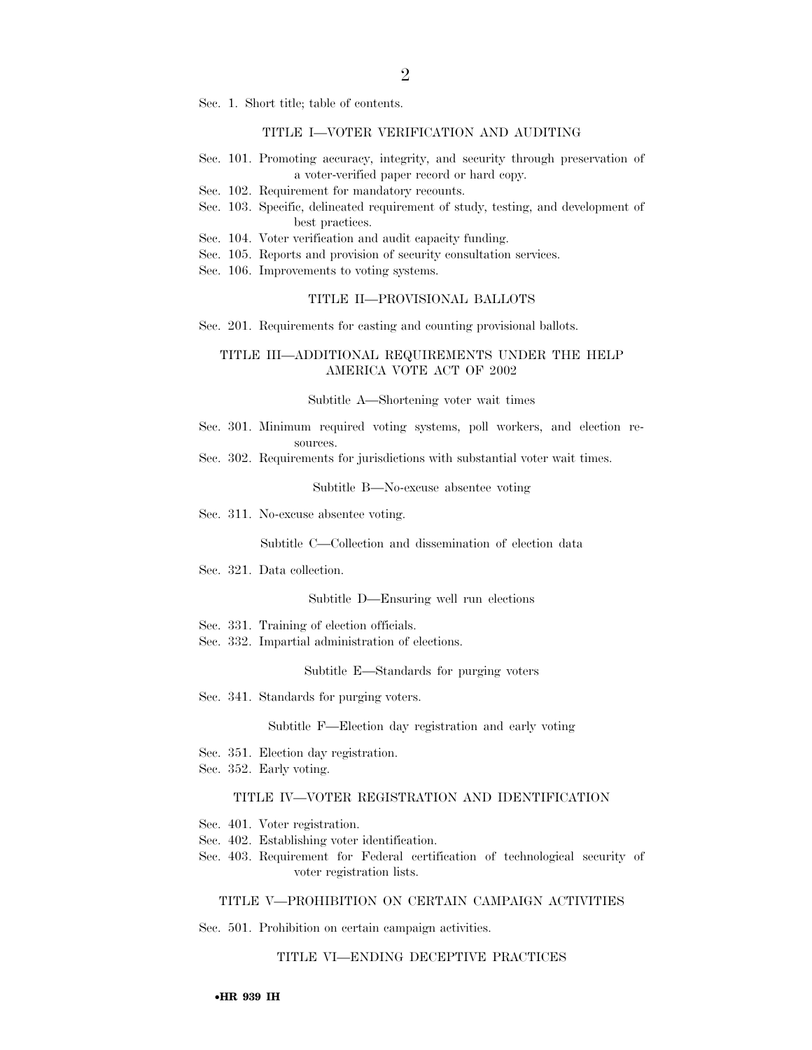Sec. 1. Short title; table of contents.

TITLE I—VOTER VERIFICATION AND AUDITING

Sec. 101. Promoting accuracy, integrity, and security through preservation of a voter-verified paper record or hard copy.
Sec. 102. Requirement for mandatory recounts.
Sec. 103. Specific, delineated requirement of study, testing, and development of best practices.
Sec. 104. Voter verification and audit capacity funding.
Sec. 105. Reports and provision of security consultation services.
Sec. 106. Improvements to voting systems.

TITLE II—PROVISIONAL BALLOTS

Sec. 201. Requirements for casting and counting provisional ballots.

TITLE III—ADDITIONAL REQUIREMENTS UNDER THE HELP AMERICA VOTE ACT OF 2002

Subtitle A—Shortening voter wait times

Sec. 301. Minimum required voting systems, poll workers, and election resources.
Sec. 302. Requirements for jurisdictions with substantial voter wait times.

Subtitle B—No-excuse absentee voting

Sec. 311. No-excuse absentee voting.

Subtitle C—Collection and dissemination of election data

Sec. 321. Data collection.

Subtitle D—Ensuring well run elections

Sec. 331. Training of election officials.
Sec. 332. Impartial administration of elections.

Subtitle E—Standards for purging voters

Sec. 341. Standards for purging voters.

Subtitle F—Election day registration and early voting

Sec. 351. Election day registration.
Sec. 352. Early voting.

TITLE IV—VOTER REGISTRATION AND IDENTIFICATION

Sec. 401. Voter registration.
Sec. 402. Establishing voter identification.
Sec. 403. Requirement for Federal certification of technological security of voter registration lists.

TITLE V—PROHIBITION ON CERTAIN CAMPAIGN ACTIVITIES

Sec. 501. Prohibition on certain campaign activities.

TITLE VI—ENDING DECEPTIVE PRACTICES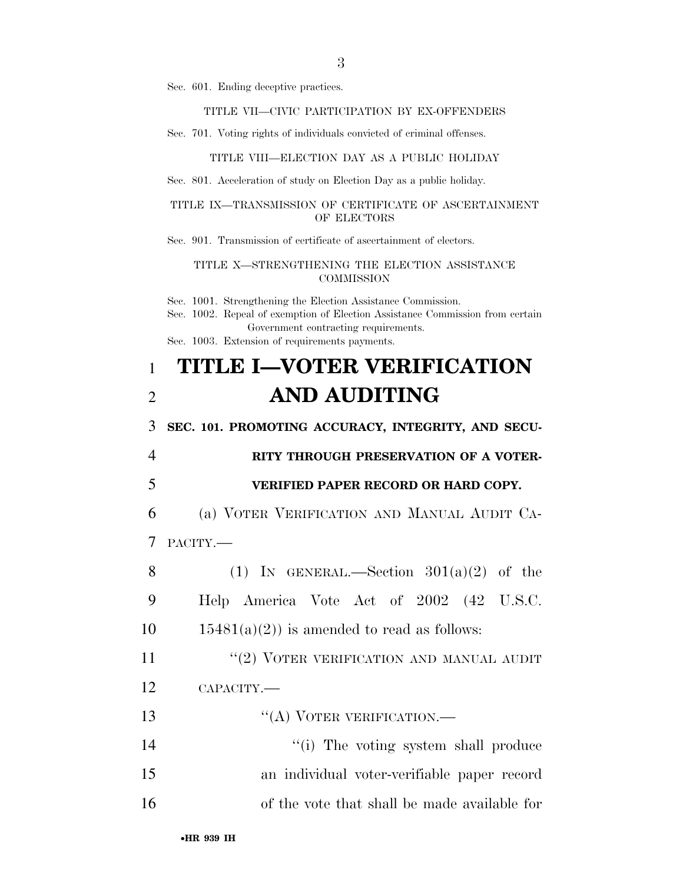Sec. 601. Ending deceptive practices.

TITLE VII—CIVIC PARTICIPATION BY EX-OFFENDERS

Sec. 701. Voting rights of individuals convicted of criminal offenses.

TITLE VIII—ELECTION DAY AS A PUBLIC HOLIDAY

Sec. 801. Acceleration of study on Election Day as a public holiday.

TITLE IX—TRANSMISSION OF CERTIFICATE OF ASCERTAINMENT OF ELECTORS

Sec. 901. Transmission of certificate of ascertainment of electors.

TITLE X—STRENGTHENING THE ELECTION ASSISTANCE COMMISSION

Sec. 1001. Strengthening the Election Assistance Commission.
Sec. 1002. Repeal of exemption of Election Assistance Commission from certain Government contracting requirements.
Sec. 1003. Extension of requirements payments.

# TITLE I—VOTER VERIFICATION AND AUDITING

**SEC. 101. PROMOTING ACCURACY, INTEGRITY, AND SECURITY THROUGH PRESERVATION OF A VOTER-VERIFIED PAPER RECORD OR HARD COPY.**

(a) VOTER VERIFICATION AND MANUAL AUDIT CAPACITY.—

(1) IN GENERAL.—Section 301(a)(2) of the Help America Vote Act of 2002 (42 U.S.C. 15481(a)(2)) is amended to read as follows:

"(2) VOTER VERIFICATION AND MANUAL AUDIT CAPACITY.—

"(A) VOTER VERIFICATION.—

"(i) The voting system shall produce an individual voter-verifiable paper record of the vote that shall be made available for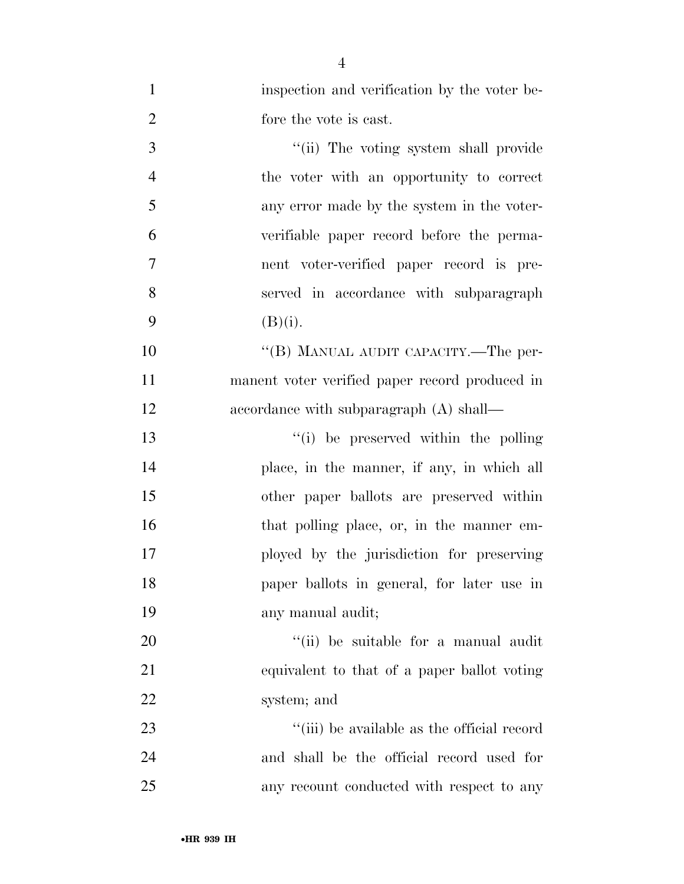inspection and verification by the voter before the vote is cast.

''(ii) The voting system shall provide the voter with an opportunity to correct any error made by the system in the voter-verifiable paper record before the permanent voter-verified paper record is preserved in accordance with subparagraph (B)(i).

''(B) MANUAL AUDIT CAPACITY.—The permanent voter verified paper record produced in accordance with subparagraph (A) shall—

''(i) be preserved within the polling place, in the manner, if any, in which all other paper ballots are preserved within that polling place, or, in the manner employed by the jurisdiction for preserving paper ballots in general, for later use in any manual audit;

''(ii) be suitable for a manual audit equivalent to that of a paper ballot voting system; and

''(iii) be available as the official record and shall be the official record used for any recount conducted with respect to any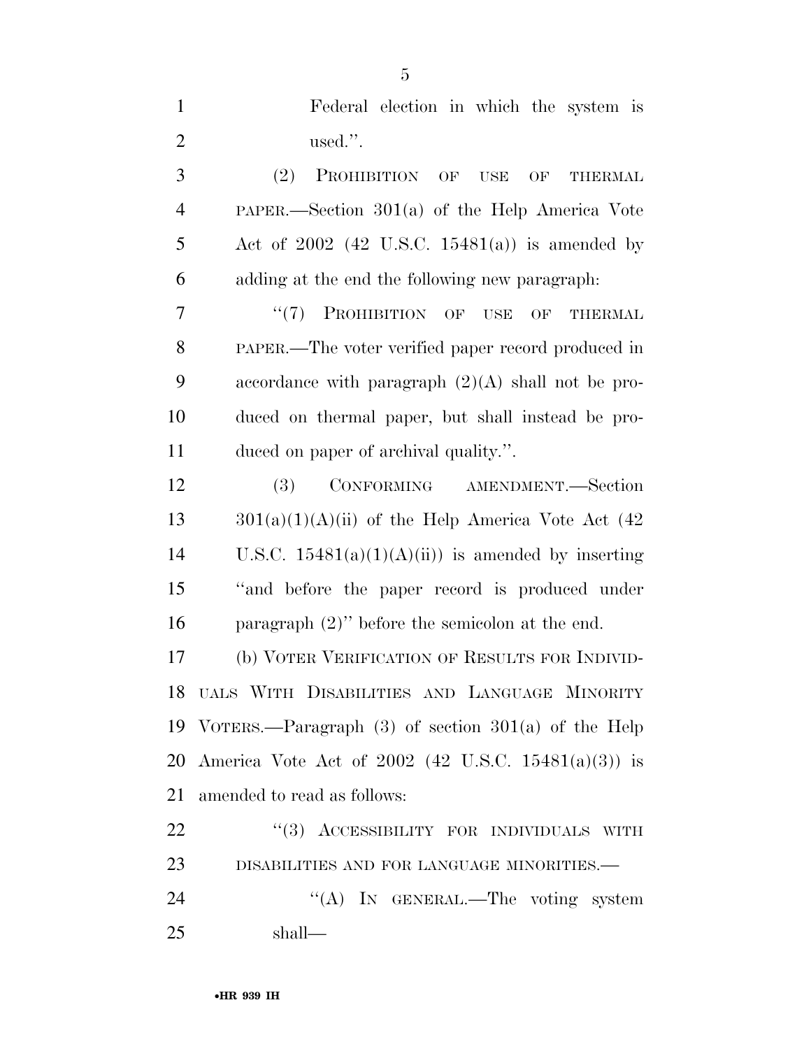Federal election in which the system is used.''.

(2) PROHIBITION OF USE OF THERMAL PAPER.—Section 301(a) of the Help America Vote Act of 2002 (42 U.S.C. 15481(a)) is amended by adding at the end the following new paragraph:

''(7) PROHIBITION OF USE OF THERMAL PAPER.—The voter verified paper record produced in accordance with paragraph (2)(A) shall not be produced on thermal paper, but shall instead be produced on paper of archival quality.''.

(3) CONFORMING AMENDMENT.—Section 301(a)(1)(A)(ii) of the Help America Vote Act (42 U.S.C. 15481(a)(1)(A)(ii)) is amended by inserting ''and before the paper record is produced under paragraph (2)'' before the semicolon at the end.

(b) VOTER VERIFICATION OF RESULTS FOR INDIVIDUALS WITH DISABILITIES AND LANGUAGE MINORITY VOTERS.—Paragraph (3) of section 301(a) of the Help America Vote Act of 2002 (42 U.S.C. 15481(a)(3)) is amended to read as follows:

''(3) ACCESSIBILITY FOR INDIVIDUALS WITH DISABILITIES AND FOR LANGUAGE MINORITIES.—

''(A) IN GENERAL.—The voting system shall—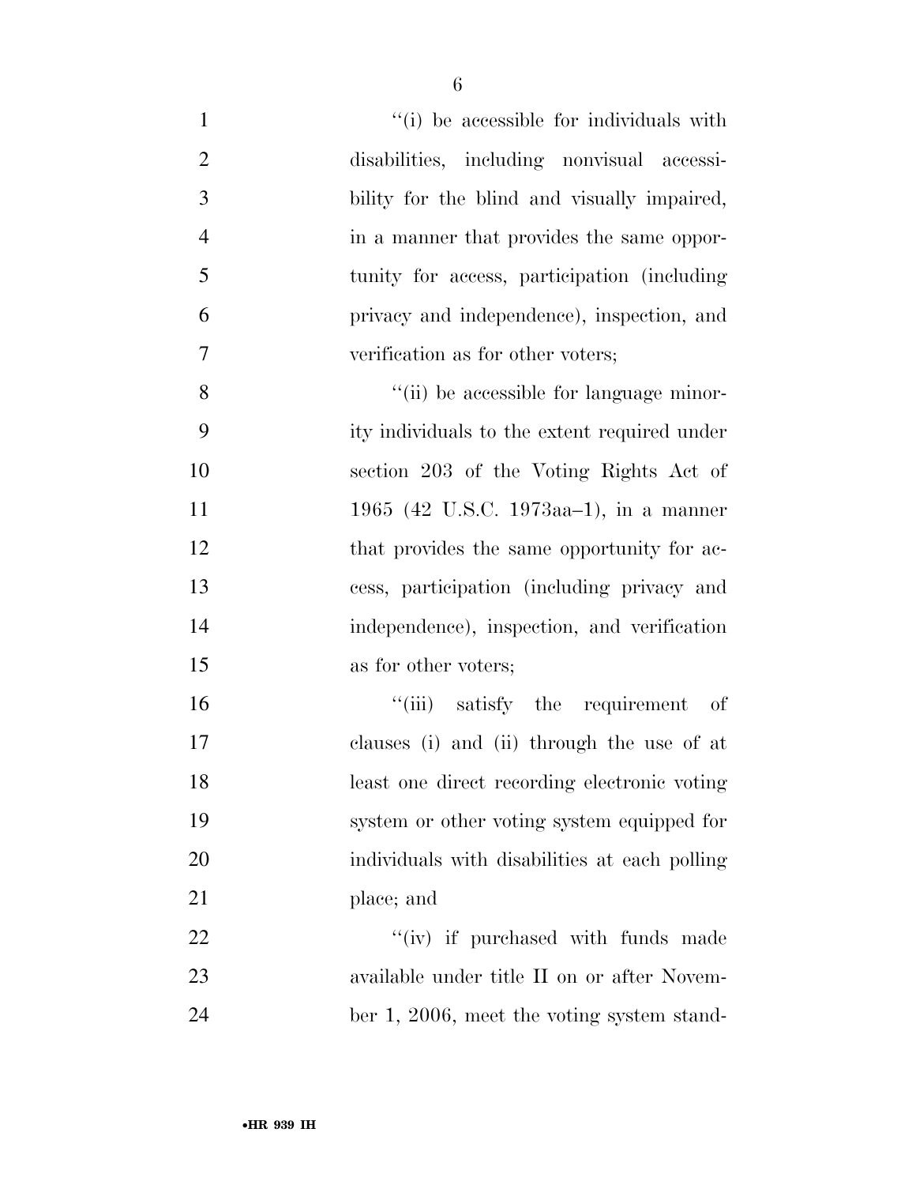"(i) be accessible for individuals with disabilities, including nonvisual accessibility for the blind and visually impaired, in a manner that provides the same opportunity for access, participation (including privacy and independence), inspection, and verification as for other voters;

"(ii) be accessible for language minority individuals to the extent required under section 203 of the Voting Rights Act of 1965 (42 U.S.C. 1973aa–1), in a manner that provides the same opportunity for access, participation (including privacy and independence), inspection, and verification as for other voters;

"(iii) satisfy the requirement of clauses (i) and (ii) through the use of at least one direct recording electronic voting system or other voting system equipped for individuals with disabilities at each polling place; and

"(iv) if purchased with funds made available under title II on or after November 1, 2006, meet the voting system stand-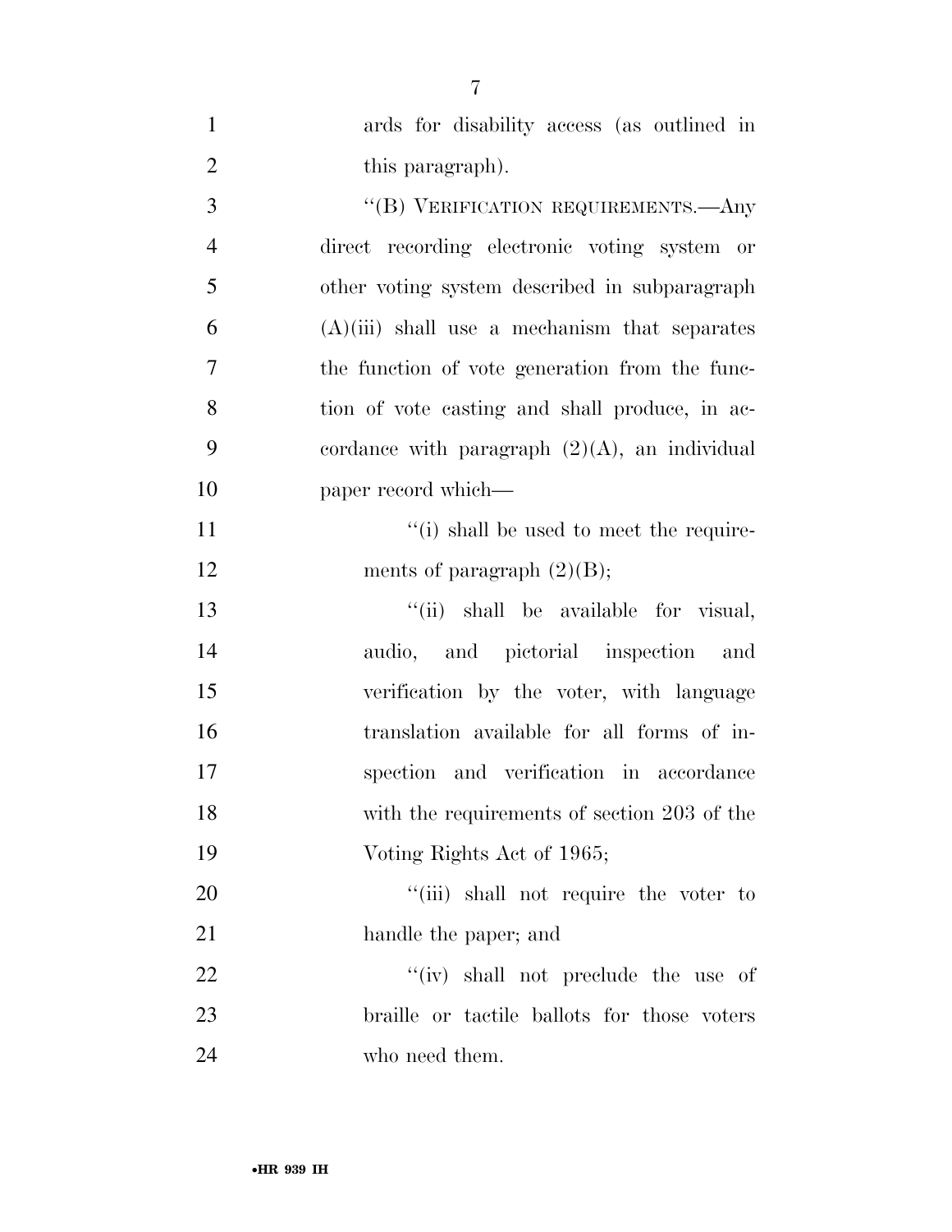ards for disability access (as outlined in this paragraph).

''(B) VERIFICATION REQUIREMENTS.—Any direct recording electronic voting system or other voting system described in subparagraph (A)(iii) shall use a mechanism that separates the function of vote generation from the function of vote casting and shall produce, in accordance with paragraph (2)(A), an individual paper record which—

''(i) shall be used to meet the requirements of paragraph (2)(B);

''(ii) shall be available for visual, audio, and pictorial inspection and verification by the voter, with language translation available for all forms of inspection and verification in accordance with the requirements of section 203 of the Voting Rights Act of 1965;

''(iii) shall not require the voter to handle the paper; and

''(iv) shall not preclude the use of braille or tactile ballots for those voters who need them.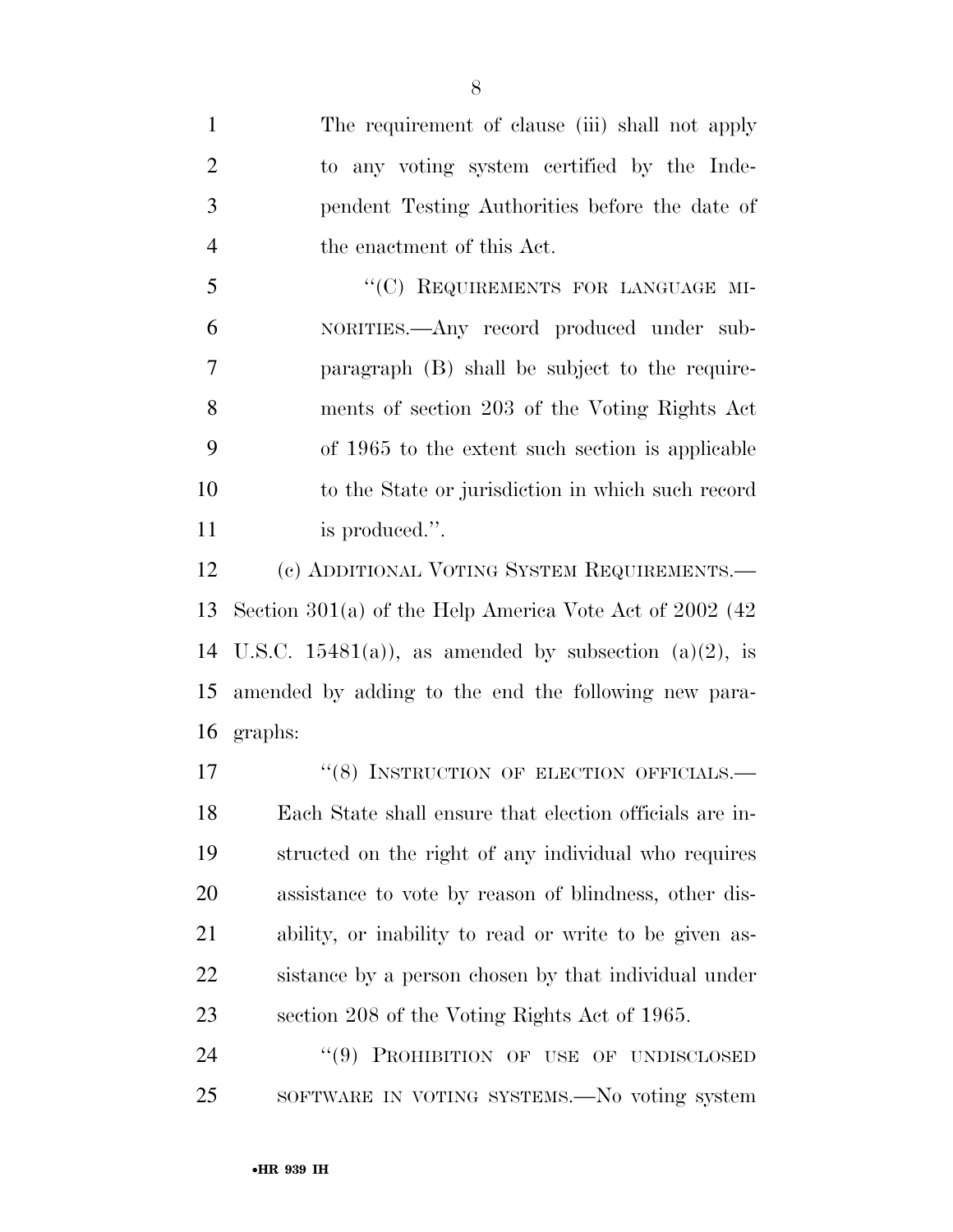The requirement of clause (iii) shall not apply to any voting system certified by the Independent Testing Authorities before the date of the enactment of this Act.

"(C) REQUIREMENTS FOR LANGUAGE MINORITIES.—Any record produced under subparagraph (B) shall be subject to the requirements of section 203 of the Voting Rights Act of 1965 to the extent such section is applicable to the State or jurisdiction in which such record is produced.".

(c) ADDITIONAL VOTING SYSTEM REQUIREMENTS.—Section 301(a) of the Help America Vote Act of 2002 (42 U.S.C. 15481(a)), as amended by subsection (a)(2), is amended by adding to the end the following new paragraphs:

"(8) INSTRUCTION OF ELECTION OFFICIALS.—Each State shall ensure that election officials are instructed on the right of any individual who requires assistance to vote by reason of blindness, other disability, or inability to read or write to be given assistance by a person chosen by that individual under section 208 of the Voting Rights Act of 1965.

"(9) PROHIBITION OF USE OF UNDISCLOSED SOFTWARE IN VOTING SYSTEMS.—No voting system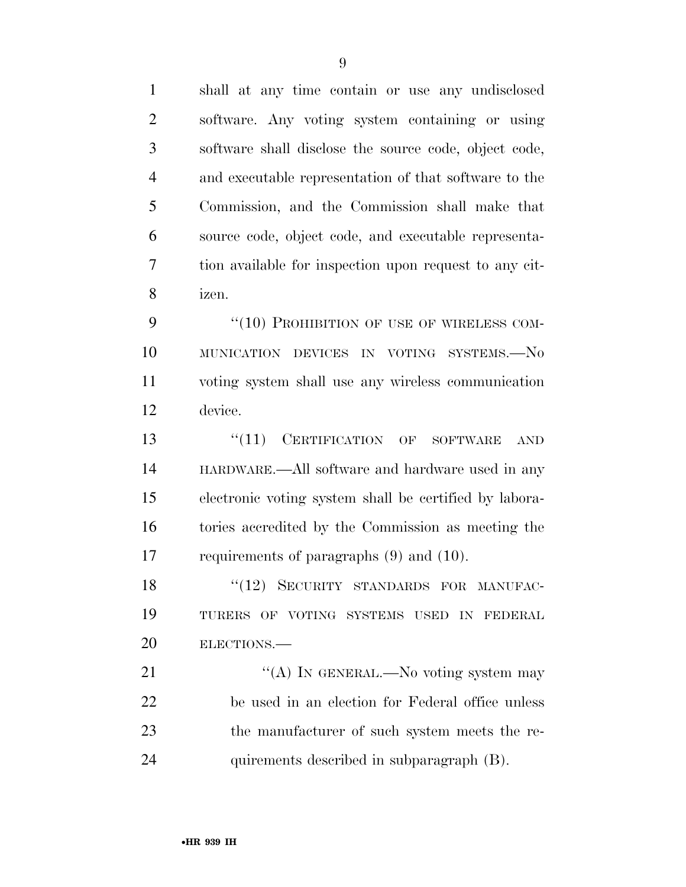shall at any time contain or use any undisclosed software. Any voting system containing or using software shall disclose the source code, object code, and executable representation of that software to the Commission, and the Commission shall make that source code, object code, and executable representation available for inspection upon request to any citizen.

"(10) PROHIBITION OF USE OF WIRELESS COMMUNICATION DEVICES IN VOTING SYSTEMS.—No voting system shall use any wireless communication device.

"(11) CERTIFICATION OF SOFTWARE AND HARDWARE.—All software and hardware used in any electronic voting system shall be certified by laboratories accredited by the Commission as meeting the requirements of paragraphs (9) and (10).

"(12) SECURITY STANDARDS FOR MANUFACTURERS OF VOTING SYSTEMS USED IN FEDERAL ELECTIONS.—

"(A) IN GENERAL.—No voting system may be used in an election for Federal office unless the manufacturer of such system meets the requirements described in subparagraph (B).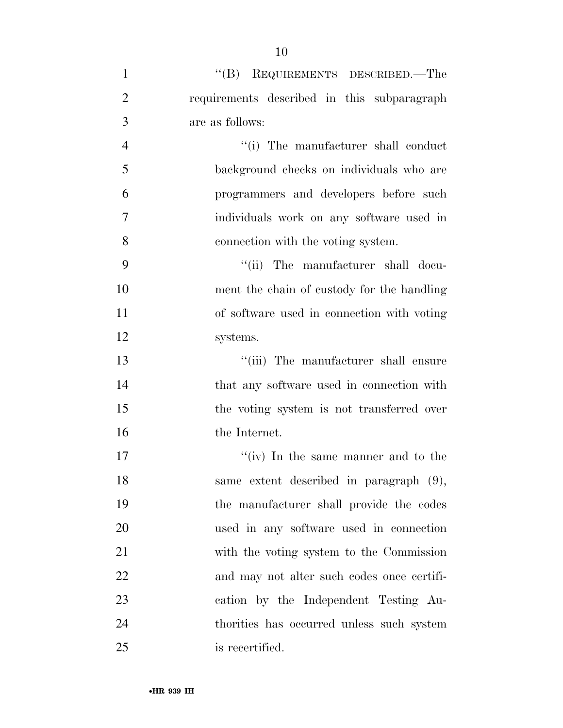''(B) REQUIREMENTS DESCRIBED.—The requirements described in this subparagraph are as follows:

''(i) The manufacturer shall conduct background checks on individuals who are programmers and developers before such individuals work on any software used in connection with the voting system.

''(ii) The manufacturer shall document the chain of custody for the handling of software used in connection with voting systems.

''(iii) The manufacturer shall ensure that any software used in connection with the voting system is not transferred over the Internet.

''(iv) In the same manner and to the same extent described in paragraph (9), the manufacturer shall provide the codes used in any software used in connection with the voting system to the Commission and may not alter such codes once certification by the Independent Testing Authorities has occurred unless such system is recertified.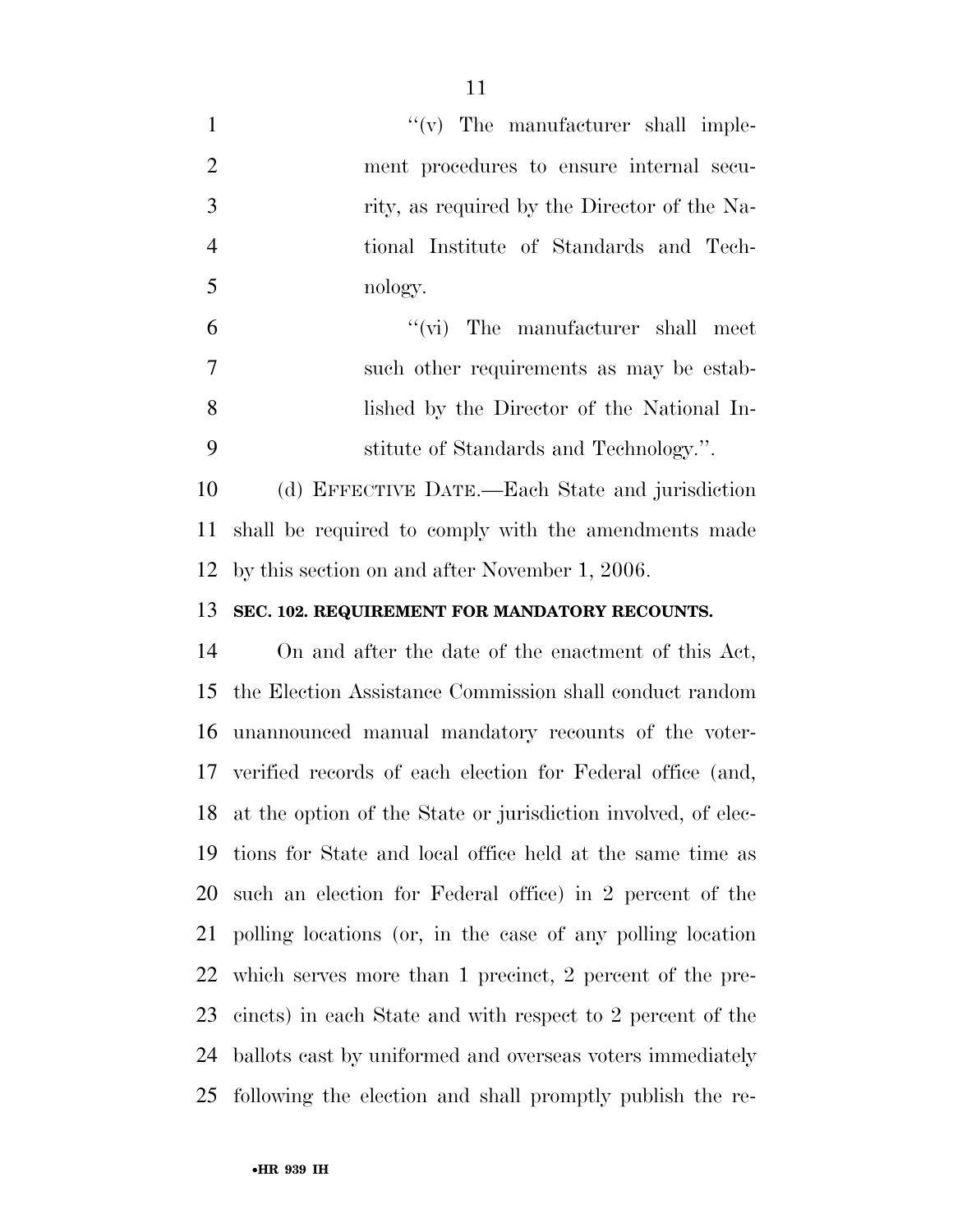"(v) The manufacturer shall implement procedures to ensure internal security, as required by the Director of the National Institute of Standards and Technology.

"(vi) The manufacturer shall meet such other requirements as may be established by the Director of the National Institute of Standards and Technology.".

(d) EFFECTIVE DATE.—Each State and jurisdiction shall be required to comply with the amendments made by this section on and after November 1, 2006.

**SEC. 102. REQUIREMENT FOR MANDATORY RECOUNTS.**

On and after the date of the enactment of this Act, the Election Assistance Commission shall conduct random unannounced manual mandatory recounts of the voter-verified records of each election for Federal office (and, at the option of the State or jurisdiction involved, of elections for State and local office held at the same time as such an election for Federal office) in 2 percent of the polling locations (or, in the case of any polling location which serves more than 1 precinct, 2 percent of the precincts) in each State and with respect to 2 percent of the ballots cast by uniformed and overseas voters immediately following the election and shall promptly publish the re-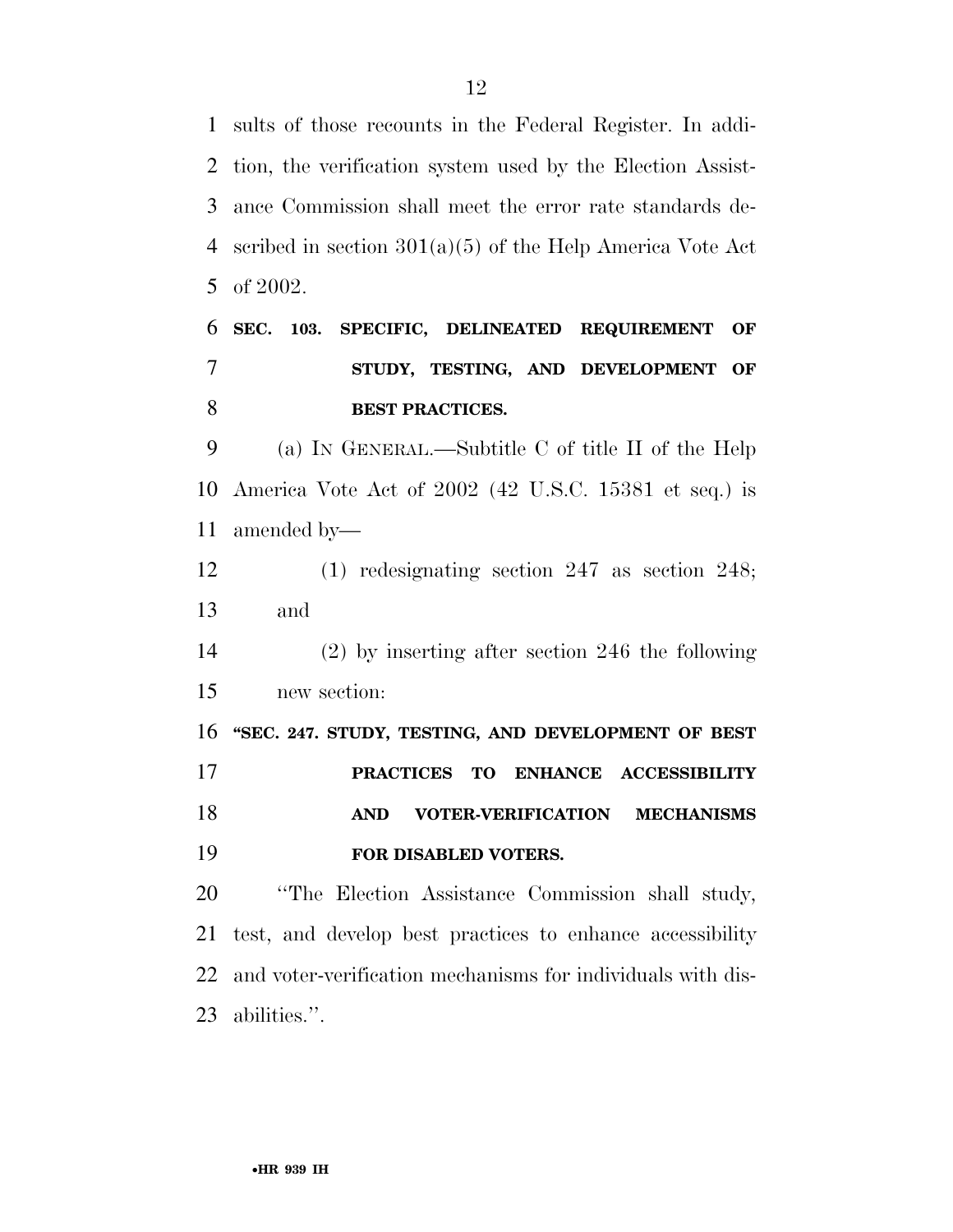sults of those recounts in the Federal Register. In addition, the verification system used by the Election Assistance Commission shall meet the error rate standards described in section 301(a)(5) of the Help America Vote Act of 2002.

**SEC. 103. SPECIFIC, DELINEATED REQUIREMENT OF STUDY, TESTING, AND DEVELOPMENT OF BEST PRACTICES.**

(a) IN GENERAL.—Subtitle C of title II of the Help America Vote Act of 2002 (42 U.S.C. 15381 et seq.) is amended by—

(1) redesignating section 247 as section 248; and

(2) by inserting after section 246 the following new section:

**"SEC. 247. STUDY, TESTING, AND DEVELOPMENT OF BEST PRACTICES TO ENHANCE ACCESSIBILITY AND VOTER-VERIFICATION MECHANISMS FOR DISABLED VOTERS.**

"The Election Assistance Commission shall study, test, and develop best practices to enhance accessibility and voter-verification mechanisms for individuals with disabilities.".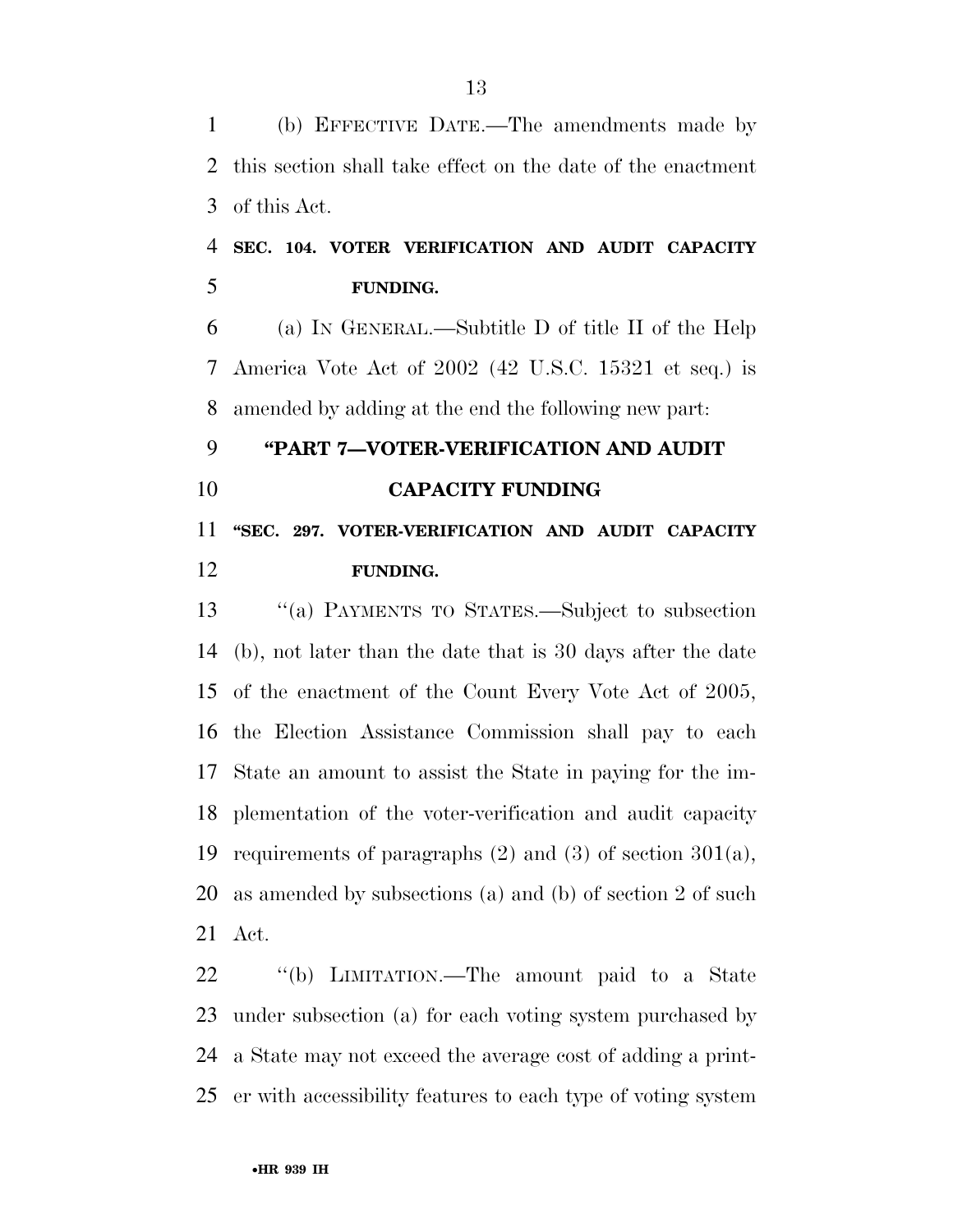(b) EFFECTIVE DATE.—The amendments made by this section shall take effect on the date of the enactment of this Act.

### SEC. 104. VOTER VERIFICATION AND AUDIT CAPACITY FUNDING.

(a) IN GENERAL.—Subtitle D of title II of the Help America Vote Act of 2002 (42 U.S.C. 15321 et seq.) is amended by adding at the end the following new part:

### "PART 7—VOTER-VERIFICATION AND AUDIT CAPACITY FUNDING

### "SEC. 297. VOTER-VERIFICATION AND AUDIT CAPACITY FUNDING.

"(a) PAYMENTS TO STATES.—Subject to subsection (b), not later than the date that is 30 days after the date of the enactment of the Count Every Vote Act of 2005, the Election Assistance Commission shall pay to each State an amount to assist the State in paying for the implementation of the voter-verification and audit capacity requirements of paragraphs (2) and (3) of section 301(a), as amended by subsections (a) and (b) of section 2 of such Act.

"(b) LIMITATION.—The amount paid to a State under subsection (a) for each voting system purchased by a State may not exceed the average cost of adding a printer with accessibility features to each type of voting system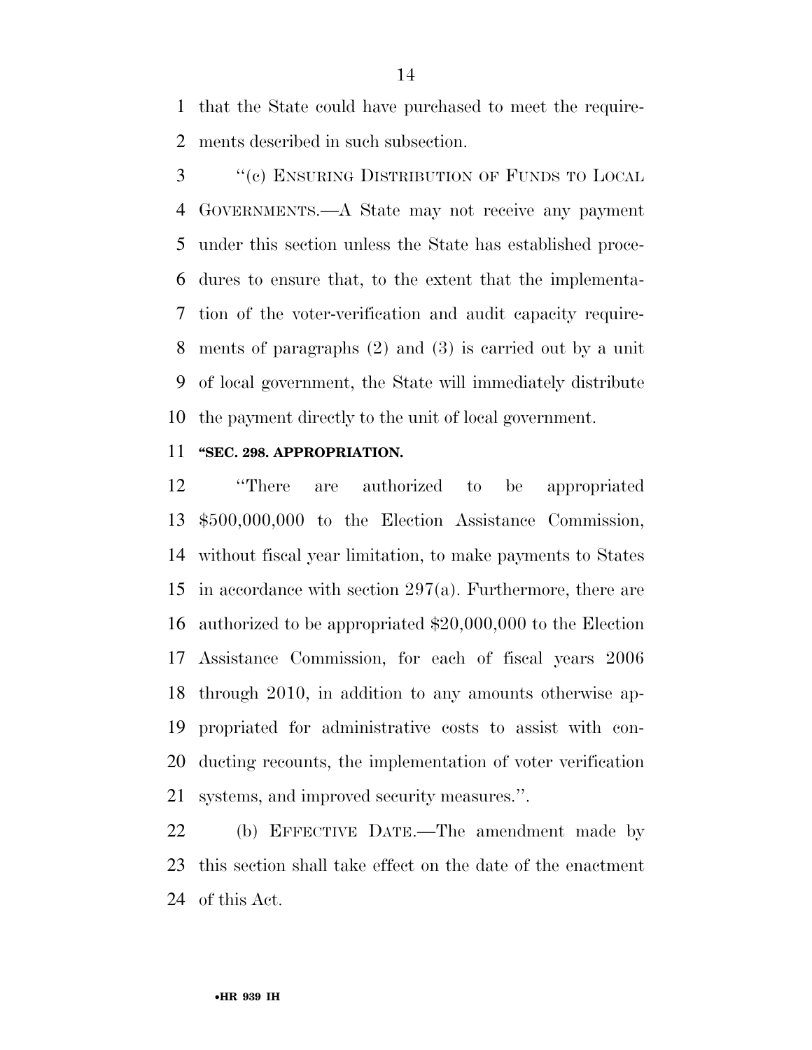that the State could have purchased to meet the requirements described in such subsection.

"(c) ENSURING DISTRIBUTION OF FUNDS TO LOCAL GOVERNMENTS.—A State may not receive any payment under this section unless the State has established procedures to ensure that, to the extent that the implementation of the voter-verification and audit capacity requirements of paragraphs (2) and (3) is carried out by a unit of local government, the State will immediately distribute the payment directly to the unit of local government.

**"SEC. 298. APPROPRIATION.**

"There are authorized to be appropriated $500,000,000 to the Election Assistance Commission, without fiscal year limitation, to make payments to States in accordance with section 297(a). Furthermore, there are authorized to be appropriated $20,000,000 to the Election Assistance Commission, for each of fiscal years 2006 through 2010, in addition to any amounts otherwise appropriated for administrative costs to assist with conducting recounts, the implementation of voter verification systems, and improved security measures.".

(b) EFFECTIVE DATE.—The amendment made by this section shall take effect on the date of the enactment of this Act.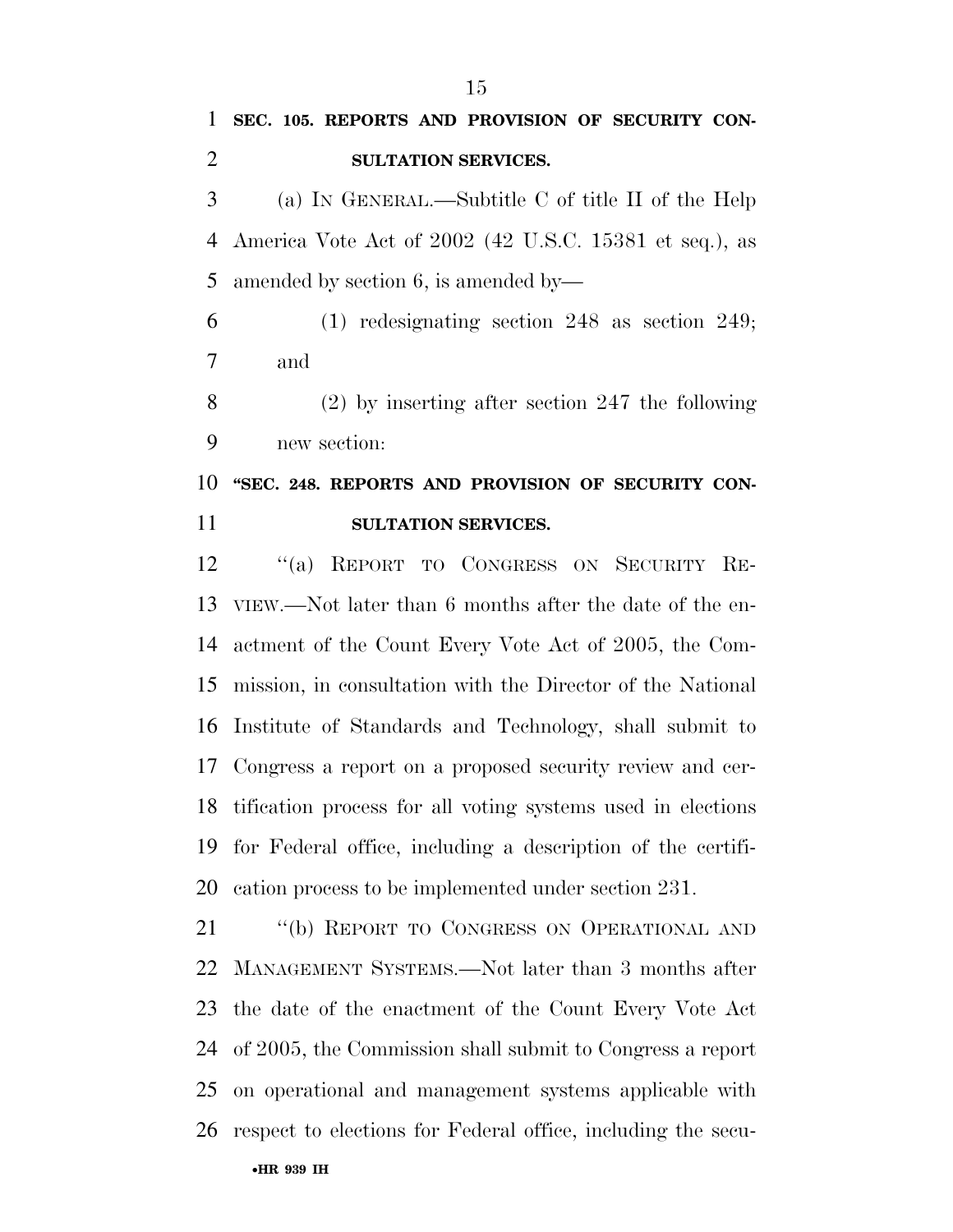**SEC. 105. REPORTS AND PROVISION OF SECURITY CONSULTATION SERVICES.**

(a) IN GENERAL.—Subtitle C of title II of the Help America Vote Act of 2002 (42 U.S.C. 15381 et seq.), as amended by section 6, is amended by—

(1) redesignating section 248 as section 249; and

(2) by inserting after section 247 the following new section:

**"SEC. 248. REPORTS AND PROVISION OF SECURITY CONSULTATION SERVICES.**

"(a) REPORT TO CONGRESS ON SECURITY REVIEW.—Not later than 6 months after the date of the enactment of the Count Every Vote Act of 2005, the Commission, in consultation with the Director of the National Institute of Standards and Technology, shall submit to Congress a report on a proposed security review and certification process for all voting systems used in elections for Federal office, including a description of the certification process to be implemented under section 231.

"(b) REPORT TO CONGRESS ON OPERATIONAL AND MANAGEMENT SYSTEMS.—Not later than 3 months after the date of the enactment of the Count Every Vote Act of 2005, the Commission shall submit to Congress a report on operational and management systems applicable with respect to elections for Federal office, including the secu-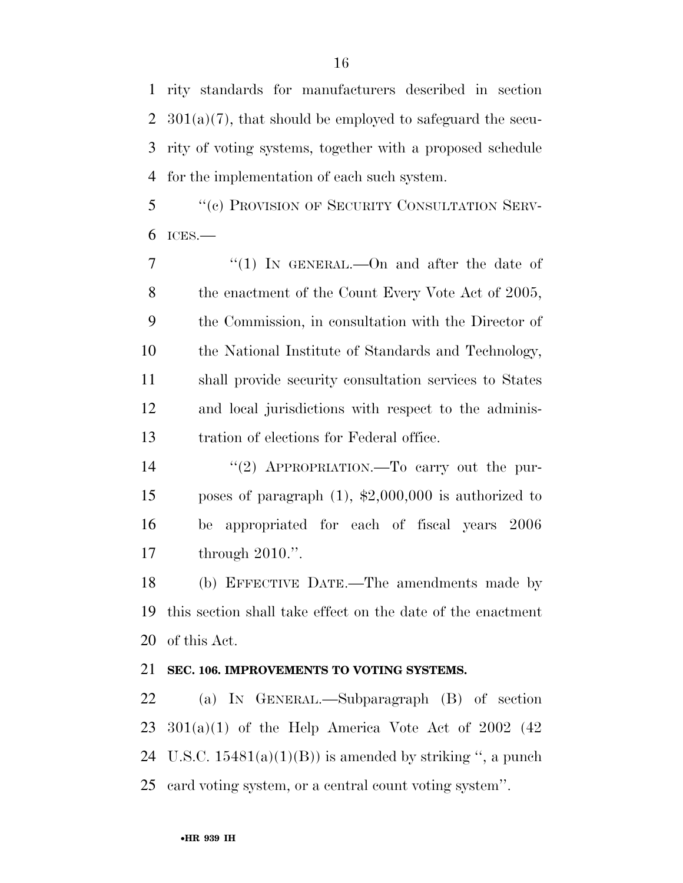rity standards for manufacturers described in section 301(a)(7), that should be employed to safeguard the security of voting systems, together with a proposed schedule for the implementation of each such system.

"(c) PROVISION OF SECURITY CONSULTATION SERVICES.—

"(1) IN GENERAL.—On and after the date of the enactment of the Count Every Vote Act of 2005, the Commission, in consultation with the Director of the National Institute of Standards and Technology, shall provide security consultation services to States and local jurisdictions with respect to the administration of elections for Federal office.

"(2) APPROPRIATION.—To carry out the purposes of paragraph (1), $2,000,000 is authorized to be appropriated for each of fiscal years 2006 through 2010.".

(b) EFFECTIVE DATE.—The amendments made by this section shall take effect on the date of the enactment of this Act.

**SEC. 106. IMPROVEMENTS TO VOTING SYSTEMS.**

(a) IN GENERAL.—Subparagraph (B) of section 301(a)(1) of the Help America Vote Act of 2002 (42 U.S.C. 15481(a)(1)(B)) is amended by striking ", a punch card voting system, or a central count voting system".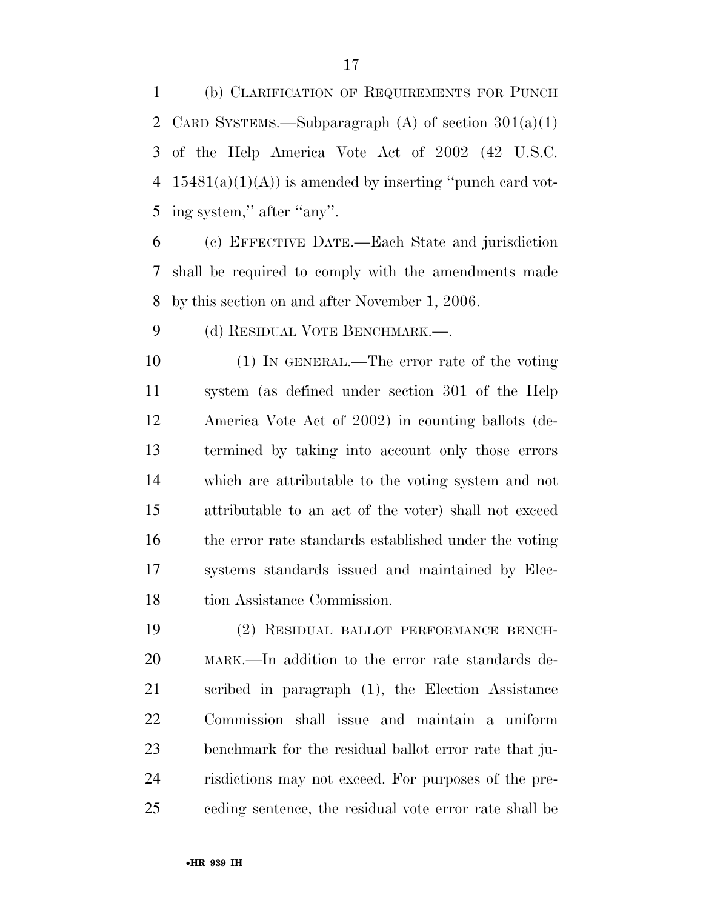(b) CLARIFICATION OF REQUIREMENTS FOR PUNCH CARD SYSTEMS.—Subparagraph (A) of section 301(a)(1) of the Help America Vote Act of 2002 (42 U.S.C. 15481(a)(1)(A)) is amended by inserting ''punch card voting system,'' after ''any''.

(c) EFFECTIVE DATE.—Each State and jurisdiction shall be required to comply with the amendments made by this section on and after November 1, 2006.

(d) RESIDUAL VOTE BENCHMARK.—.

(1) IN GENERAL.—The error rate of the voting system (as defined under section 301 of the Help America Vote Act of 2002) in counting ballots (determined by taking into account only those errors which are attributable to the voting system and not attributable to an act of the voter) shall not exceed the error rate standards established under the voting systems standards issued and maintained by Election Assistance Commission.

(2) RESIDUAL BALLOT PERFORMANCE BENCHMARK.—In addition to the error rate standards described in paragraph (1), the Election Assistance Commission shall issue and maintain a uniform benchmark for the residual ballot error rate that jurisdictions may not exceed. For purposes of the preceding sentence, the residual vote error rate shall be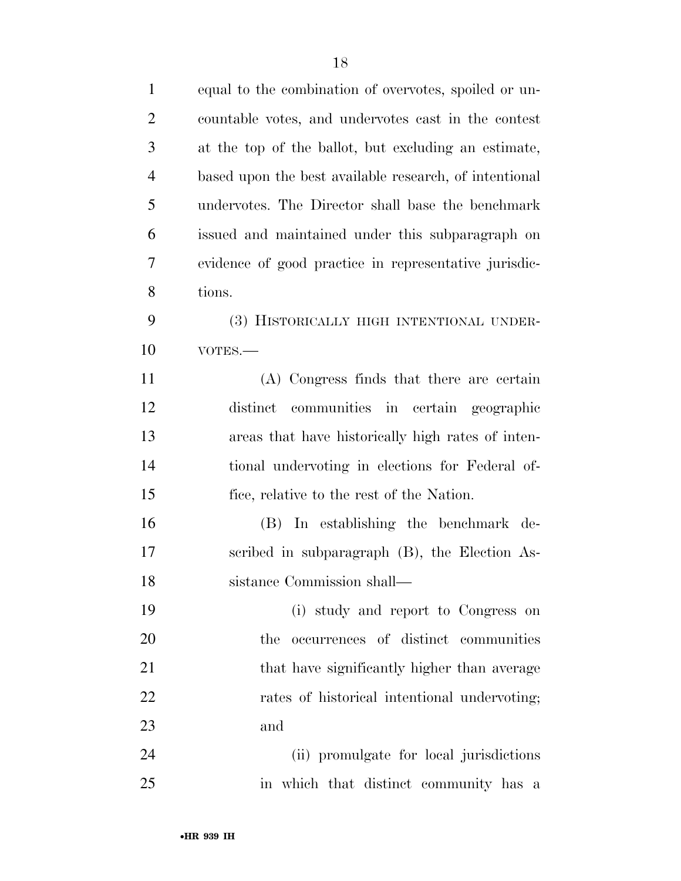equal to the combination of overvotes, spoiled or uncountable votes, and undervotes cast in the contest at the top of the ballot, but excluding an estimate, based upon the best available research, of intentional undervotes. The Director shall base the benchmark issued and maintained under this subparagraph on evidence of good practice in representative jurisdictions.

(3) HISTORICALLY HIGH INTENTIONAL UNDERVOTES.—

(A) Congress finds that there are certain distinct communities in certain geographic areas that have historically high rates of intentional undervoting in elections for Federal office, relative to the rest of the Nation.

(B) In establishing the benchmark described in subparagraph (B), the Election Assistance Commission shall—

(i) study and report to Congress on the occurrences of distinct communities that have significantly higher than average rates of historical intentional undervoting; and

(ii) promulgate for local jurisdictions in which that distinct community has a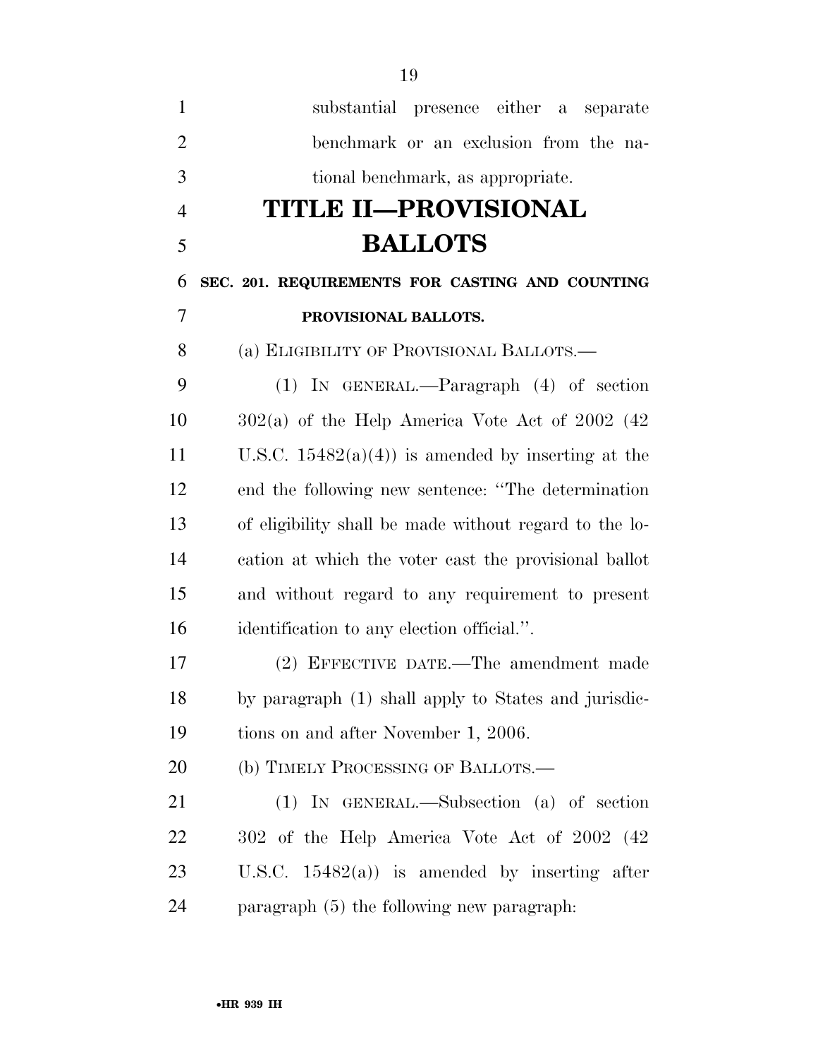substantial presence either a separate benchmark or an exclusion from the national benchmark, as appropriate.

# TITLE II—PROVISIONAL BALLOTS

**SEC. 201. REQUIREMENTS FOR CASTING AND COUNTING PROVISIONAL BALLOTS.**

(a) ELIGIBILITY OF PROVISIONAL BALLOTS.—

(1) IN GENERAL.—Paragraph (4) of section 302(a) of the Help America Vote Act of 2002 (42 U.S.C. 15482(a)(4)) is amended by inserting at the end the following new sentence: ''The determination of eligibility shall be made without regard to the location at which the voter cast the provisional ballot and without regard to any requirement to present identification to any election official.''.

(2) EFFECTIVE DATE.—The amendment made by paragraph (1) shall apply to States and jurisdictions on and after November 1, 2006.

(b) TIMELY PROCESSING OF BALLOTS.—

(1) IN GENERAL.—Subsection (a) of section 302 of the Help America Vote Act of 2002 (42 U.S.C. 15482(a)) is amended by inserting after paragraph (5) the following new paragraph: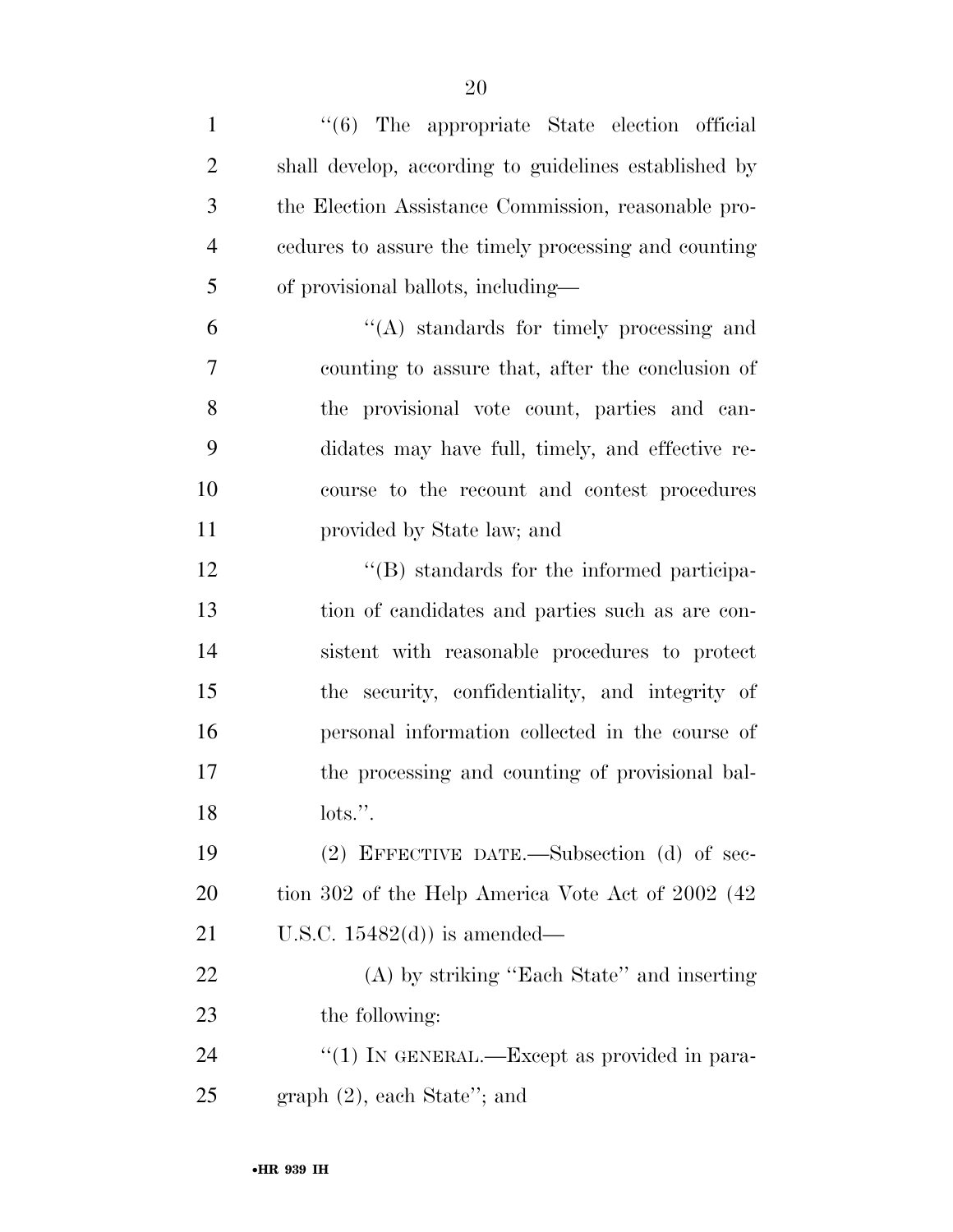"(6) The appropriate State election official shall develop, according to guidelines established by the Election Assistance Commission, reasonable procedures to assure the timely processing and counting of provisional ballots, including—

"(A) standards for timely processing and counting to assure that, after the conclusion of the provisional vote count, parties and candidates may have full, timely, and effective recourse to the recount and contest procedures provided by State law; and

"(B) standards for the informed participation of candidates and parties such as are consistent with reasonable procedures to protect the security, confidentiality, and integrity of personal information collected in the course of the processing and counting of provisional ballots.".

(2) EFFECTIVE DATE.—Subsection (d) of section 302 of the Help America Vote Act of 2002 (42 U.S.C. 15482(d)) is amended—

(A) by striking "Each State" and inserting the following:

"(1) IN GENERAL.—Except as provided in paragraph (2), each State"; and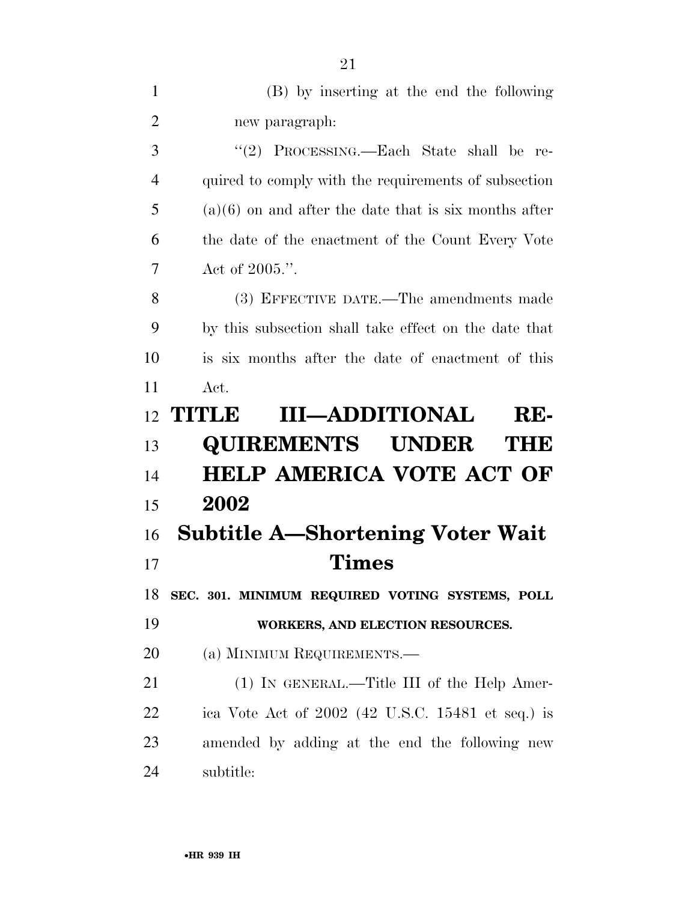(B) by inserting at the end the following new paragraph:

"(2) PROCESSING.—Each State shall be required to comply with the requirements of subsection (a)(6) on and after the date that is six months after the date of the enactment of the Count Every Vote Act of 2005.".

(3) EFFECTIVE DATE.—The amendments made by this subsection shall take effect on the date that is six months after the date of enactment of this Act.

# TITLE III—ADDITIONAL REQUIREMENTS UNDER THE HELP AMERICA VOTE ACT OF 2002

## Subtitle A—Shortening Voter Wait Times

### SEC. 301. MINIMUM REQUIRED VOTING SYSTEMS, POLL WORKERS, AND ELECTION RESOURCES.

(a) MINIMUM REQUIREMENTS.—

(1) IN GENERAL.—Title III of the Help America Vote Act of 2002 (42 U.S.C. 15481 et seq.) is amended by adding at the end the following new subtitle: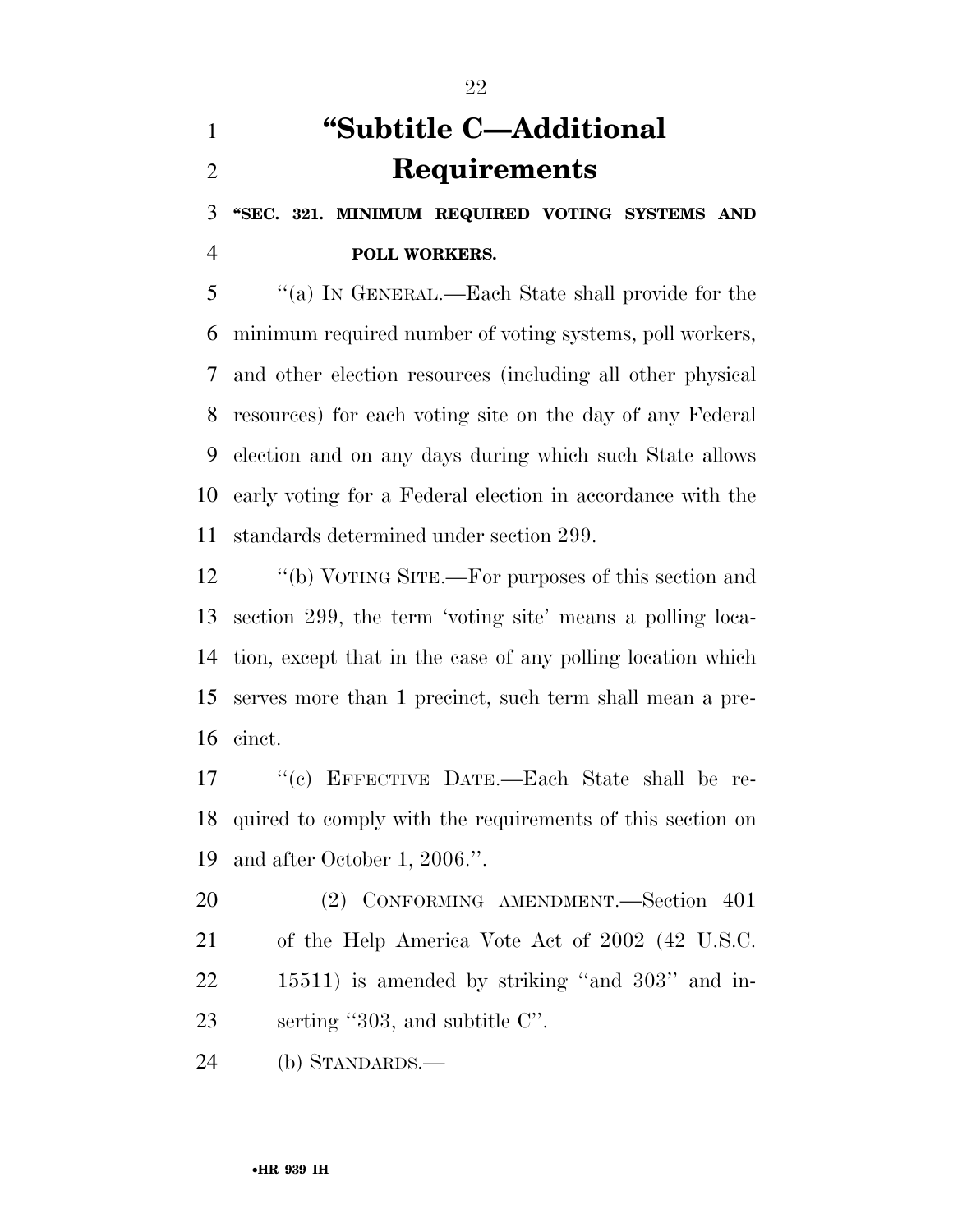# "Subtitle C—Additional Requirements

**"SEC. 321. MINIMUM REQUIRED VOTING SYSTEMS AND POLL WORKERS.**

"(a) IN GENERAL.—Each State shall provide for the minimum required number of voting systems, poll workers, and other election resources (including all other physical resources) for each voting site on the day of any Federal election and on any days during which such State allows early voting for a Federal election in accordance with the standards determined under section 299.

"(b) VOTING SITE.—For purposes of this section and section 299, the term 'voting site' means a polling location, except that in the case of any polling location which serves more than 1 precinct, such term shall mean a precinct.

"(c) EFFECTIVE DATE.—Each State shall be required to comply with the requirements of this section on and after October 1, 2006.".

(2) CONFORMING AMENDMENT.—Section 401 of the Help America Vote Act of 2002 (42 U.S.C. 15511) is amended by striking "and 303" and inserting "303, and subtitle C".

(b) STANDARDS.—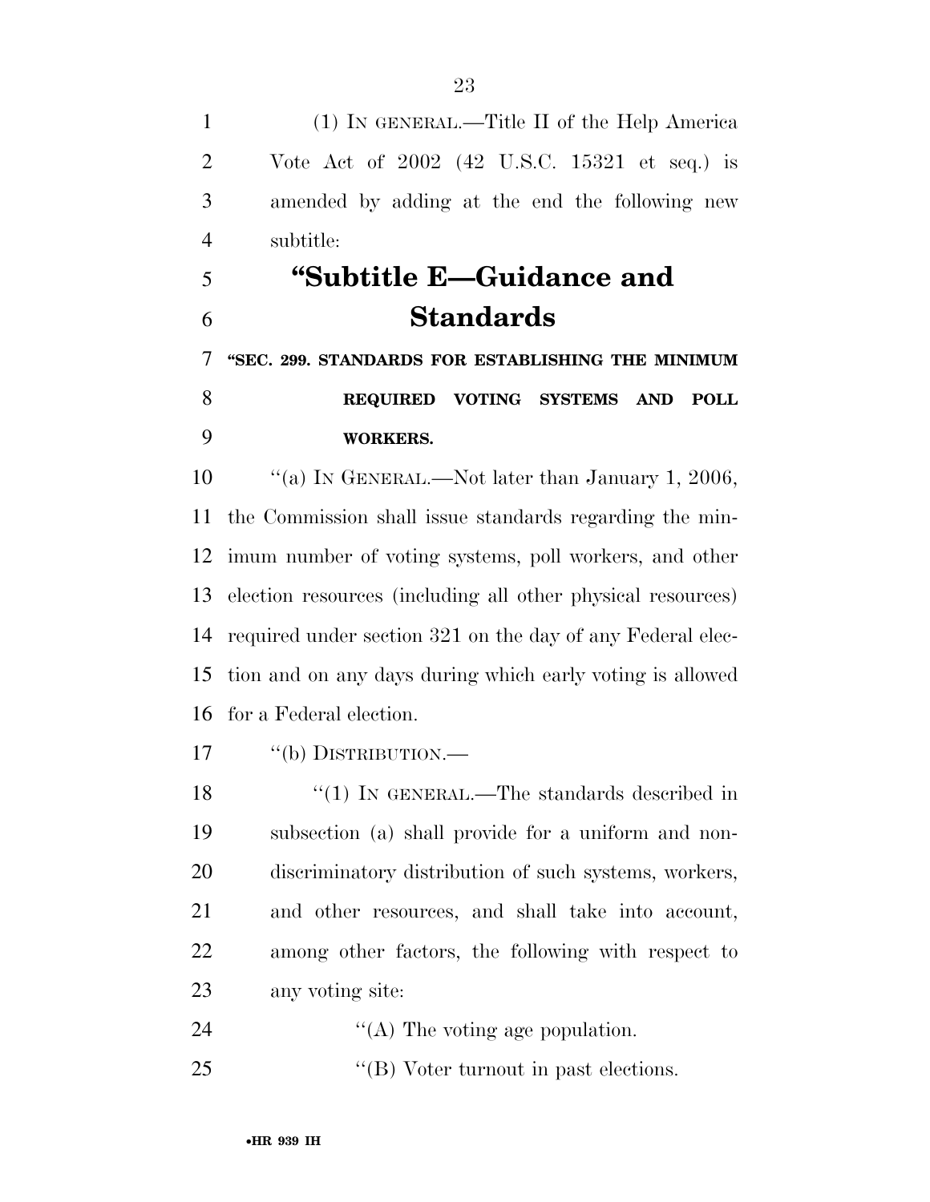(1) IN GENERAL.—Title II of the Help America Vote Act of 2002 (42 U.S.C. 15321 et seq.) is amended by adding at the end the following new subtitle:

## "Subtitle E—Guidance and Standards

**"SEC. 299. STANDARDS FOR ESTABLISHING THE MINIMUM REQUIRED VOTING SYSTEMS AND POLL WORKERS.**

"(a) IN GENERAL.—Not later than January 1, 2006, the Commission shall issue standards regarding the minimum number of voting systems, poll workers, and other election resources (including all other physical resources) required under section 321 on the day of any Federal election and on any days during which early voting is allowed for a Federal election.

"(b) DISTRIBUTION.—

"(1) IN GENERAL.—The standards described in subsection (a) shall provide for a uniform and nondiscriminatory distribution of such systems, workers, and other resources, and shall take into account, among other factors, the following with respect to any voting site:

"(A) The voting age population.

"(B) Voter turnout in past elections.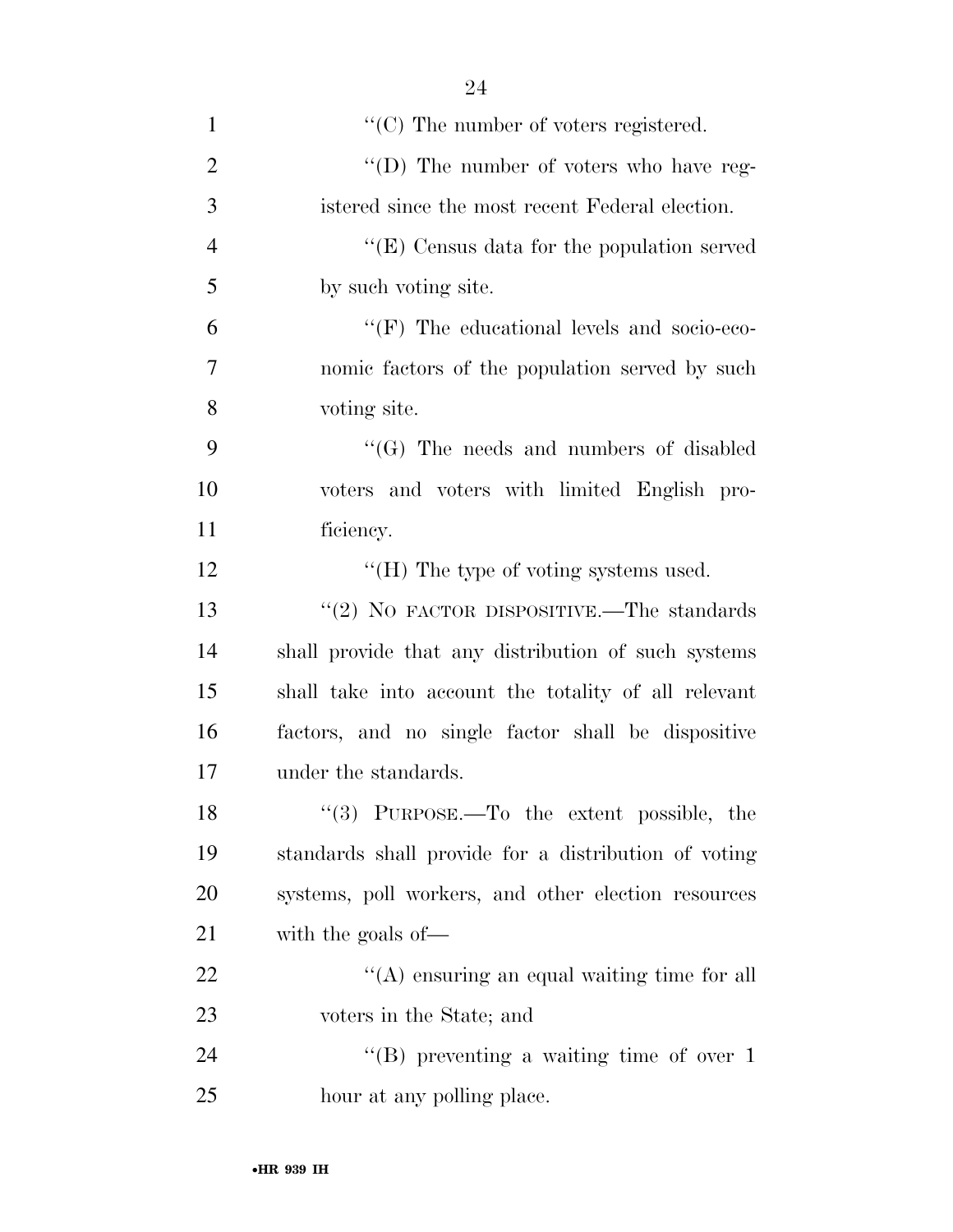''(C) The number of voters registered.

''(D) The number of voters who have registered since the most recent Federal election.

''(E) Census data for the population served by such voting site.

''(F) The educational levels and socio-economic factors of the population served by such voting site.

''(G) The needs and numbers of disabled voters and voters with limited English proficiency.

''(H) The type of voting systems used.

''(2) NO FACTOR DISPOSITIVE.—The standards shall provide that any distribution of such systems shall take into account the totality of all relevant factors, and no single factor shall be dispositive under the standards.

''(3) PURPOSE.—To the extent possible, the standards shall provide for a distribution of voting systems, poll workers, and other election resources with the goals of—

''(A) ensuring an equal waiting time for all voters in the State; and

''(B) preventing a waiting time of over 1 hour at any polling place.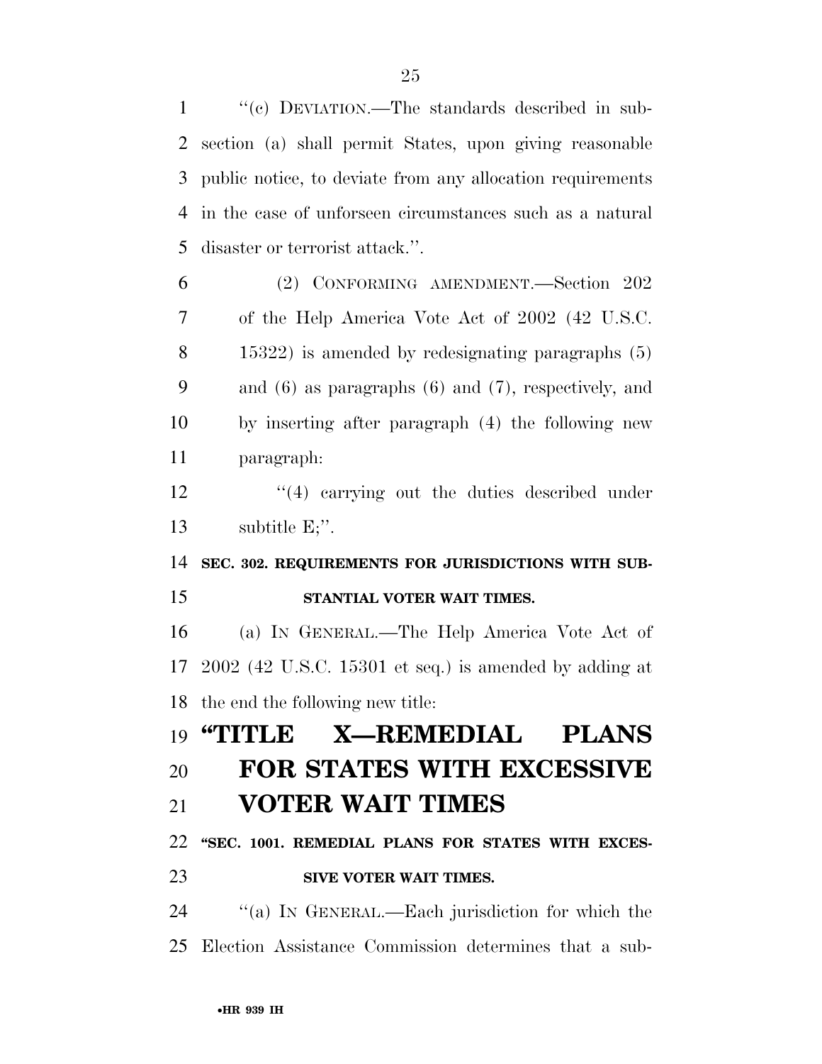''(c) DEVIATION.—The standards described in subsection (a) shall permit States, upon giving reasonable public notice, to deviate from any allocation requirements in the case of unforseen circumstances such as a natural disaster or terrorist attack.''.

(2) CONFORMING AMENDMENT.—Section 202 of the Help America Vote Act of 2002 (42 U.S.C. 15322) is amended by redesignating paragraphs (5) and (6) as paragraphs (6) and (7), respectively, and by inserting after paragraph (4) the following new paragraph:

''(4) carrying out the duties described under subtitle E;''.

**SEC. 302. REQUIREMENTS FOR JURISDICTIONS WITH SUBSTANTIAL VOTER WAIT TIMES.**

(a) IN GENERAL.—The Help America Vote Act of 2002 (42 U.S.C. 15301 et seq.) is amended by adding at the end the following new title:

# ''TITLE X—REMEDIAL PLANS FOR STATES WITH EXCESSIVE VOTER WAIT TIMES

**''SEC. 1001. REMEDIAL PLANS FOR STATES WITH EXCESSIVE VOTER WAIT TIMES.**

''(a) IN GENERAL.—Each jurisdiction for which the Election Assistance Commission determines that a sub-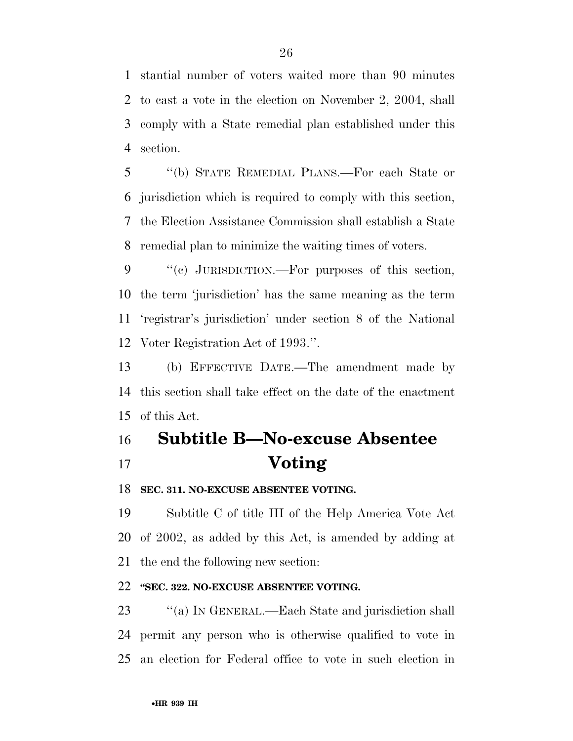stantial number of voters waited more than 90 minutes to cast a vote in the election on November 2, 2004, shall comply with a State remedial plan established under this section.

''(b) STATE REMEDIAL PLANS.—For each State or jurisdiction which is required to comply with this section, the Election Assistance Commission shall establish a State remedial plan to minimize the waiting times of voters.

''(c) JURISDICTION.—For purposes of this section, the term 'jurisdiction' has the same meaning as the term 'registrar's jurisdiction' under section 8 of the National Voter Registration Act of 1993.''.

(b) EFFECTIVE DATE.—The amendment made by this section shall take effect on the date of the enactment of this Act.

## Subtitle B—No-excuse Absentee Voting

**SEC. 311. NO-EXCUSE ABSENTEE VOTING.**

Subtitle C of title III of the Help America Vote Act of 2002, as added by this Act, is amended by adding at the end the following new section:

**''SEC. 322. NO-EXCUSE ABSENTEE VOTING.**

''(a) IN GENERAL.—Each State and jurisdiction shall permit any person who is otherwise qualified to vote in an election for Federal office to vote in such election in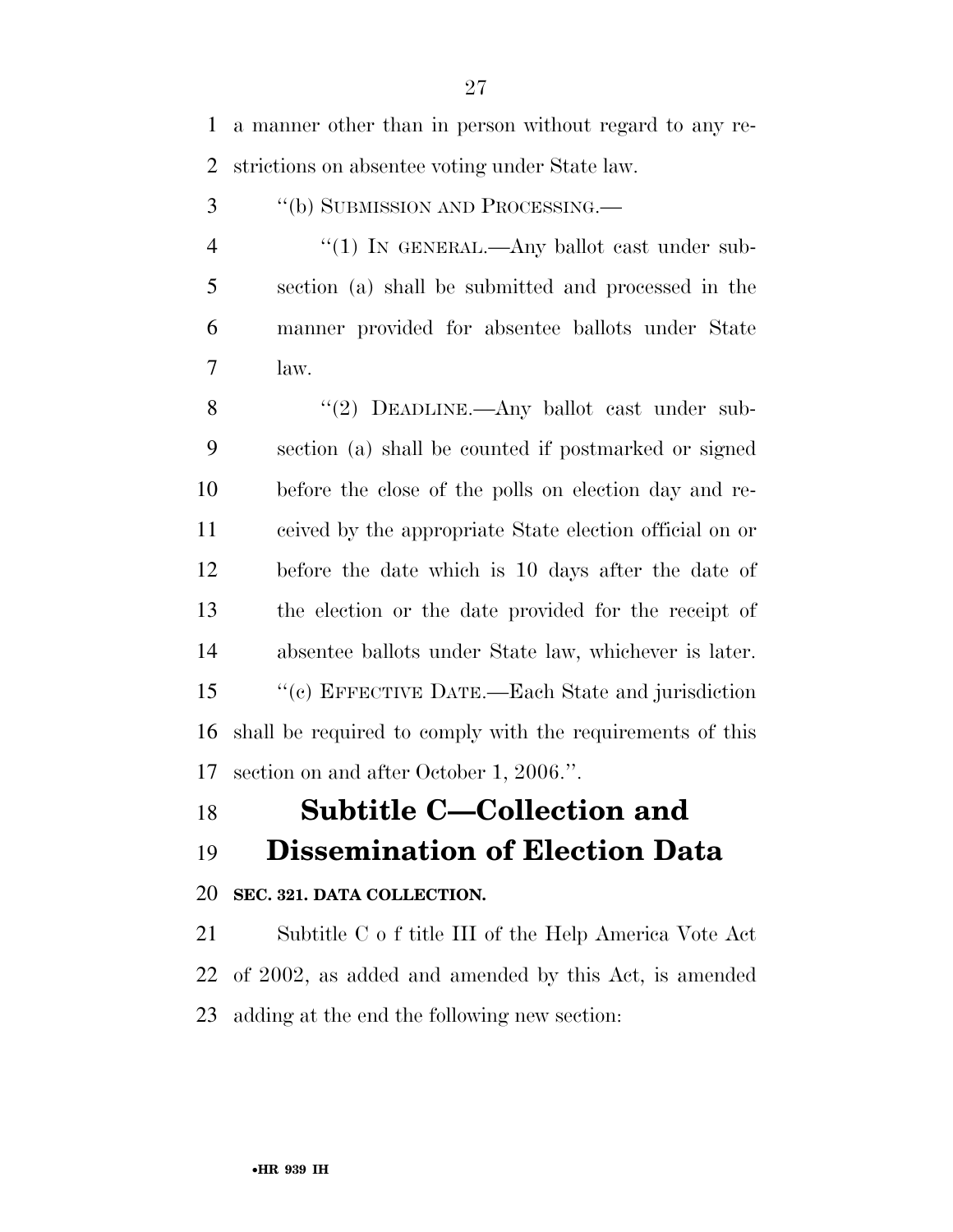a manner other than in person without regard to any restrictions on absentee voting under State law.

''(b) SUBMISSION AND PROCESSING.—

''(1) IN GENERAL.—Any ballot cast under subsection (a) shall be submitted and processed in the manner provided for absentee ballots under State law.

''(2) DEADLINE.—Any ballot cast under subsection (a) shall be counted if postmarked or signed before the close of the polls on election day and received by the appropriate State election official on or before the date which is 10 days after the date of the election or the date provided for the receipt of absentee ballots under State law, whichever is later.

''(c) EFFECTIVE DATE.—Each State and jurisdiction shall be required to comply with the requirements of this section on and after October 1, 2006.''.

# Subtitle C—Collection and Dissemination of Election Data

**SEC. 321. DATA COLLECTION.**

Subtitle C o f title III of the Help America Vote Act of 2002, as added and amended by this Act, is amended adding at the end the following new section: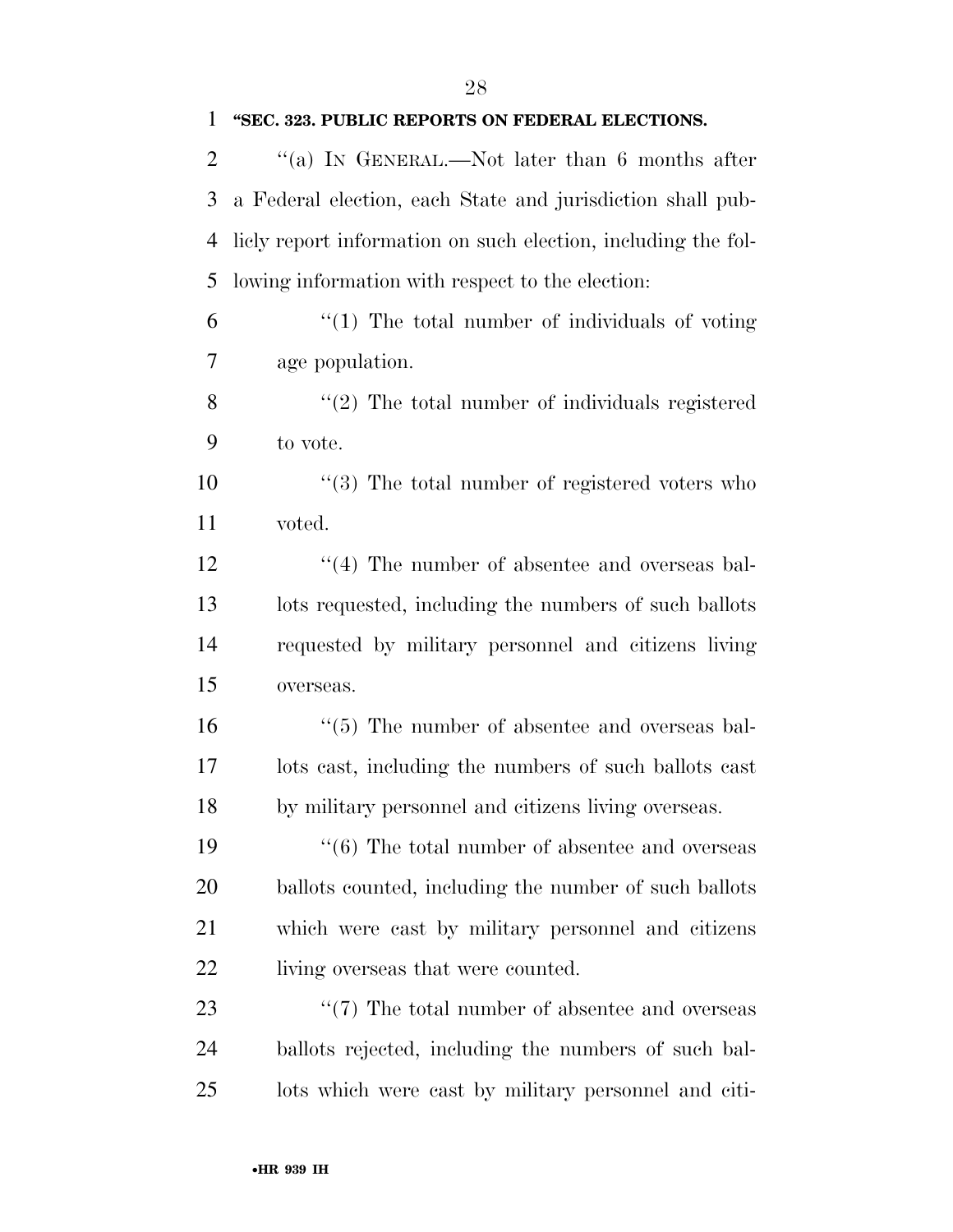**"SEC. 323. PUBLIC REPORTS ON FEDERAL ELECTIONS.**

"(a) IN GENERAL.—Not later than 6 months after a Federal election, each State and jurisdiction shall publicly report information on such election, including the following information with respect to the election:

"(1) The total number of individuals of voting age population.

"(2) The total number of individuals registered to vote.

"(3) The total number of registered voters who voted.

"(4) The number of absentee and overseas ballots requested, including the numbers of such ballots requested by military personnel and citizens living overseas.

"(5) The number of absentee and overseas ballots cast, including the numbers of such ballots cast by military personnel and citizens living overseas.

"(6) The total number of absentee and overseas ballots counted, including the number of such ballots which were cast by military personnel and citizens living overseas that were counted.

"(7) The total number of absentee and overseas ballots rejected, including the numbers of such ballots which were cast by military personnel and citi-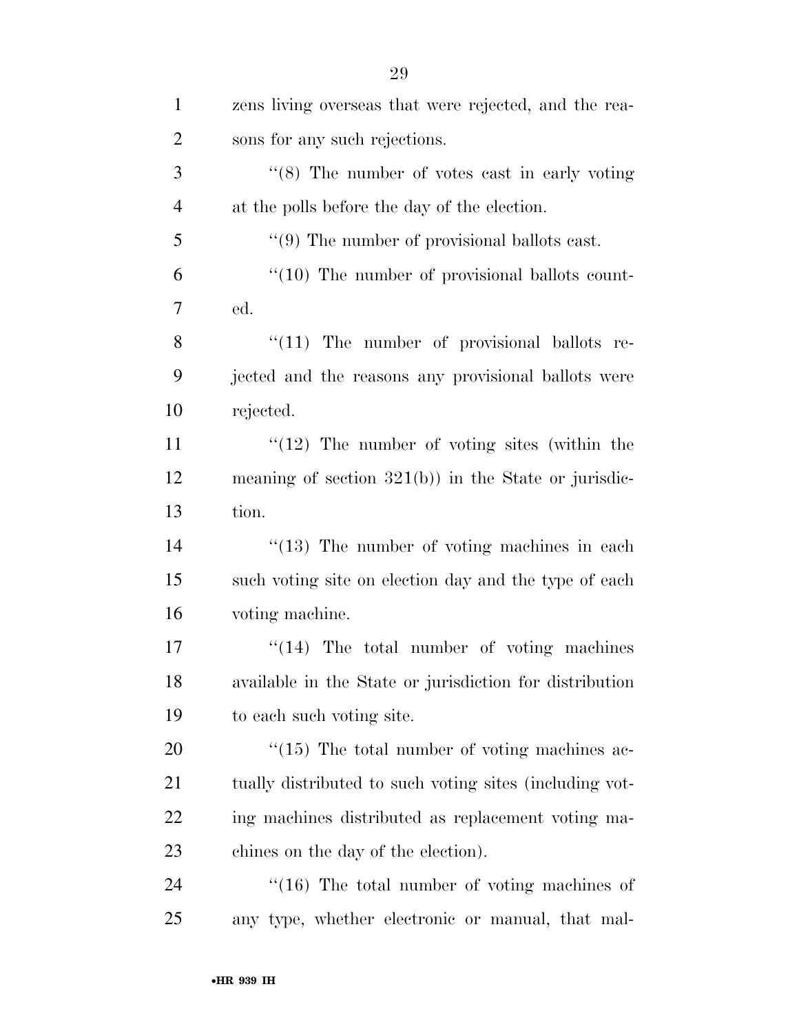zens living overseas that were rejected, and the reasons for any such rejections.

''(8) The number of votes cast in early voting at the polls before the day of the election.

''(9) The number of provisional ballots cast.

''(10) The number of provisional ballots counted.

''(11) The number of provisional ballots rejected and the reasons any provisional ballots were rejected.

''(12) The number of voting sites (within the meaning of section 321(b)) in the State or jurisdiction.

''(13) The number of voting machines in each such voting site on election day and the type of each voting machine.

''(14) The total number of voting machines available in the State or jurisdiction for distribution to each such voting site.

''(15) The total number of voting machines actually distributed to such voting sites (including voting machines distributed as replacement voting machines on the day of the election).

''(16) The total number of voting machines of any type, whether electronic or manual, that mal-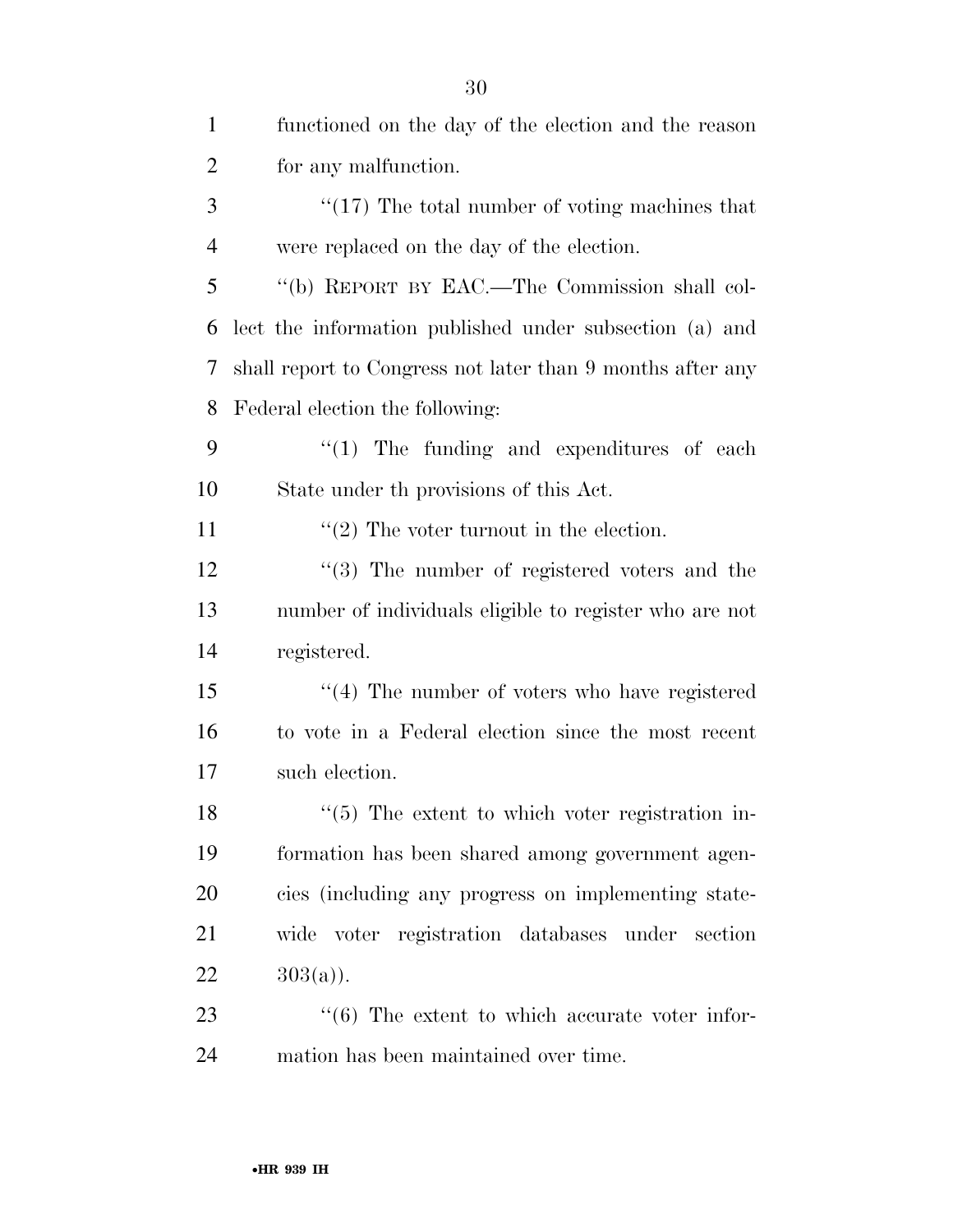functioned on the day of the election and the reason for any malfunction.

''(17) The total number of voting machines that were replaced on the day of the election.

''(b) REPORT BY EAC.—The Commission shall collect the information published under subsection (a) and shall report to Congress not later than 9 months after any Federal election the following:

''(1) The funding and expenditures of each State under th provisions of this Act.

''(2) The voter turnout in the election.

''(3) The number of registered voters and the number of individuals eligible to register who are not registered.

''(4) The number of voters who have registered to vote in a Federal election since the most recent such election.

''(5) The extent to which voter registration information has been shared among government agencies (including any progress on implementing statewide voter registration databases under section 303(a)).

''(6) The extent to which accurate voter information has been maintained over time.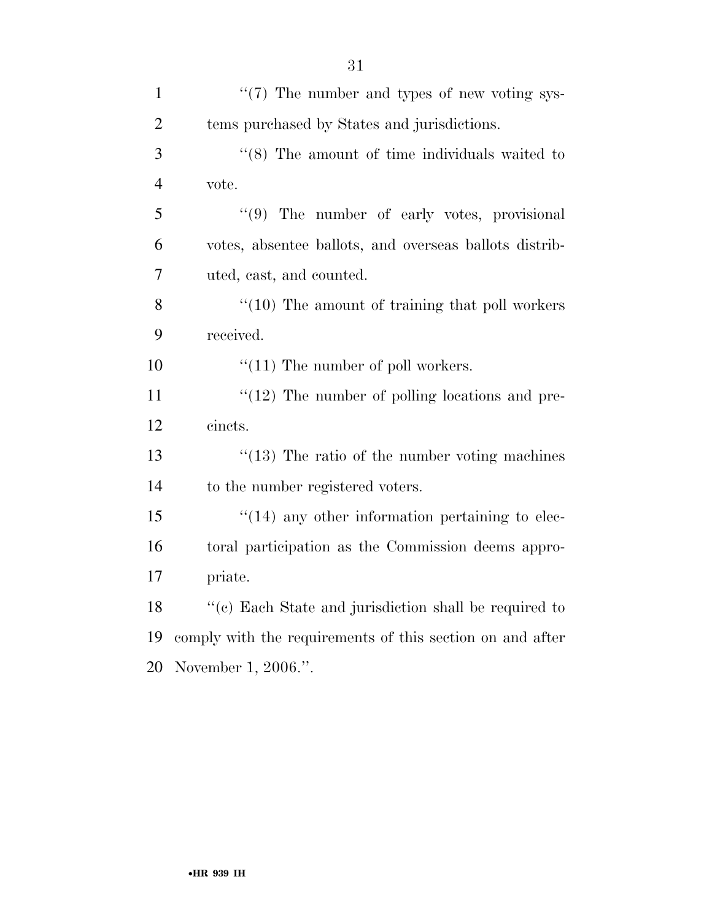''(7) The number and types of new voting systems purchased by States and jurisdictions.

''(8) The amount of time individuals waited to vote.

''(9) The number of early votes, provisional votes, absentee ballots, and overseas ballots distributed, cast, and counted.

''(10) The amount of training that poll workers received.

''(11) The number of poll workers.

''(12) The number of polling locations and precincts.

''(13) The ratio of the number voting machines to the number registered voters.

''(14) any other information pertaining to electoral participation as the Commission deems appropriate.

''(c) Each State and jurisdiction shall be required to comply with the requirements of this section on and after November 1, 2006.''.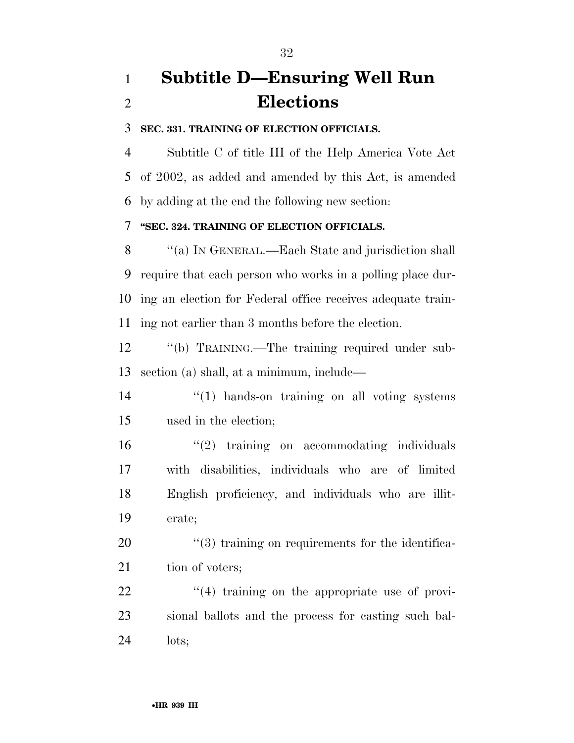# Subtitle D—Ensuring Well Run Elections

**SEC. 331. TRAINING OF ELECTION OFFICIALS.**

Subtitle C of title III of the Help America Vote Act of 2002, as added and amended by this Act, is amended by adding at the end the following new section:

**"SEC. 324. TRAINING OF ELECTION OFFICIALS.**

"(a) IN GENERAL.—Each State and jurisdiction shall require that each person who works in a polling place during an election for Federal office receives adequate training not earlier than 3 months before the election.

"(b) TRAINING.—The training required under subsection (a) shall, at a minimum, include—

"(1) hands-on training on all voting systems used in the election;

"(2) training on accommodating individuals with disabilities, individuals who are of limited English proficiency, and individuals who are illiterate;

"(3) training on requirements for the identification of voters;

"(4) training on the appropriate use of provisional ballots and the process for casting such ballots;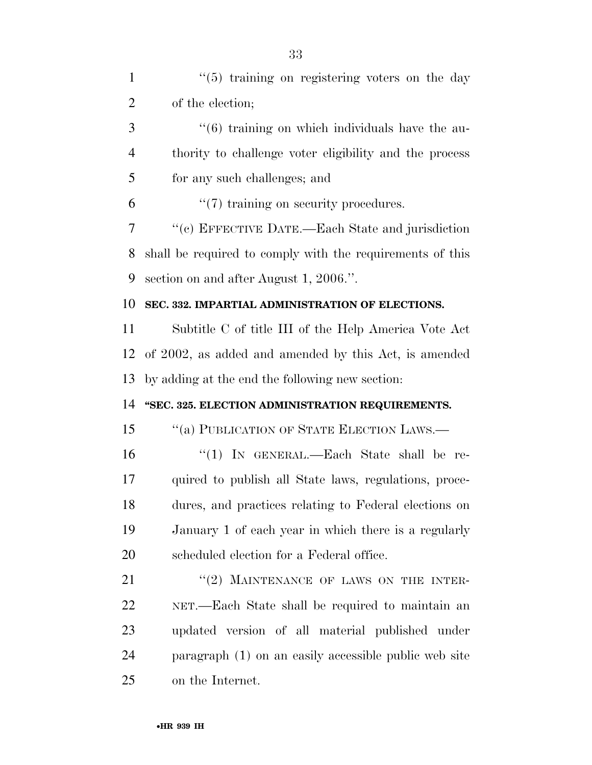"(5) training on registering voters on the day of the election;

"(6) training on which individuals have the authority to challenge voter eligibility and the process for any such challenges; and

"(7) training on security procedures.

"(c) EFFECTIVE DATE.—Each State and jurisdiction shall be required to comply with the requirements of this section on and after August 1, 2006.".

**SEC. 332. IMPARTIAL ADMINISTRATION OF ELECTIONS.**

Subtitle C of title III of the Help America Vote Act of 2002, as added and amended by this Act, is amended by adding at the end the following new section:

**"SEC. 325. ELECTION ADMINISTRATION REQUIREMENTS.**

"(a) PUBLICATION OF STATE ELECTION LAWS.—

"(1) IN GENERAL.—Each State shall be required to publish all State laws, regulations, procedures, and practices relating to Federal elections on January 1 of each year in which there is a regularly scheduled election for a Federal office.

"(2) MAINTENANCE OF LAWS ON THE INTERNET.—Each State shall be required to maintain an updated version of all material published under paragraph (1) on an easily accessible public web site on the Internet.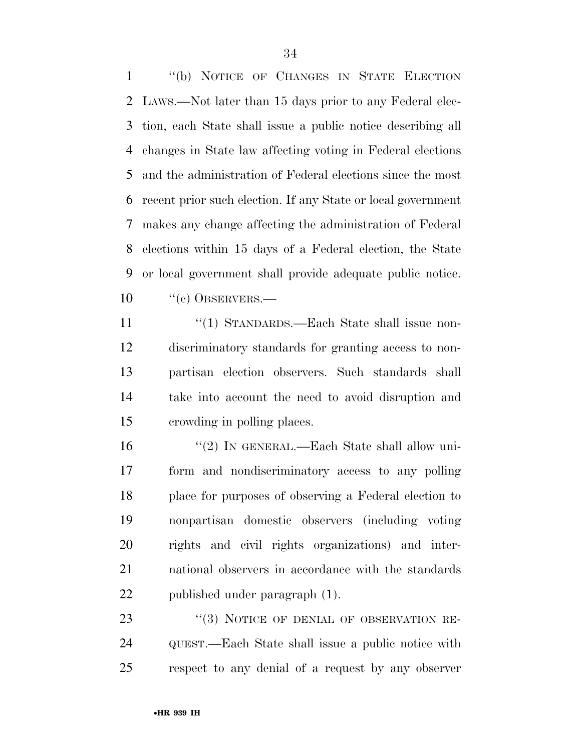"(b) NOTICE OF CHANGES IN STATE ELECTION LAWS.—Not later than 15 days prior to any Federal election, each State shall issue a public notice describing all changes in State law affecting voting in Federal elections and the administration of Federal elections since the most recent prior such election. If any State or local government makes any change affecting the administration of Federal elections within 15 days of a Federal election, the State or local government shall provide adequate public notice.

"(c) OBSERVERS.—

"(1) STANDARDS.—Each State shall issue nondiscriminatory standards for granting access to nonpartisan election observers. Such standards shall take into account the need to avoid disruption and crowding in polling places.

"(2) IN GENERAL.—Each State shall allow uniform and nondiscriminatory access to any polling place for purposes of observing a Federal election to nonpartisan domestic observers (including voting rights and civil rights organizations) and international observers in accordance with the standards published under paragraph (1).

"(3) NOTICE OF DENIAL OF OBSERVATION REQUEST.—Each State shall issue a public notice with respect to any denial of a request by any observer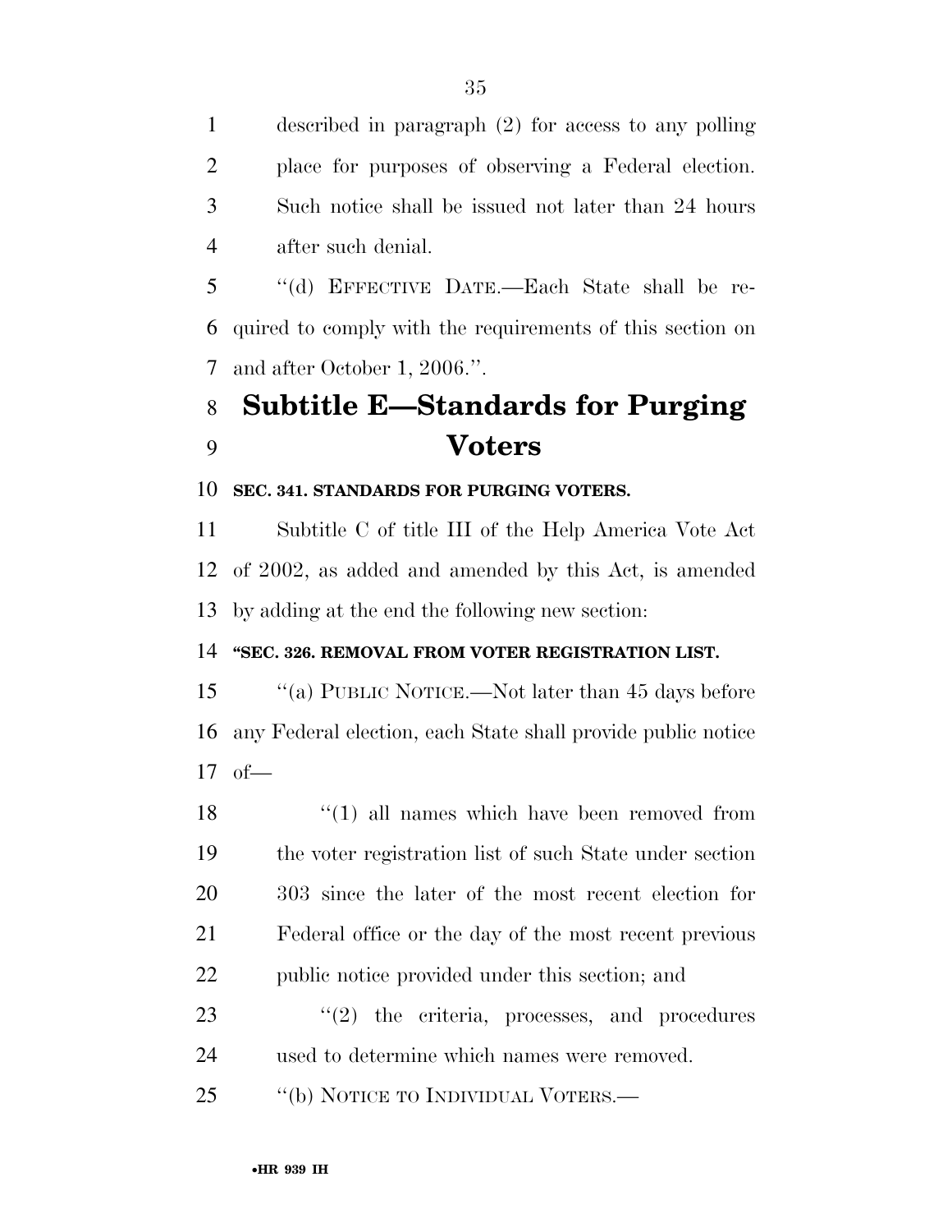described in paragraph (2) for access to any polling place for purposes of observing a Federal election. Such notice shall be issued not later than 24 hours after such denial.

''(d) EFFECTIVE DATE.—Each State shall be required to comply with the requirements of this section on and after October 1, 2006.''.

# Subtitle E—Standards for Purging Voters

**SEC. 341. STANDARDS FOR PURGING VOTERS.**

Subtitle C of title III of the Help America Vote Act of 2002, as added and amended by this Act, is amended by adding at the end the following new section:

**''SEC. 326. REMOVAL FROM VOTER REGISTRATION LIST.**

''(a) PUBLIC NOTICE.—Not later than 45 days before any Federal election, each State shall provide public notice of—

''(1) all names which have been removed from the voter registration list of such State under section 303 since the later of the most recent election for Federal office or the day of the most recent previous public notice provided under this section; and

''(2) the criteria, processes, and procedures used to determine which names were removed.

''(b) NOTICE TO INDIVIDUAL VOTERS.—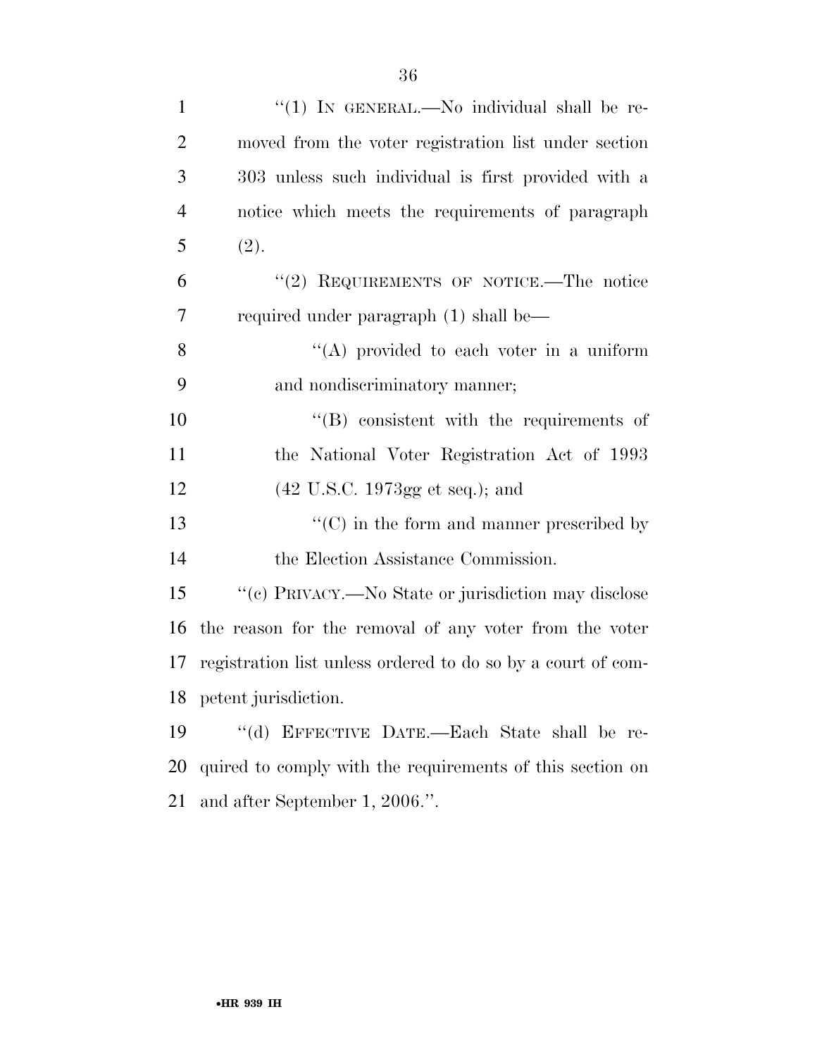"(1) IN GENERAL.—No individual shall be removed from the voter registration list under section 303 unless such individual is first provided with a notice which meets the requirements of paragraph (2).

"(2) REQUIREMENTS OF NOTICE.—The notice required under paragraph (1) shall be—

"(A) provided to each voter in a uniform and nondiscriminatory manner;

"(B) consistent with the requirements of the National Voter Registration Act of 1993 (42 U.S.C. 1973gg et seq.); and

"(C) in the form and manner prescribed by the Election Assistance Commission.

"(c) PRIVACY.—No State or jurisdiction may disclose the reason for the removal of any voter from the voter registration list unless ordered to do so by a court of competent jurisdiction.

"(d) EFFECTIVE DATE.—Each State shall be required to comply with the requirements of this section on and after September 1, 2006.".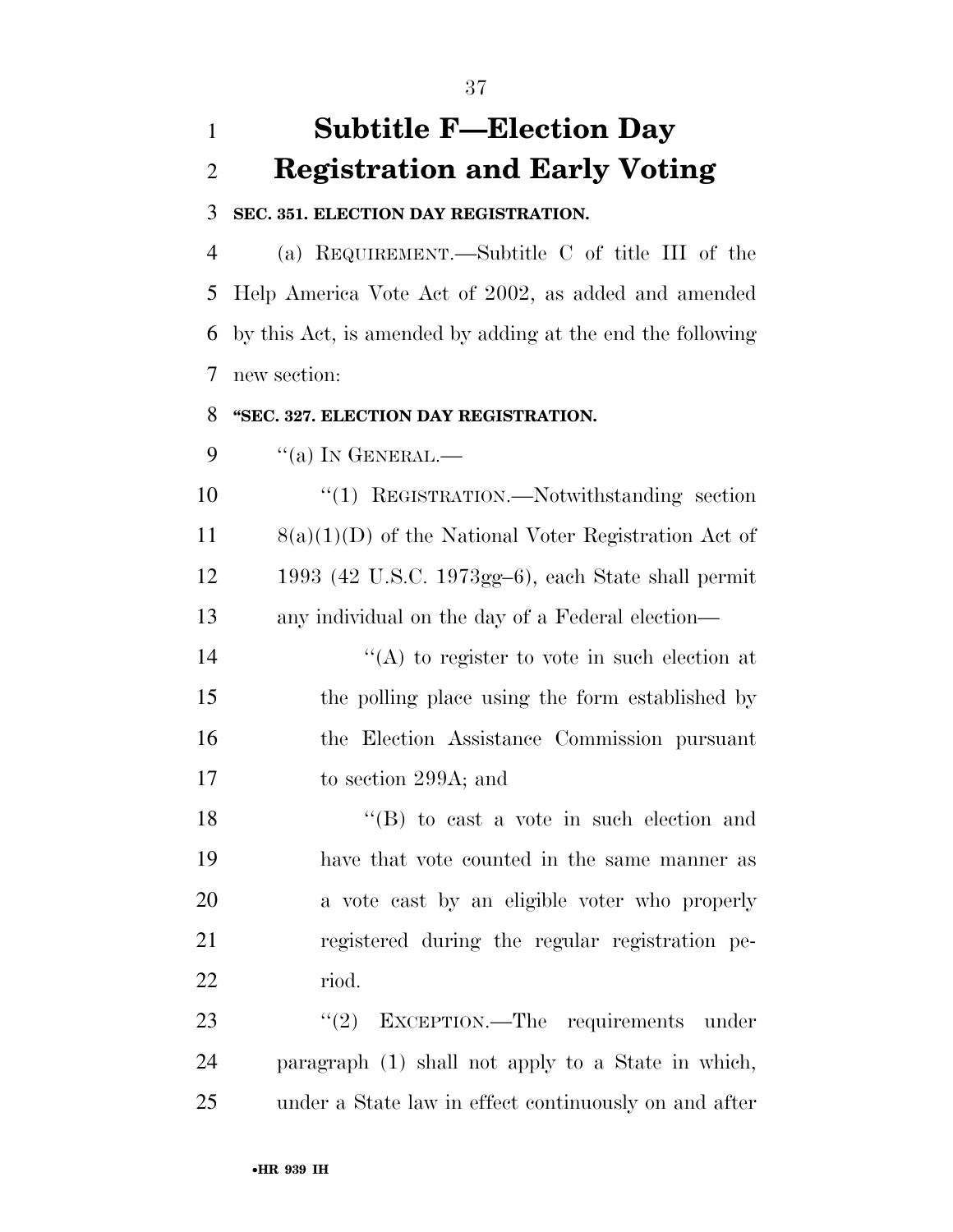# Subtitle F—Election Day Registration and Early Voting

**SEC. 351. ELECTION DAY REGISTRATION.**

(a) REQUIREMENT.—Subtitle C of title III of the Help America Vote Act of 2002, as added and amended by this Act, is amended by adding at the end the following new section:

**"SEC. 327. ELECTION DAY REGISTRATION.**

"(a) IN GENERAL.—

"(1) REGISTRATION.—Notwithstanding section 8(a)(1)(D) of the National Voter Registration Act of 1993 (42 U.S.C. 1973gg–6), each State shall permit any individual on the day of a Federal election—

"(A) to register to vote in such election at the polling place using the form established by the Election Assistance Commission pursuant to section 299A; and

"(B) to cast a vote in such election and have that vote counted in the same manner as a vote cast by an eligible voter who properly registered during the regular registration period.

"(2) EXCEPTION.—The requirements under paragraph (1) shall not apply to a State in which, under a State law in effect continuously on and after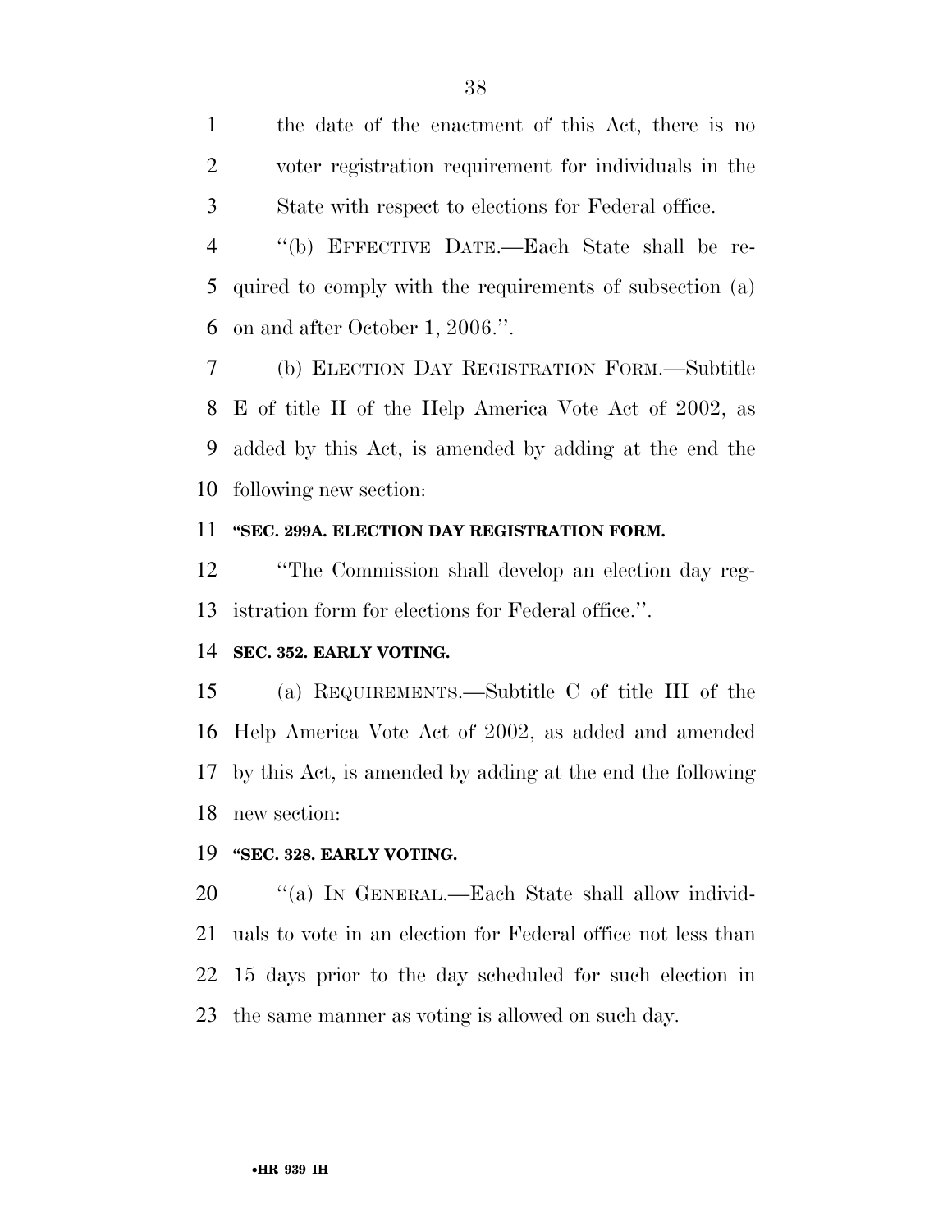the date of the enactment of this Act, there is no voter registration requirement for individuals in the State with respect to elections for Federal office.

''(b) EFFECTIVE DATE.—Each State shall be required to comply with the requirements of subsection (a) on and after October 1, 2006.''.

(b) ELECTION DAY REGISTRATION FORM.—Subtitle E of title II of the Help America Vote Act of 2002, as added by this Act, is amended by adding at the end the following new section:

**''SEC. 299A. ELECTION DAY REGISTRATION FORM.**

''The Commission shall develop an election day registration form for elections for Federal office.''.

**SEC. 352. EARLY VOTING.**

(a) REQUIREMENTS.—Subtitle C of title III of the Help America Vote Act of 2002, as added and amended by this Act, is amended by adding at the end the following new section:

**''SEC. 328. EARLY VOTING.**

''(a) IN GENERAL.—Each State shall allow individuals to vote in an election for Federal office not less than 15 days prior to the day scheduled for such election in the same manner as voting is allowed on such day.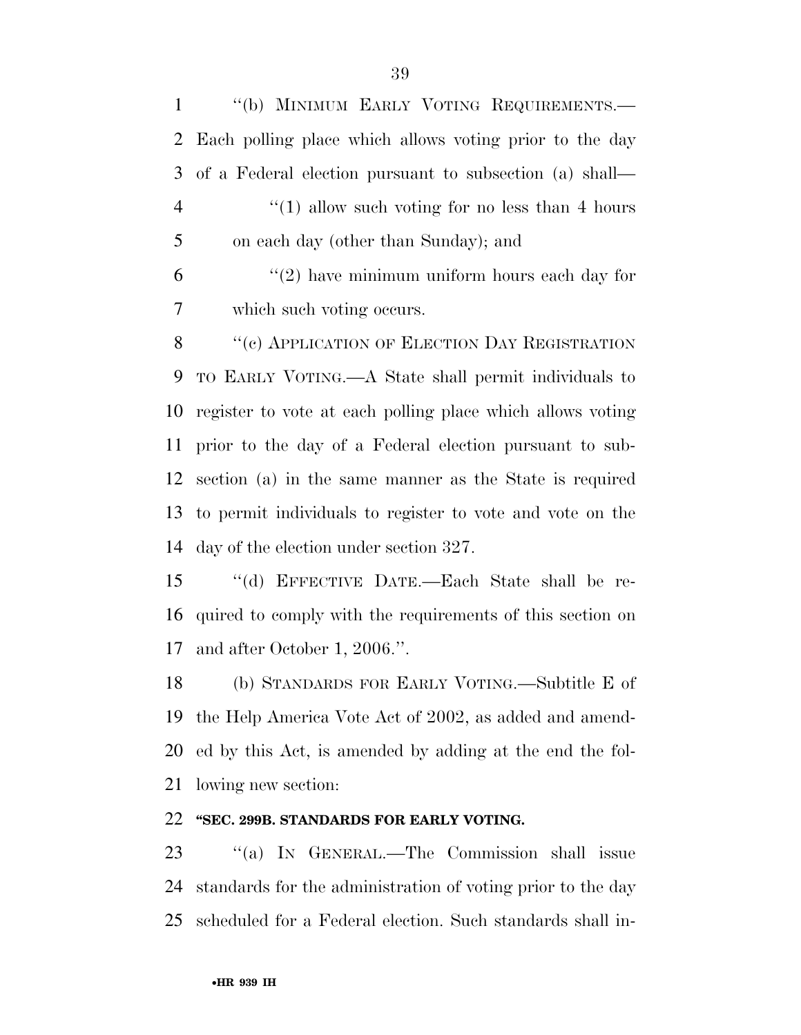''(b) MINIMUM EARLY VOTING REQUIREMENTS.—Each polling place which allows voting prior to the day of a Federal election pursuant to subsection (a) shall—

''(1) allow such voting for no less than 4 hours on each day (other than Sunday); and

''(2) have minimum uniform hours each day for which such voting occurs.

''(c) APPLICATION OF ELECTION DAY REGISTRATION TO EARLY VOTING.—A State shall permit individuals to register to vote at each polling place which allows voting prior to the day of a Federal election pursuant to subsection (a) in the same manner as the State is required to permit individuals to register to vote and vote on the day of the election under section 327.

''(d) EFFECTIVE DATE.—Each State shall be required to comply with the requirements of this section on and after October 1, 2006.''.

(b) STANDARDS FOR EARLY VOTING.—Subtitle E of the Help America Vote Act of 2002, as added and amended by this Act, is amended by adding at the end the following new section:

**''SEC. 299B. STANDARDS FOR EARLY VOTING.**

''(a) IN GENERAL.—The Commission shall issue standards for the administration of voting prior to the day scheduled for a Federal election. Such standards shall in-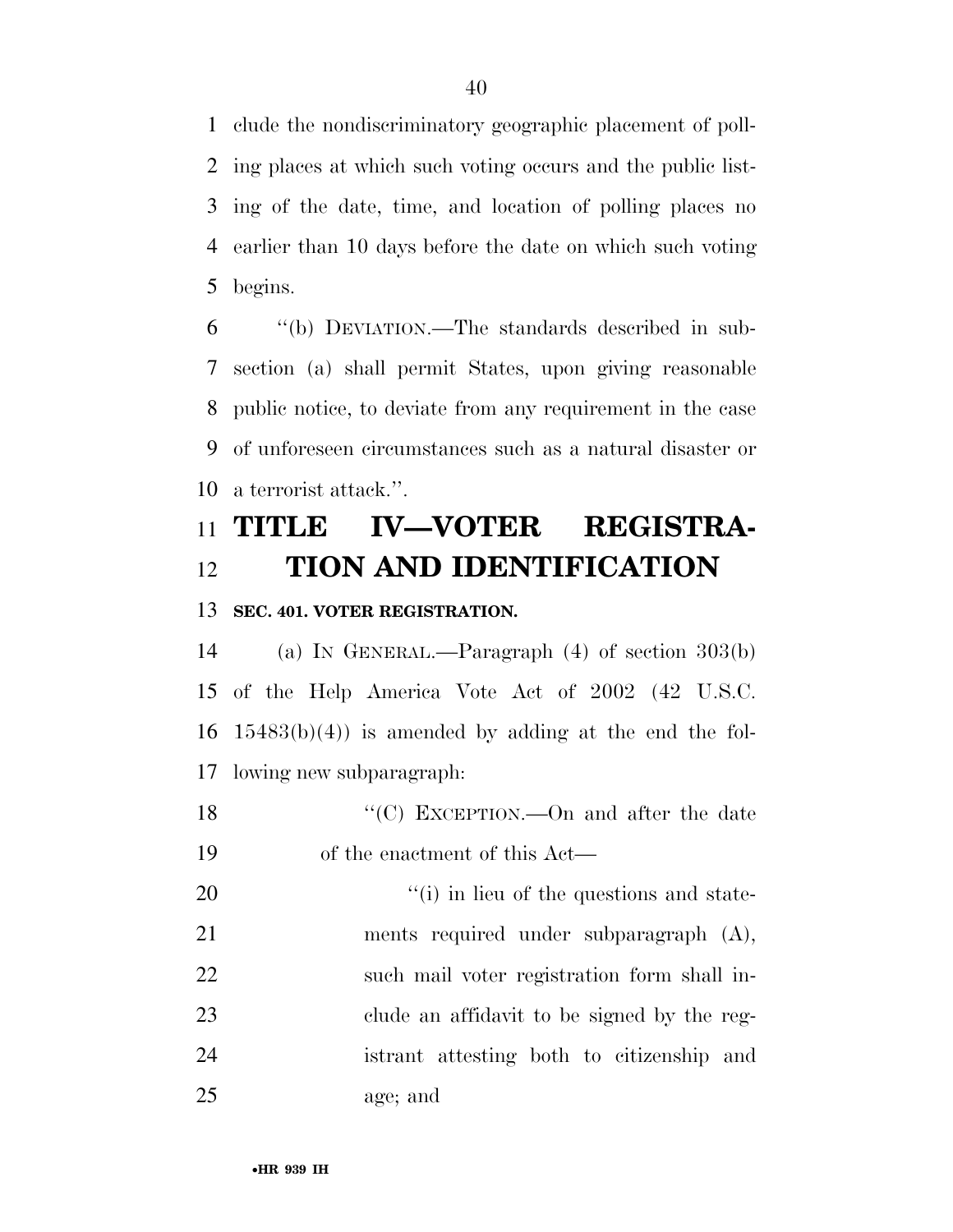clude the nondiscriminatory geographic placement of polling places at which such voting occurs and the public listing of the date, time, and location of polling places no earlier than 10 days before the date on which such voting begins.

''(b) DEVIATION.—The standards described in subsection (a) shall permit States, upon giving reasonable public notice, to deviate from any requirement in the case of unforeseen circumstances such as a natural disaster or a terrorist attack.''.

# TITLE IV—VOTER REGISTRATION AND IDENTIFICATION

**SEC. 401. VOTER REGISTRATION.**

(a) IN GENERAL.—Paragraph (4) of section 303(b) of the Help America Vote Act of 2002 (42 U.S.C. 15483(b)(4)) is amended by adding at the end the following new subparagraph:

''(C) EXCEPTION.—On and after the date of the enactment of this Act—

''(i) in lieu of the questions and statements required under subparagraph (A), such mail voter registration form shall include an affidavit to be signed by the registrant attesting both to citizenship and age; and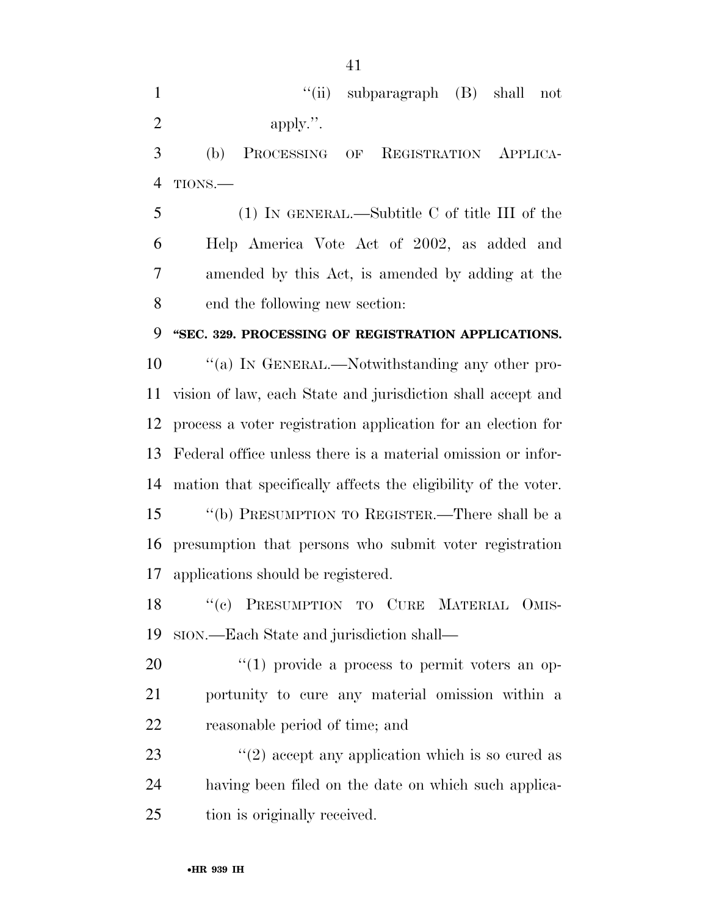"(ii) subparagraph (B) shall not apply.".

(b) PROCESSING OF REGISTRATION APPLICATIONS.—

(1) IN GENERAL.—Subtitle C of title III of the Help America Vote Act of 2002, as added and amended by this Act, is amended by adding at the end the following new section:

**"SEC. 329. PROCESSING OF REGISTRATION APPLICATIONS.**

"(a) IN GENERAL.—Notwithstanding any other provision of law, each State and jurisdiction shall accept and process a voter registration application for an election for Federal office unless there is a material omission or information that specifically affects the eligibility of the voter.

"(b) PRESUMPTION TO REGISTER.—There shall be a presumption that persons who submit voter registration applications should be registered.

"(c) PRESUMPTION TO CURE MATERIAL OMISSION.—Each State and jurisdiction shall—

"(1) provide a process to permit voters an opportunity to cure any material omission within a reasonable period of time; and

"(2) accept any application which is so cured as having been filed on the date on which such application is originally received.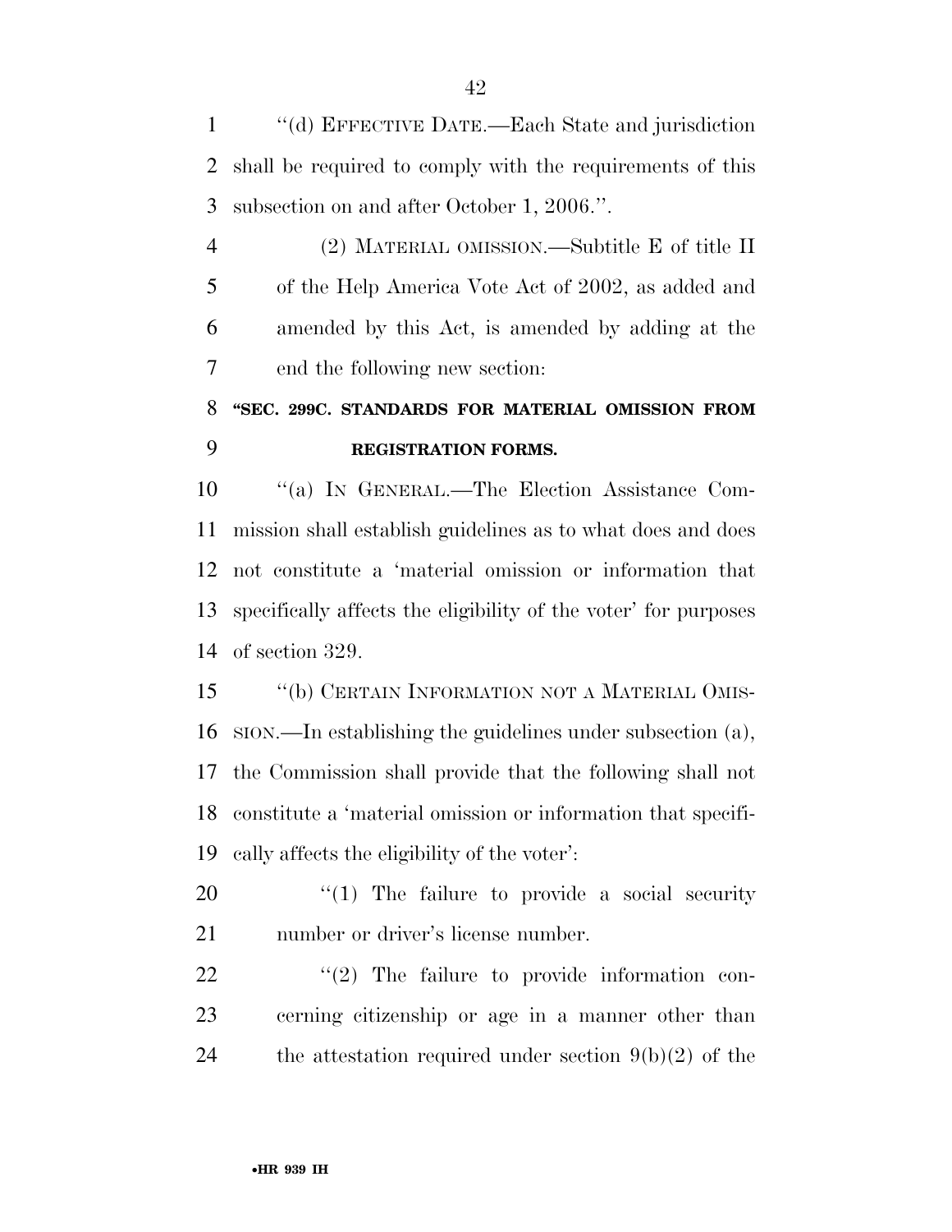''(d) EFFECTIVE DATE.—Each State and jurisdiction shall be required to comply with the requirements of this subsection on and after October 1, 2006.''.

(2) MATERIAL OMISSION.—Subtitle E of title II of the Help America Vote Act of 2002, as added and amended by this Act, is amended by adding at the end the following new section:

**''SEC. 299C. STANDARDS FOR MATERIAL OMISSION FROM REGISTRATION FORMS.**

''(a) IN GENERAL.—The Election Assistance Commission shall establish guidelines as to what does and does not constitute a 'material omission or information that specifically affects the eligibility of the voter' for purposes of section 329.

''(b) CERTAIN INFORMATION NOT A MATERIAL OMISSION.—In establishing the guidelines under subsection (a), the Commission shall provide that the following shall not constitute a 'material omission or information that specifically affects the eligibility of the voter':

''(1) The failure to provide a social security number or driver's license number.

''(2) The failure to provide information concerning citizenship or age in a manner other than the attestation required under section 9(b)(2) of the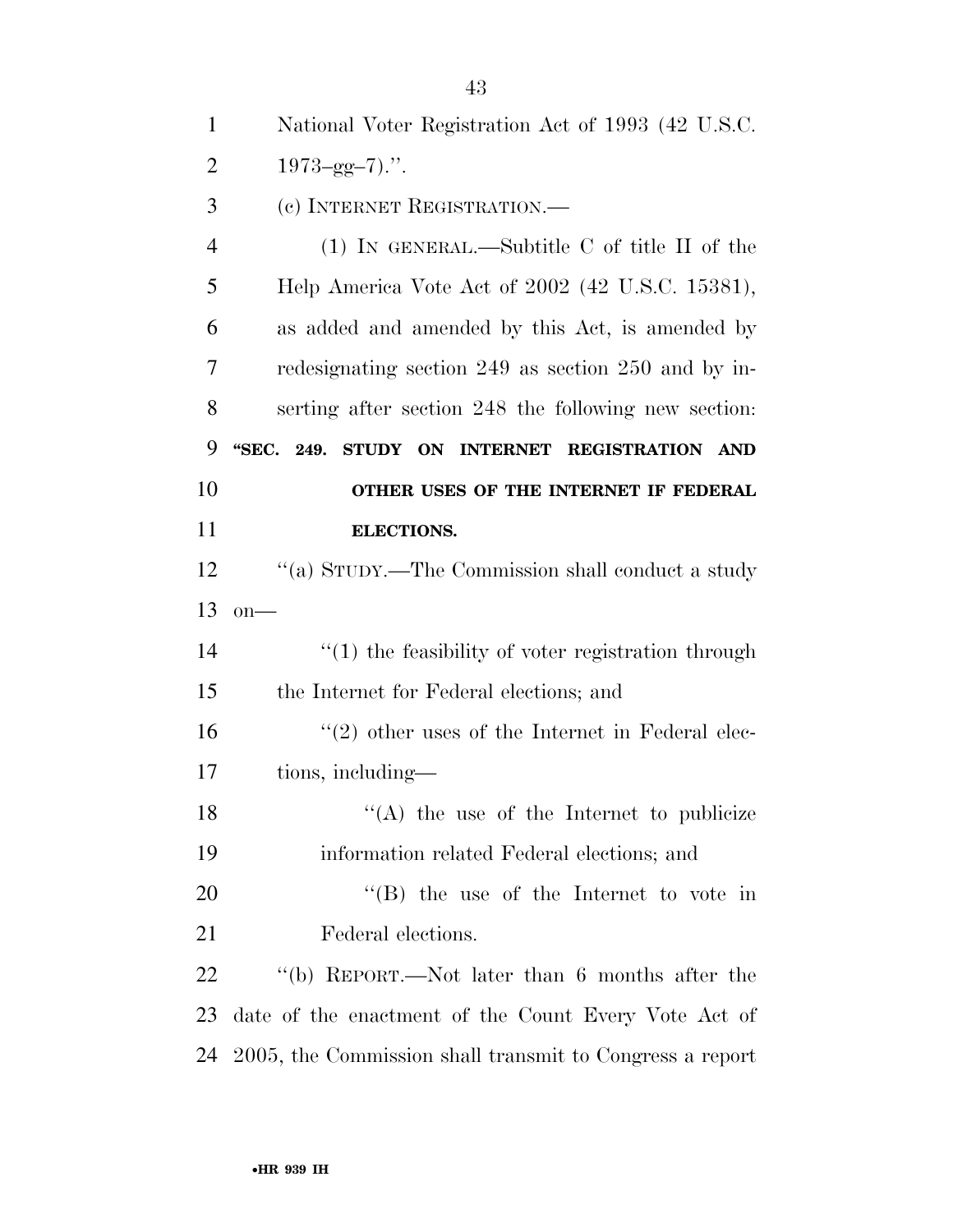National Voter Registration Act of 1993 (42 U.S.C. 1973–gg–7).''.

(c) INTERNET REGISTRATION.—

(1) IN GENERAL.—Subtitle C of title II of the Help America Vote Act of 2002 (42 U.S.C. 15381), as added and amended by this Act, is amended by redesignating section 249 as section 250 and by inserting after section 248 the following new section:

**"SEC. 249. STUDY ON INTERNET REGISTRATION AND OTHER USES OF THE INTERNET IF FEDERAL ELECTIONS.**

''(a) STUDY.—The Commission shall conduct a study on—

''(1) the feasibility of voter registration through the Internet for Federal elections; and

''(2) other uses of the Internet in Federal elections, including—

''(A) the use of the Internet to publicize information related Federal elections; and

''(B) the use of the Internet to vote in Federal elections.

''(b) REPORT.—Not later than 6 months after the date of the enactment of the Count Every Vote Act of 2005, the Commission shall transmit to Congress a report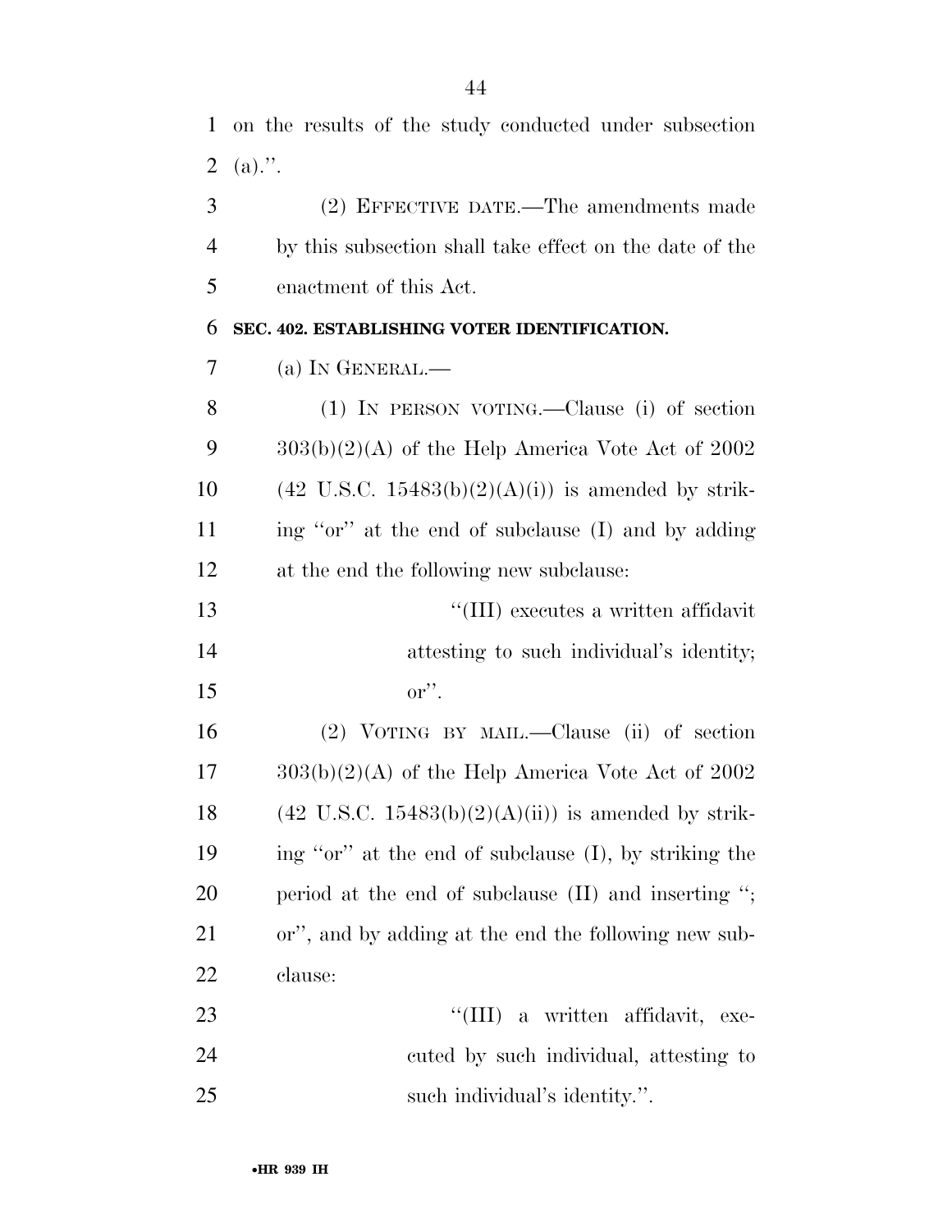on the results of the study conducted under subsection (a).''.

(2) EFFECTIVE DATE.—The amendments made by this subsection shall take effect on the date of the enactment of this Act.

**SEC. 402. ESTABLISHING VOTER IDENTIFICATION.**

(a) IN GENERAL.—

(1) IN PERSON VOTING.—Clause (i) of section 303(b)(2)(A) of the Help America Vote Act of 2002 (42 U.S.C. 15483(b)(2)(A)(i)) is amended by striking ''or'' at the end of subclause (I) and by adding at the end the following new subclause:

''(III) executes a written affidavit attesting to such individual's identity; or''.

(2) VOTING BY MAIL.—Clause (ii) of section 303(b)(2)(A) of the Help America Vote Act of 2002 (42 U.S.C. 15483(b)(2)(A)(ii)) is amended by striking ''or'' at the end of subclause (I), by striking the period at the end of subclause (II) and inserting ''; or'', and by adding at the end the following new subclause:

''(III) a written affidavit, executed by such individual, attesting to such individual's identity.''.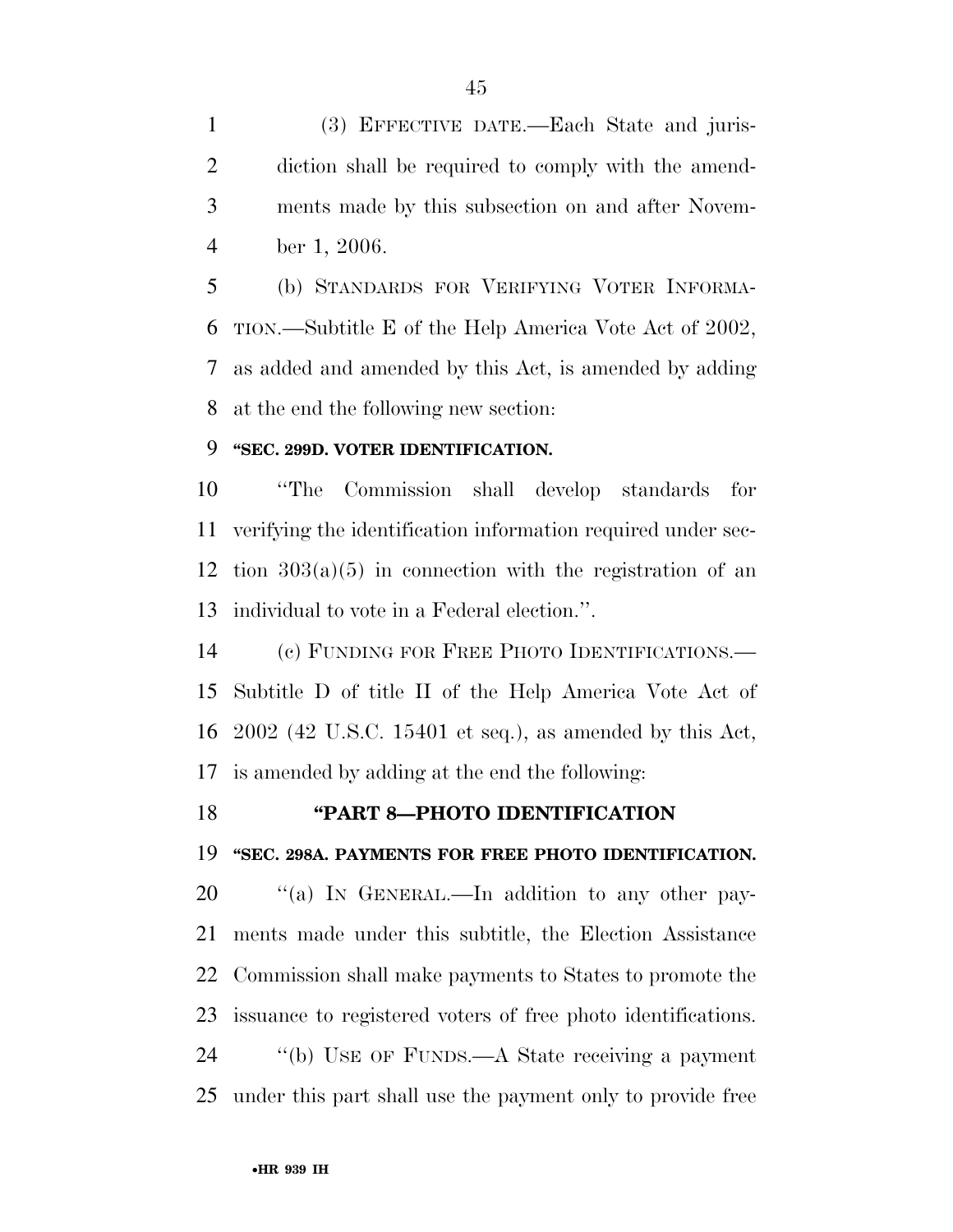(3) EFFECTIVE DATE.—Each State and jurisdiction shall be required to comply with the amendments made by this subsection on and after November 1, 2006.

(b) STANDARDS FOR VERIFYING VOTER INFORMATION.—Subtitle E of the Help America Vote Act of 2002, as added and amended by this Act, is amended by adding at the end the following new section:

**"SEC. 299D. VOTER IDENTIFICATION.**

"The Commission shall develop standards for verifying the identification information required under section 303(a)(5) in connection with the registration of an individual to vote in a Federal election.".

(c) FUNDING FOR FREE PHOTO IDENTIFICATIONS.—Subtitle D of title II of the Help America Vote Act of 2002 (42 U.S.C. 15401 et seq.), as amended by this Act, is amended by adding at the end the following:

**"PART 8—PHOTO IDENTIFICATION**

**"SEC. 298A. PAYMENTS FOR FREE PHOTO IDENTIFICATION.**

"(a) IN GENERAL.—In addition to any other payments made under this subtitle, the Election Assistance Commission shall make payments to States to promote the issuance to registered voters of free photo identifications.

"(b) USE OF FUNDS.—A State receiving a payment under this part shall use the payment only to provide free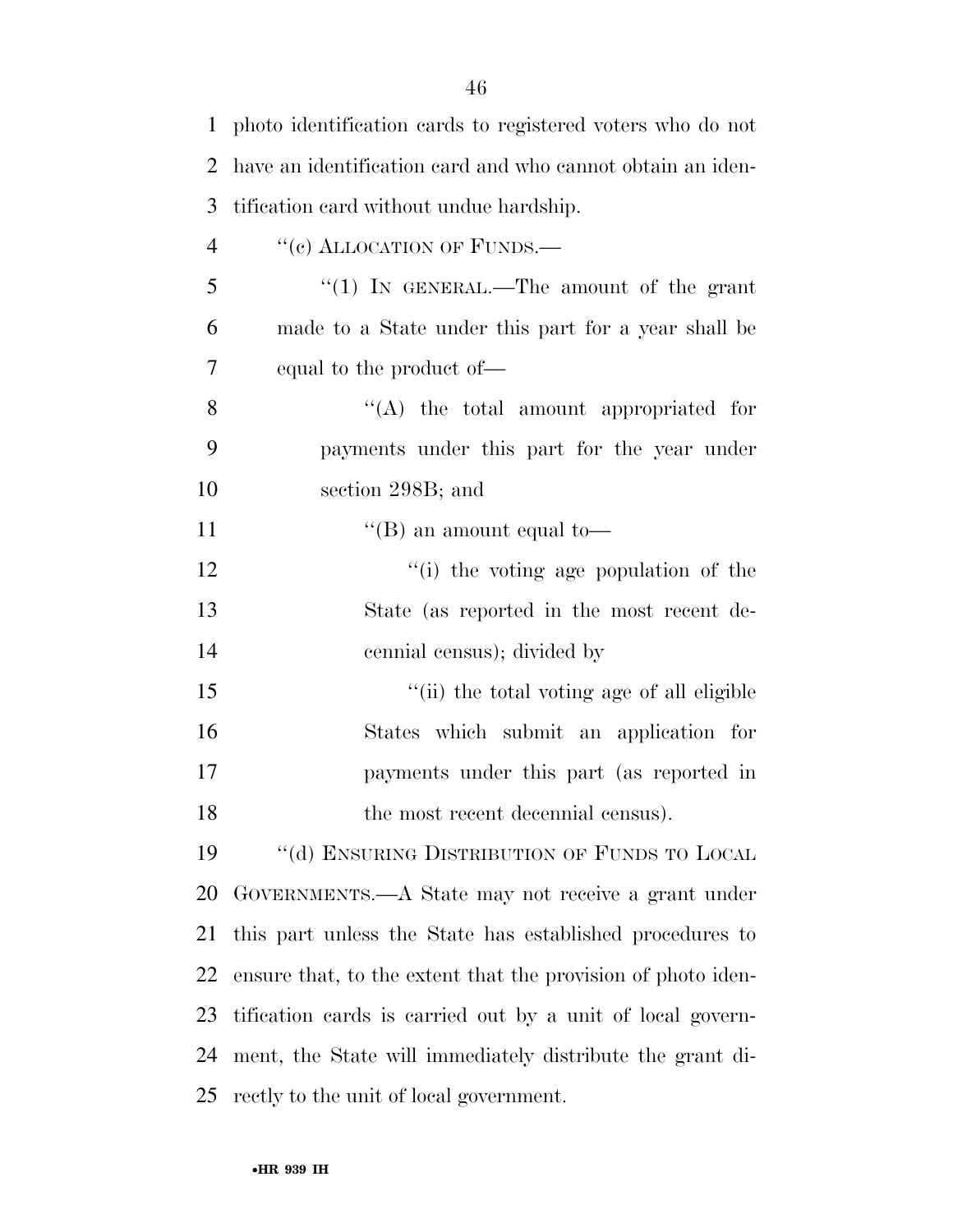photo identification cards to registered voters who do not have an identification card and who cannot obtain an identification card without undue hardship.

''(c) ALLOCATION OF FUNDS.—

''(1) IN GENERAL.—The amount of the grant made to a State under this part for a year shall be equal to the product of—

''(A) the total amount appropriated for payments under this part for the year under section 298B; and

''(B) an amount equal to—

''(i) the voting age population of the State (as reported in the most recent decennial census); divided by

''(ii) the total voting age of all eligible States which submit an application for payments under this part (as reported in the most recent decennial census).

''(d) ENSURING DISTRIBUTION OF FUNDS TO LOCAL GOVERNMENTS.—A State may not receive a grant under this part unless the State has established procedures to ensure that, to the extent that the provision of photo identification cards is carried out by a unit of local government, the State will immediately distribute the grant directly to the unit of local government.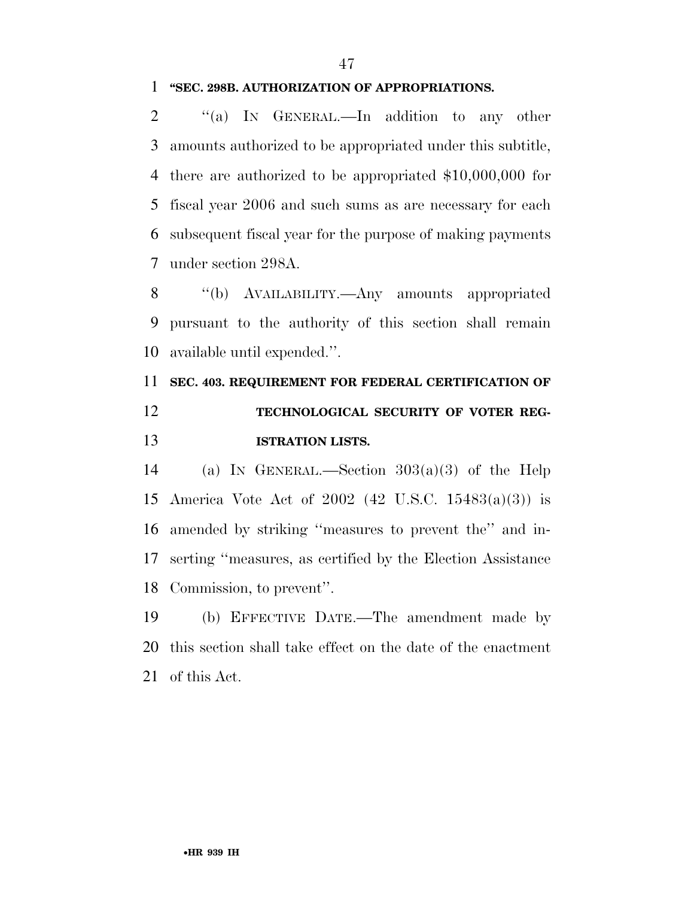**"SEC. 298B. AUTHORIZATION OF APPROPRIATIONS.**

''(a) IN GENERAL.—In addition to any other amounts authorized to be appropriated under this subtitle, there are authorized to be appropriated $10,000,000 for fiscal year 2006 and such sums as are necessary for each subsequent fiscal year for the purpose of making payments under section 298A.

''(b) AVAILABILITY.—Any amounts appropriated pursuant to the authority of this section shall remain available until expended.''.

**SEC. 403. REQUIREMENT FOR FEDERAL CERTIFICATION OF TECHNOLOGICAL SECURITY OF VOTER REGISTRATION LISTS.**

(a) IN GENERAL.—Section 303(a)(3) of the Help America Vote Act of 2002 (42 U.S.C. 15483(a)(3)) is amended by striking ''measures to prevent the'' and inserting ''measures, as certified by the Election Assistance Commission, to prevent''.

(b) EFFECTIVE DATE.—The amendment made by this section shall take effect on the date of the enactment of this Act.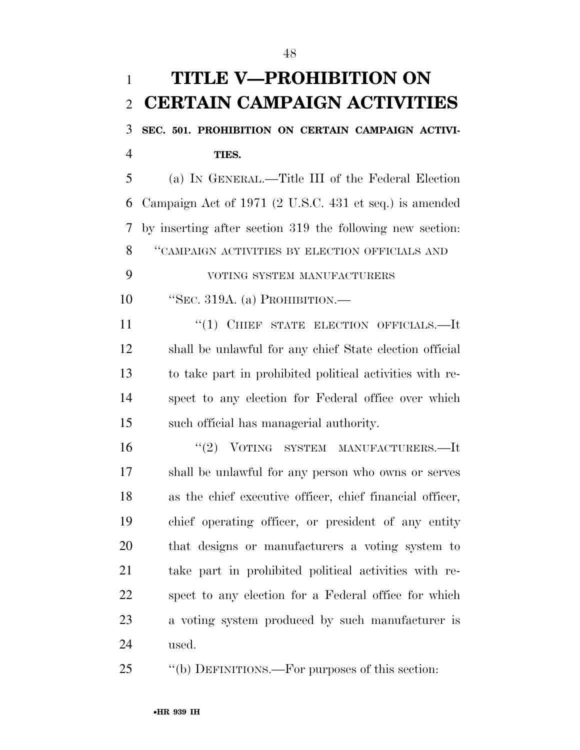# TITLE V—PROHIBITION ON CERTAIN CAMPAIGN ACTIVITIES

**SEC. 501. PROHIBITION ON CERTAIN CAMPAIGN ACTIVITIES.**

(a) IN GENERAL.—Title III of the Federal Election Campaign Act of 1971 (2 U.S.C. 431 et seq.) is amended by inserting after section 319 the following new section:

"CAMPAIGN ACTIVITIES BY ELECTION OFFICIALS AND VOTING SYSTEM MANUFACTURERS

"SEC. 319A. (a) PROHIBITION.—

"(1) CHIEF STATE ELECTION OFFICIALS.—It shall be unlawful for any chief State election official to take part in prohibited political activities with respect to any election for Federal office over which such official has managerial authority.

"(2) VOTING SYSTEM MANUFACTURERS.—It shall be unlawful for any person who owns or serves as the chief executive officer, chief financial officer, chief operating officer, or president of any entity that designs or manufacturers a voting system to take part in prohibited political activities with respect to any election for a Federal office for which a voting system produced by such manufacturer is used.

"(b) DEFINITIONS.—For purposes of this section: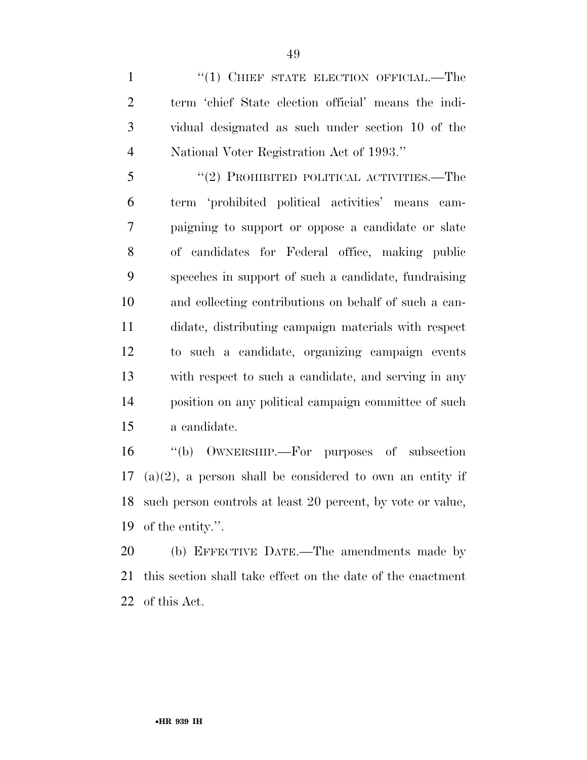"(1) CHIEF STATE ELECTION OFFICIAL.—The term 'chief State election official' means the individual designated as such under section 10 of the National Voter Registration Act of 1993."

"(2) PROHIBITED POLITICAL ACTIVITIES.—The term 'prohibited political activities' means campaigning to support or oppose a candidate or slate of candidates for Federal office, making public speeches in support of such a candidate, fundraising and collecting contributions on behalf of such a candidate, distributing campaign materials with respect to such a candidate, organizing campaign events with respect to such a candidate, and serving in any position on any political campaign committee of such a candidate.

"(b) OWNERSHIP.—For purposes of subsection (a)(2), a person shall be considered to own an entity if such person controls at least 20 percent, by vote or value, of the entity.".

(b) EFFECTIVE DATE.—The amendments made by this section shall take effect on the date of the enactment of this Act.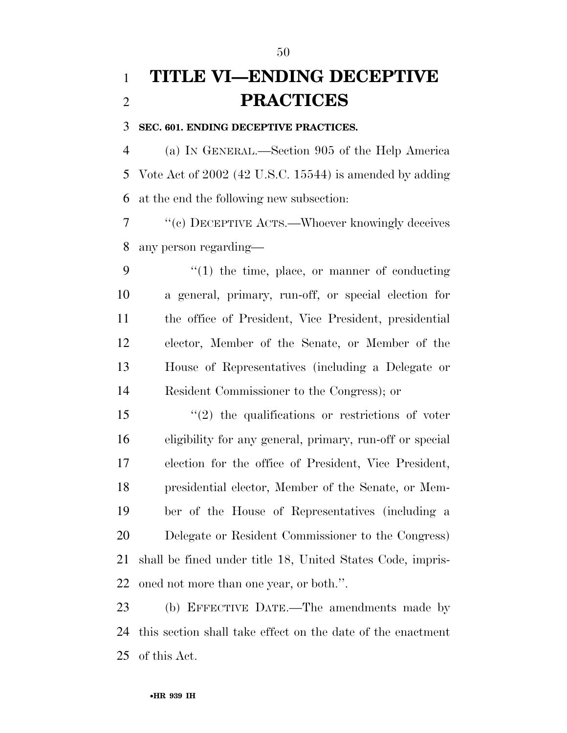# TITLE VI—ENDING DECEPTIVE PRACTICES

### SEC. 601. ENDING DECEPTIVE PRACTICES.

(a) IN GENERAL.—Section 905 of the Help America Vote Act of 2002 (42 U.S.C. 15544) is amended by adding at the end the following new subsection:

"(c) DECEPTIVE ACTS.—Whoever knowingly deceives any person regarding—

"(1) the time, place, or manner of conducting a general, primary, run-off, or special election for the office of President, Vice President, presidential elector, Member of the Senate, or Member of the House of Representatives (including a Delegate or Resident Commissioner to the Congress); or

"(2) the qualifications or restrictions of voter eligibility for any general, primary, run-off or special election for the office of President, Vice President, presidential elector, Member of the Senate, or Member of the House of Representatives (including a Delegate or Resident Commissioner to the Congress)

shall be fined under title 18, United States Code, imprisoned not more than one year, or both.".

(b) EFFECTIVE DATE.—The amendments made by this section shall take effect on the date of the enactment of this Act.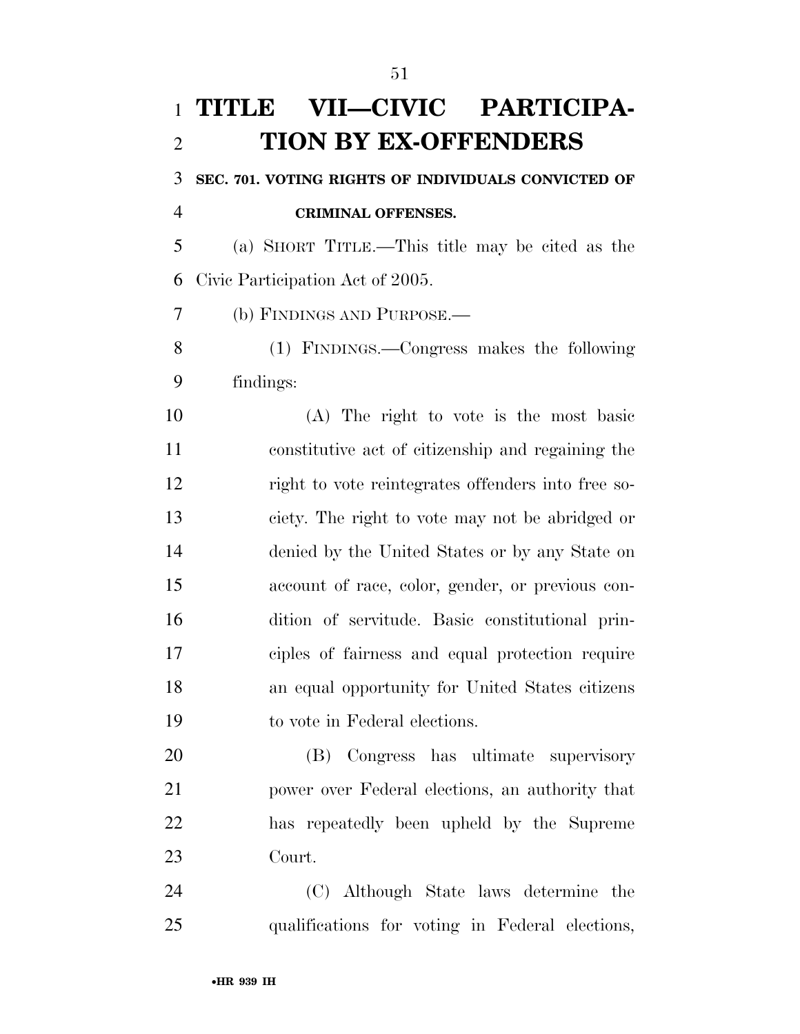# TITLE VII—CIVIC PARTICIPATION BY EX-OFFENDERS

### SEC. 701. VOTING RIGHTS OF INDIVIDUALS CONVICTED OF CRIMINAL OFFENSES.

(a) SHORT TITLE.—This title may be cited as the Civic Participation Act of 2005.

(b) FINDINGS AND PURPOSE.—

(1) FINDINGS.—Congress makes the following findings:

(A) The right to vote is the most basic constitutive act of citizenship and regaining the right to vote reintegrates offenders into free society. The right to vote may not be abridged or denied by the United States or by any State on account of race, color, gender, or previous condition of servitude. Basic constitutional principles of fairness and equal protection require an equal opportunity for United States citizens to vote in Federal elections.

(B) Congress has ultimate supervisory power over Federal elections, an authority that has repeatedly been upheld by the Supreme Court.

(C) Although State laws determine the qualifications for voting in Federal elections,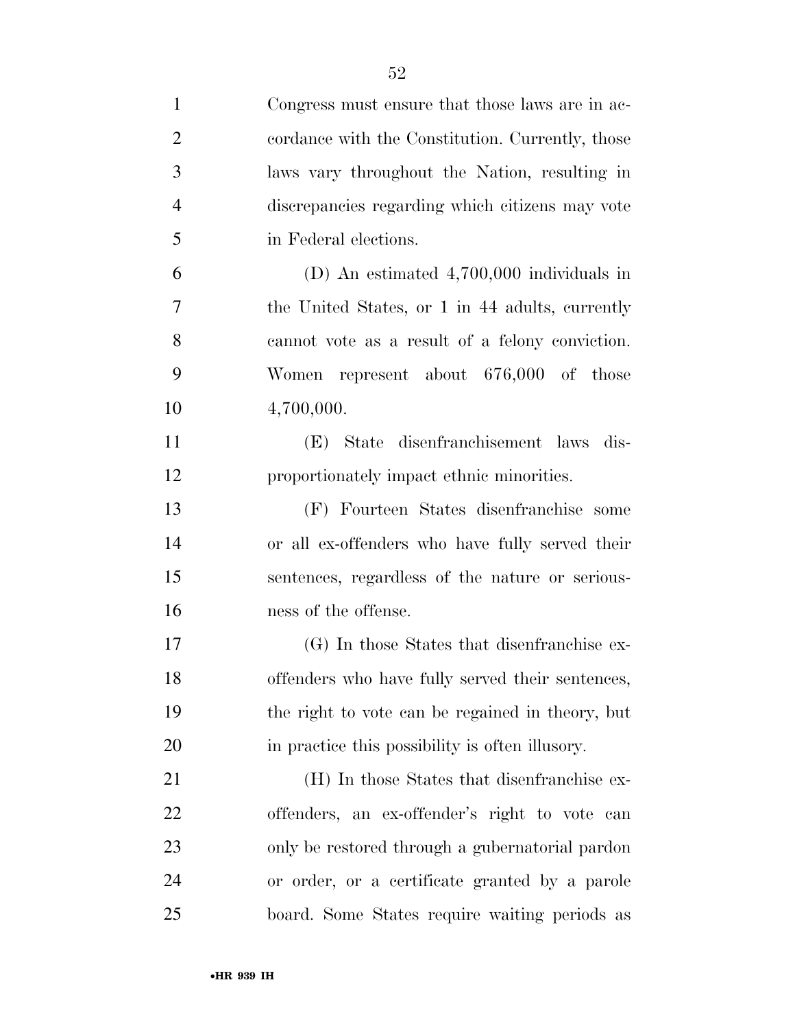Congress must ensure that those laws are in accordance with the Constitution. Currently, those laws vary throughout the Nation, resulting in discrepancies regarding which citizens may vote in Federal elections.

(D) An estimated 4,700,000 individuals in the United States, or 1 in 44 adults, currently cannot vote as a result of a felony conviction. Women represent about 676,000 of those 4,700,000.

(E) State disenfranchisement laws disproportionately impact ethnic minorities.

(F) Fourteen States disenfranchise some or all ex-offenders who have fully served their sentences, regardless of the nature or seriousness of the offense.

(G) In those States that disenfranchise ex-offenders who have fully served their sentences, the right to vote can be regained in theory, but in practice this possibility is often illusory.

(H) In those States that disenfranchise ex-offenders, an ex-offender's right to vote can only be restored through a gubernatorial pardon or order, or a certificate granted by a parole board. Some States require waiting periods as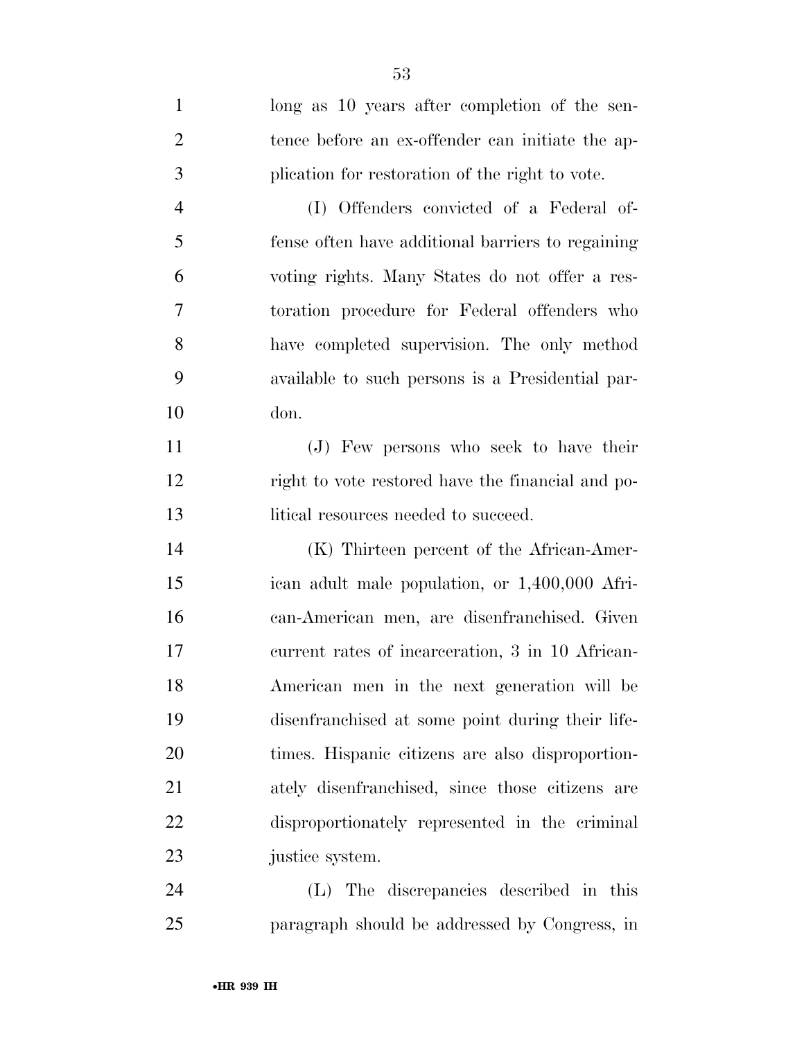long as 10 years after completion of the sentence before an ex-offender can initiate the application for restoration of the right to vote.

(I) Offenders convicted of a Federal offense often have additional barriers to regaining voting rights. Many States do not offer a restoration procedure for Federal offenders who have completed supervision. The only method available to such persons is a Presidential pardon.

(J) Few persons who seek to have their right to vote restored have the financial and political resources needed to succeed.

(K) Thirteen percent of the African-American adult male population, or 1,400,000 African-American men, are disenfranchised. Given current rates of incarceration, 3 in 10 African-American men in the next generation will be disenfranchised at some point during their lifetimes. Hispanic citizens are also disproportionately disenfranchised, since those citizens are disproportionately represented in the criminal justice system.

(L) The discrepancies described in this paragraph should be addressed by Congress, in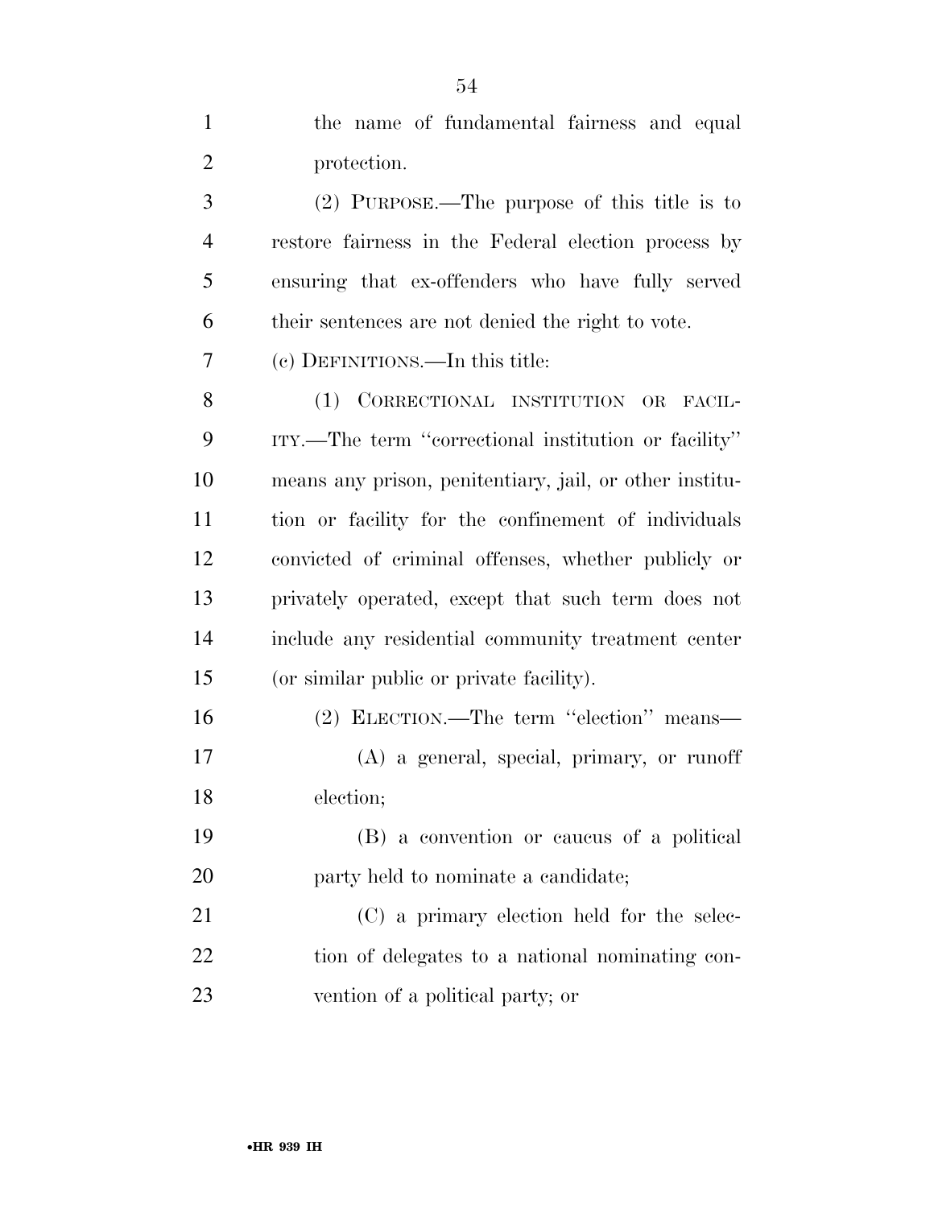the name of fundamental fairness and equal protection.

(2) PURPOSE.—The purpose of this title is to restore fairness in the Federal election process by ensuring that ex-offenders who have fully served their sentences are not denied the right to vote.

(c) DEFINITIONS.—In this title:

(1) CORRECTIONAL INSTITUTION OR FACILITY.—The term ''correctional institution or facility'' means any prison, penitentiary, jail, or other institution or facility for the confinement of individuals convicted of criminal offenses, whether publicly or privately operated, except that such term does not include any residential community treatment center (or similar public or private facility).

(2) ELECTION.—The term ''election'' means—

(A) a general, special, primary, or runoff election;

(B) a convention or caucus of a political party held to nominate a candidate;

(C) a primary election held for the selection of delegates to a national nominating convention of a political party; or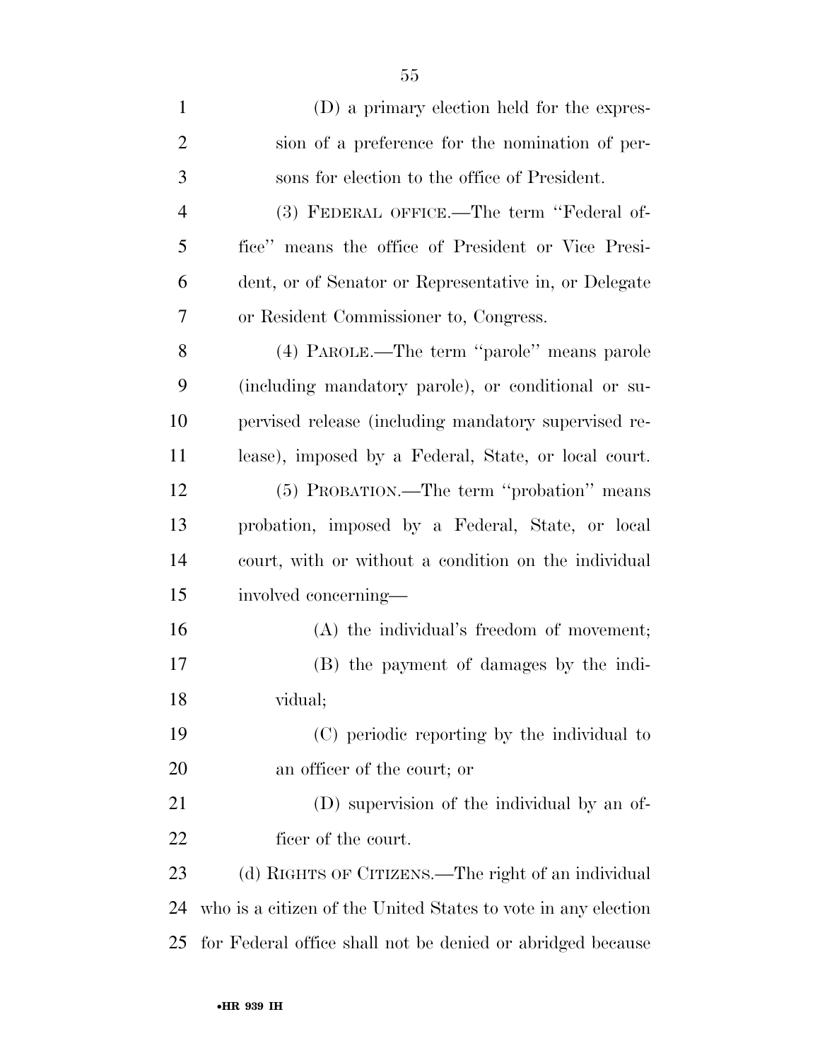(D) a primary election held for the expression of a preference for the nomination of persons for election to the office of President.

(3) FEDERAL OFFICE.—The term ''Federal office'' means the office of President or Vice President, or of Senator or Representative in, or Delegate or Resident Commissioner to, Congress.

(4) PAROLE.—The term ''parole'' means parole (including mandatory parole), or conditional or supervised release (including mandatory supervised release), imposed by a Federal, State, or local court.

(5) PROBATION.—The term ''probation'' means probation, imposed by a Federal, State, or local court, with or without a condition on the individual involved concerning—

(A) the individual's freedom of movement;

(B) the payment of damages by the individual;

(C) periodic reporting by the individual to an officer of the court; or

(D) supervision of the individual by an officer of the court.

(d) RIGHTS OF CITIZENS.—The right of an individual who is a citizen of the United States to vote in any election for Federal office shall not be denied or abridged because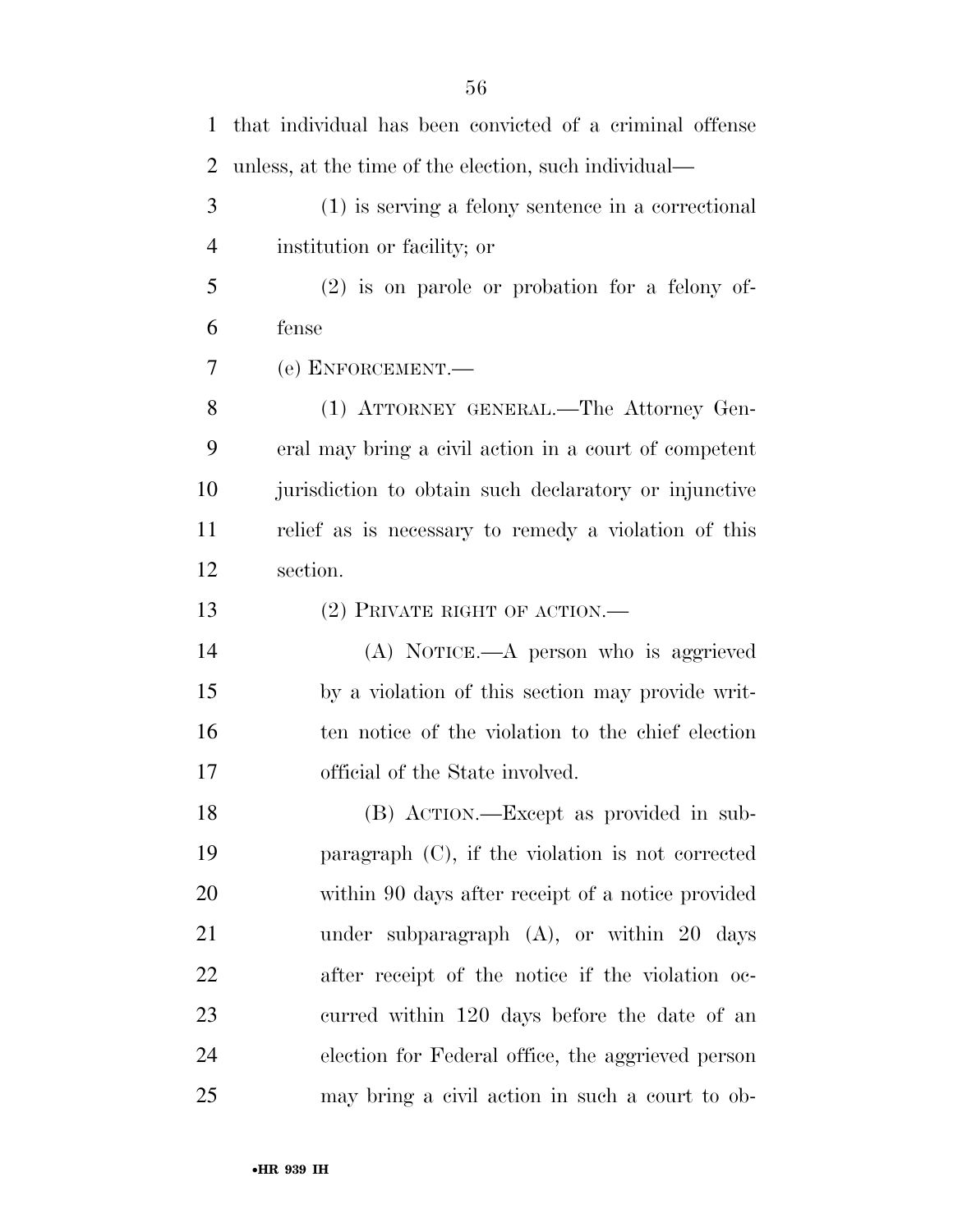that individual has been convicted of a criminal offense unless, at the time of the election, such individual—

(1) is serving a felony sentence in a correctional institution or facility; or

(2) is on parole or probation for a felony offense

(e) ENFORCEMENT.—

(1) ATTORNEY GENERAL.—The Attorney General may bring a civil action in a court of competent jurisdiction to obtain such declaratory or injunctive relief as is necessary to remedy a violation of this section.

(2) PRIVATE RIGHT OF ACTION.—

(A) NOTICE.—A person who is aggrieved by a violation of this section may provide written notice of the violation to the chief election official of the State involved.

(B) ACTION.—Except as provided in subparagraph (C), if the violation is not corrected within 90 days after receipt of a notice provided under subparagraph (A), or within 20 days after receipt of the notice if the violation occurred within 120 days before the date of an election for Federal office, the aggrieved person may bring a civil action in such a court to ob-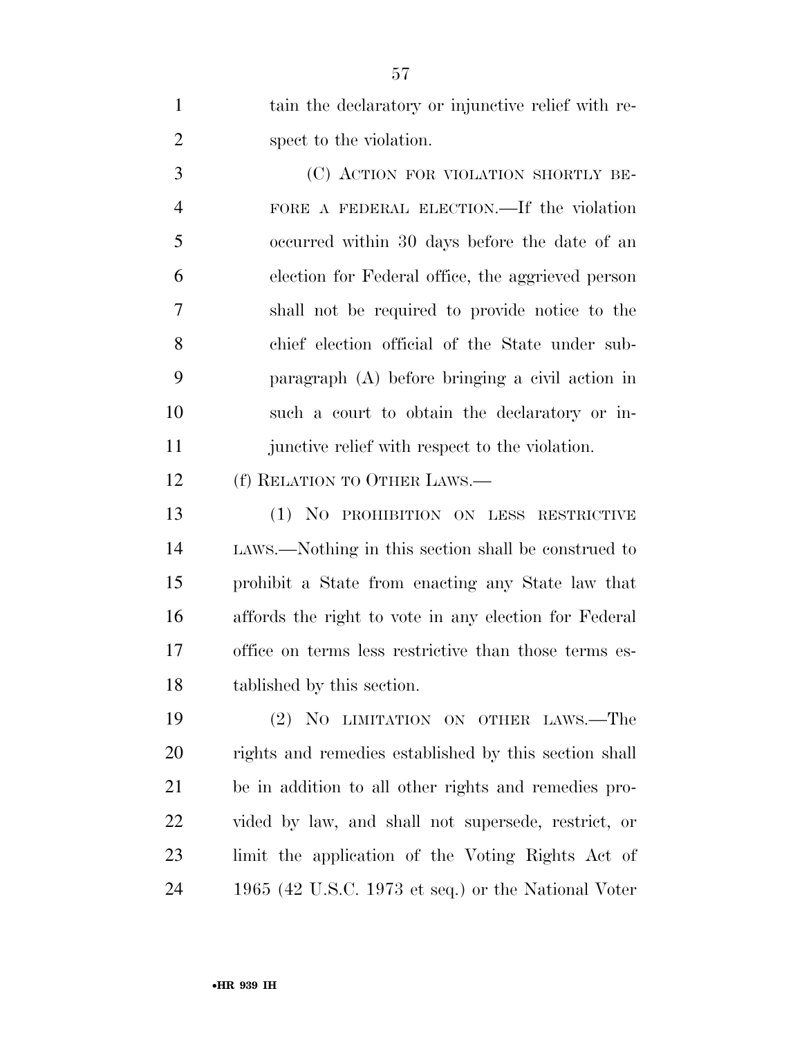tain the declaratory or injunctive relief with respect to the violation.

(C) ACTION FOR VIOLATION SHORTLY BEFORE A FEDERAL ELECTION.—If the violation occurred within 30 days before the date of an election for Federal office, the aggrieved person shall not be required to provide notice to the chief election official of the State under subparagraph (A) before bringing a civil action in such a court to obtain the declaratory or injunctive relief with respect to the violation.

(f) RELATION TO OTHER LAWS.—

(1) NO PROHIBITION ON LESS RESTRICTIVE LAWS.—Nothing in this section shall be construed to prohibit a State from enacting any State law that affords the right to vote in any election for Federal office on terms less restrictive than those terms established by this section.

(2) NO LIMITATION ON OTHER LAWS.—The rights and remedies established by this section shall be in addition to all other rights and remedies provided by law, and shall not supersede, restrict, or limit the application of the Voting Rights Act of 1965 (42 U.S.C. 1973 et seq.) or the National Voter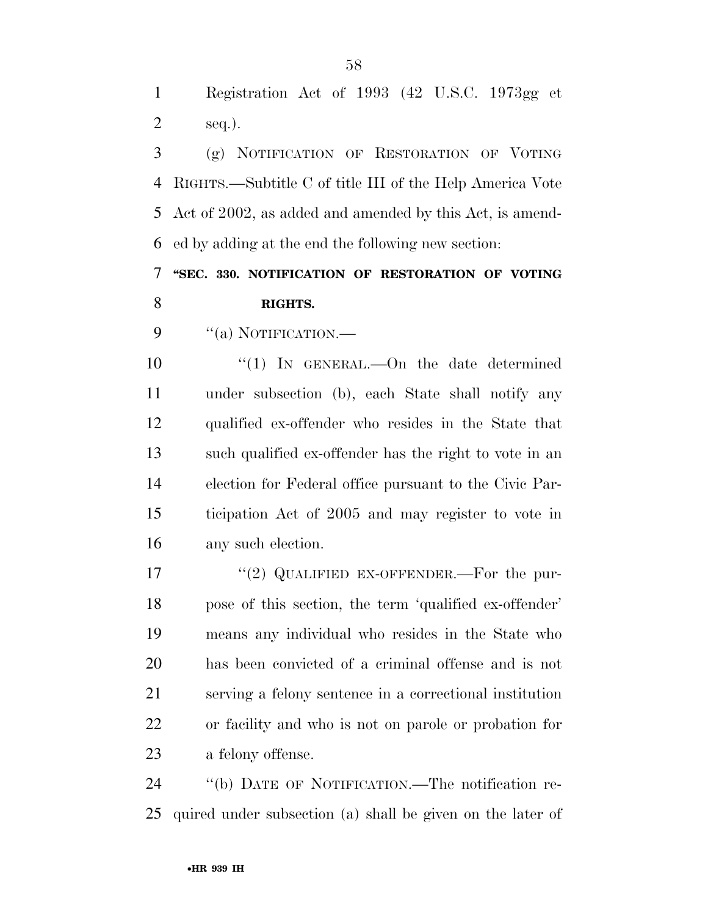Registration Act of 1993 (42 U.S.C. 1973gg et seq.).

(g) NOTIFICATION OF RESTORATION OF VOTING RIGHTS.—Subtitle C of title III of the Help America Vote Act of 2002, as added and amended by this Act, is amended by adding at the end the following new section:

**"SEC. 330. NOTIFICATION OF RESTORATION OF VOTING RIGHTS.**

"(a) NOTIFICATION.—

"(1) IN GENERAL.—On the date determined under subsection (b), each State shall notify any qualified ex-offender who resides in the State that such qualified ex-offender has the right to vote in an election for Federal office pursuant to the Civic Participation Act of 2005 and may register to vote in any such election.

"(2) QUALIFIED EX-OFFENDER.—For the purpose of this section, the term 'qualified ex-offender' means any individual who resides in the State who has been convicted of a criminal offense and is not serving a felony sentence in a correctional institution or facility and who is not on parole or probation for a felony offense.

"(b) DATE OF NOTIFICATION.—The notification required under subsection (a) shall be given on the later of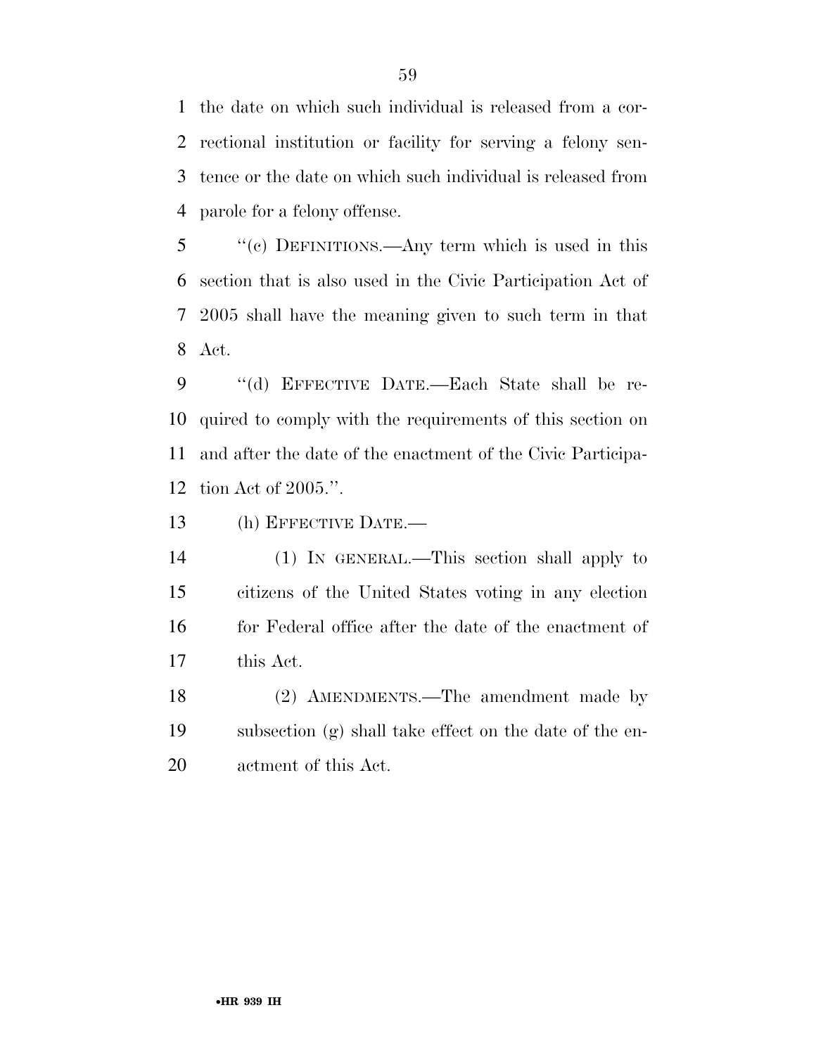the date on which such individual is released from a correctional institution or facility for serving a felony sentence or the date on which such individual is released from parole for a felony offense.

''(c) DEFINITIONS.—Any term which is used in this section that is also used in the Civic Participation Act of 2005 shall have the meaning given to such term in that Act.

''(d) EFFECTIVE DATE.—Each State shall be required to comply with the requirements of this section on and after the date of the enactment of the Civic Participation Act of 2005.''.

(h) EFFECTIVE DATE.—

(1) IN GENERAL.—This section shall apply to citizens of the United States voting in any election for Federal office after the date of the enactment of this Act.

(2) AMENDMENTS.—The amendment made by subsection (g) shall take effect on the date of the enactment of this Act.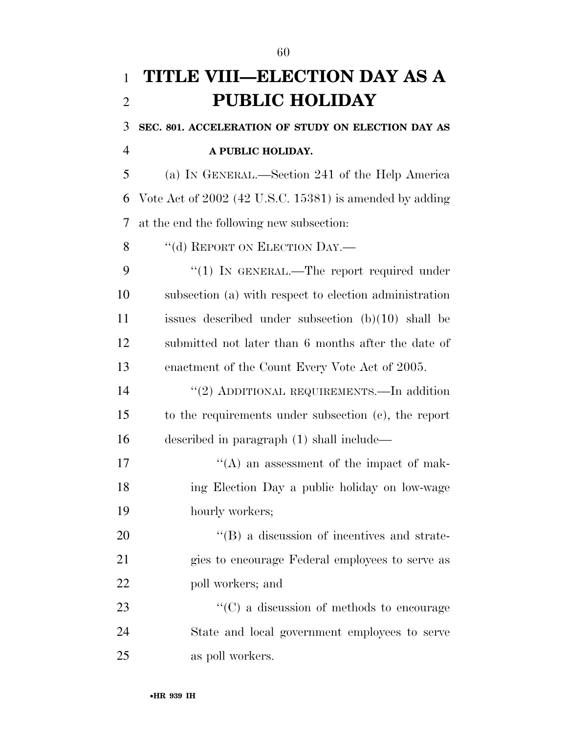# TITLE VIII—ELECTION DAY AS A PUBLIC HOLIDAY

**SEC. 801. ACCELERATION OF STUDY ON ELECTION DAY AS A PUBLIC HOLIDAY.**

(a) IN GENERAL.—Section 241 of the Help America Vote Act of 2002 (42 U.S.C. 15381) is amended by adding at the end the following new subsection:

"(d) REPORT ON ELECTION DAY.—

"(1) IN GENERAL.—The report required under subsection (a) with respect to election administration issues described under subsection (b)(10) shall be submitted not later than 6 months after the date of enactment of the Count Every Vote Act of 2005.

"(2) ADDITIONAL REQUIREMENTS.—In addition to the requirements under subsection (c), the report described in paragraph (1) shall include—

"(A) an assessment of the impact of making Election Day a public holiday on low-wage hourly workers;

"(B) a discussion of incentives and strategies to encourage Federal employees to serve as poll workers; and

"(C) a discussion of methods to encourage State and local government employees to serve as poll workers.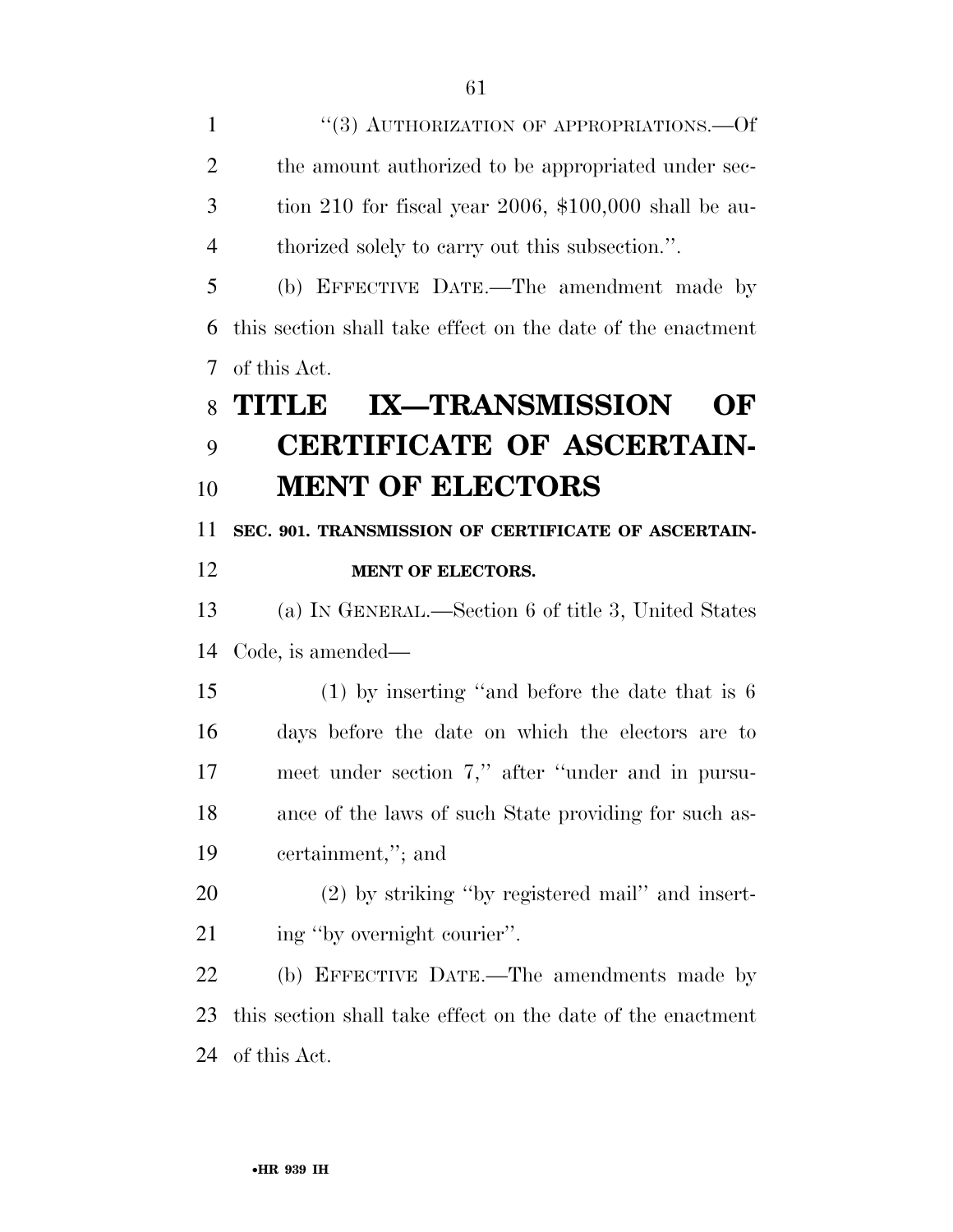"(3) AUTHORIZATION OF APPROPRIATIONS.—Of the amount authorized to be appropriated under section 210 for fiscal year 2006, $100,000 shall be authorized solely to carry out this subsection.".

(b) EFFECTIVE DATE.—The amendment made by this section shall take effect on the date of the enactment of this Act.

# TITLE IX—TRANSMISSION OF CERTIFICATE OF ASCERTAINMENT OF ELECTORS

**SEC. 901. TRANSMISSION OF CERTIFICATE OF ASCERTAINMENT OF ELECTORS.**

(a) IN GENERAL.—Section 6 of title 3, United States Code, is amended—

(1) by inserting "and before the date that is 6 days before the date on which the electors are to meet under section 7," after "under and in pursuance of the laws of such State providing for such ascertainment,"; and

(2) by striking "by registered mail" and inserting "by overnight courier".

(b) EFFECTIVE DATE.—The amendments made by this section shall take effect on the date of the enactment of this Act.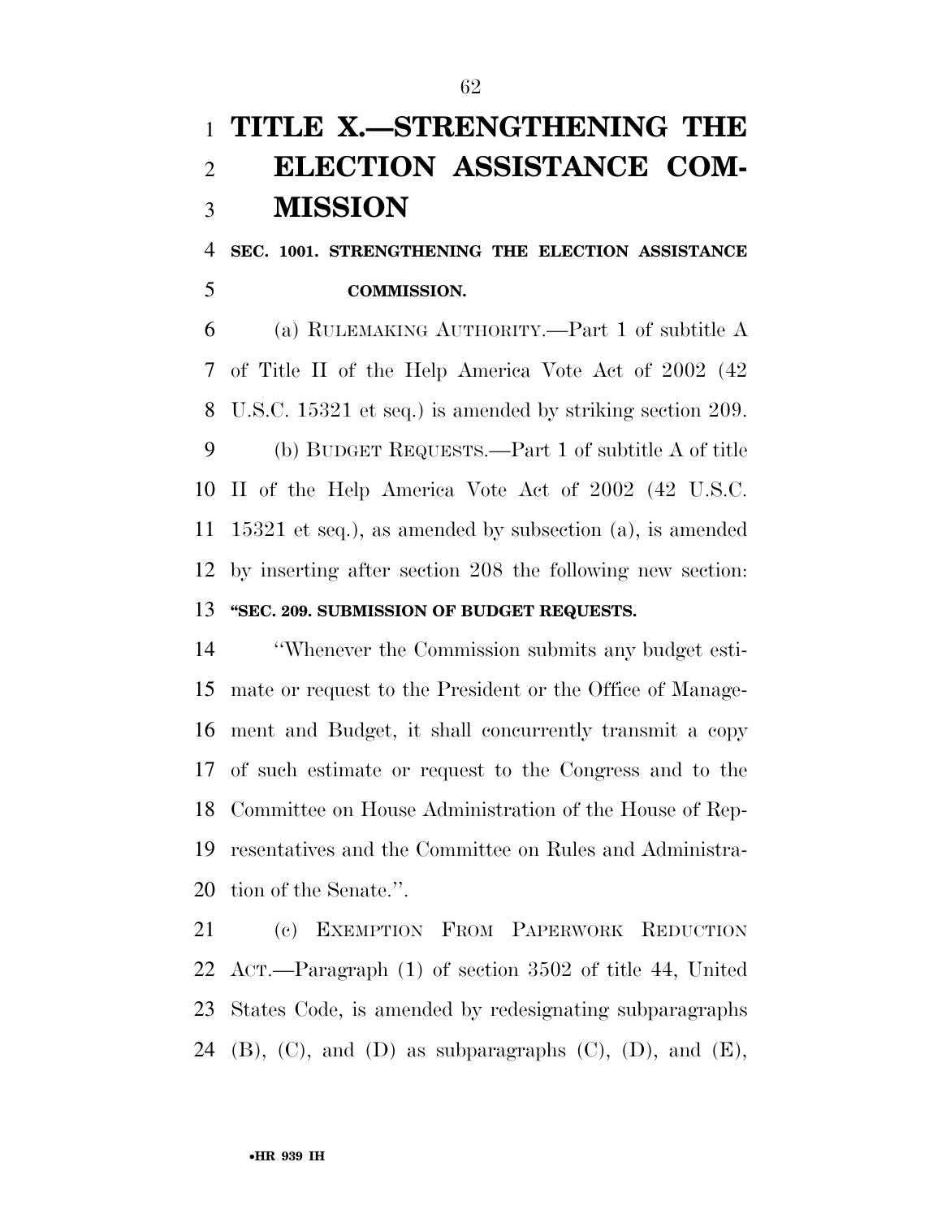# TITLE X.—STRENGTHENING THE ELECTION ASSISTANCE COMMISSION

### SEC. 1001. STRENGTHENING THE ELECTION ASSISTANCE COMMISSION.

(a) RULEMAKING AUTHORITY.—Part 1 of subtitle A of Title II of the Help America Vote Act of 2002 (42 U.S.C. 15321 et seq.) is amended by striking section 209.

(b) BUDGET REQUESTS.—Part 1 of subtitle A of title II of the Help America Vote Act of 2002 (42 U.S.C. 15321 et seq.), as amended by subsection (a), is amended by inserting after section 208 the following new section:

**"SEC. 209. SUBMISSION OF BUDGET REQUESTS.**

"Whenever the Commission submits any budget estimate or request to the President or the Office of Management and Budget, it shall concurrently transmit a copy of such estimate or request to the Congress and to the Committee on House Administration of the House of Representatives and the Committee on Rules and Administration of the Senate.".

(c) EXEMPTION FROM PAPERWORK REDUCTION ACT.—Paragraph (1) of section 3502 of title 44, United States Code, is amended by redesignating subparagraphs (B), (C), and (D) as subparagraphs (C), (D), and (E),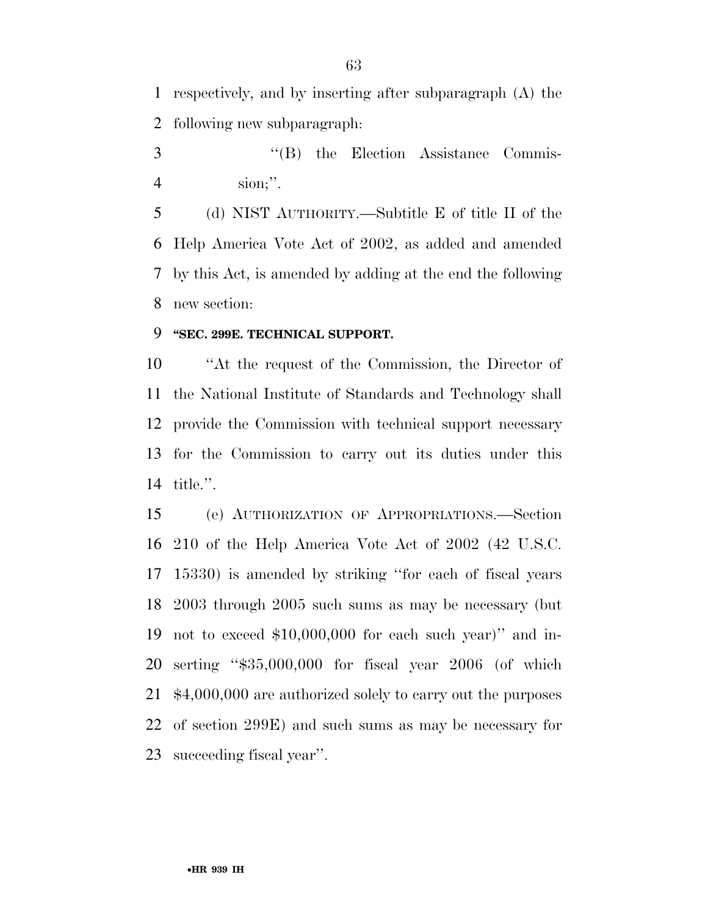respectively, and by inserting after subparagraph (A) the following new subparagraph:

"(B) the Election Assistance Commission;".

(d) NIST AUTHORITY.—Subtitle E of title II of the Help America Vote Act of 2002, as added and amended by this Act, is amended by adding at the end the following new section:

**"SEC. 299E. TECHNICAL SUPPORT.**

"At the request of the Commission, the Director of the National Institute of Standards and Technology shall provide the Commission with technical support necessary for the Commission to carry out its duties under this title.".

(e) AUTHORIZATION OF APPROPRIATIONS.—Section 210 of the Help America Vote Act of 2002 (42 U.S.C. 15330) is amended by striking "for each of fiscal years 2003 through 2005 such sums as may be necessary (but not to exceed $10,000,000 for each such year)" and inserting "$35,000,000 for fiscal year 2006 (of which $4,000,000 are authorized solely to carry out the purposes of section 299E) and such sums as may be necessary for succeeding fiscal year".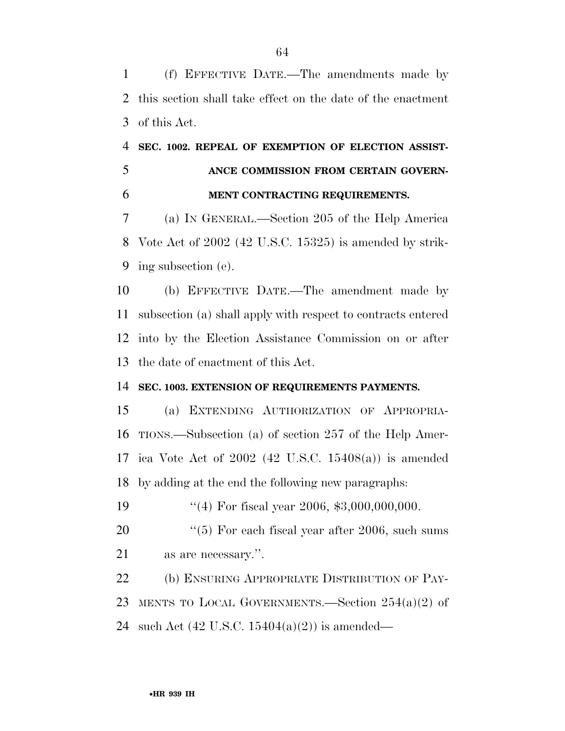(f) EFFECTIVE DATE.—The amendments made by this section shall take effect on the date of the enactment of this Act.

**SEC. 1002. REPEAL OF EXEMPTION OF ELECTION ASSISTANCE COMMISSION FROM CERTAIN GOVERNMENT CONTRACTING REQUIREMENTS.**

(a) IN GENERAL.—Section 205 of the Help America Vote Act of 2002 (42 U.S.C. 15325) is amended by striking subsection (e).

(b) EFFECTIVE DATE.—The amendment made by subsection (a) shall apply with respect to contracts entered into by the Election Assistance Commission on or after the date of enactment of this Act.

**SEC. 1003. EXTENSION OF REQUIREMENTS PAYMENTS.**

(a) EXTENDING AUTHORIZATION OF APPROPRIATIONS.—Subsection (a) of section 257 of the Help America Vote Act of 2002 (42 U.S.C. 15408(a)) is amended by adding at the end the following new paragraphs:

"(4) For fiscal year 2006, $3,000,000,000.

"(5) For each fiscal year after 2006, such sums as are necessary.".

(b) ENSURING APPROPRIATE DISTRIBUTION OF PAYMENTS TO LOCAL GOVERNMENTS.—Section 254(a)(2) of such Act (42 U.S.C. 15404(a)(2)) is amended—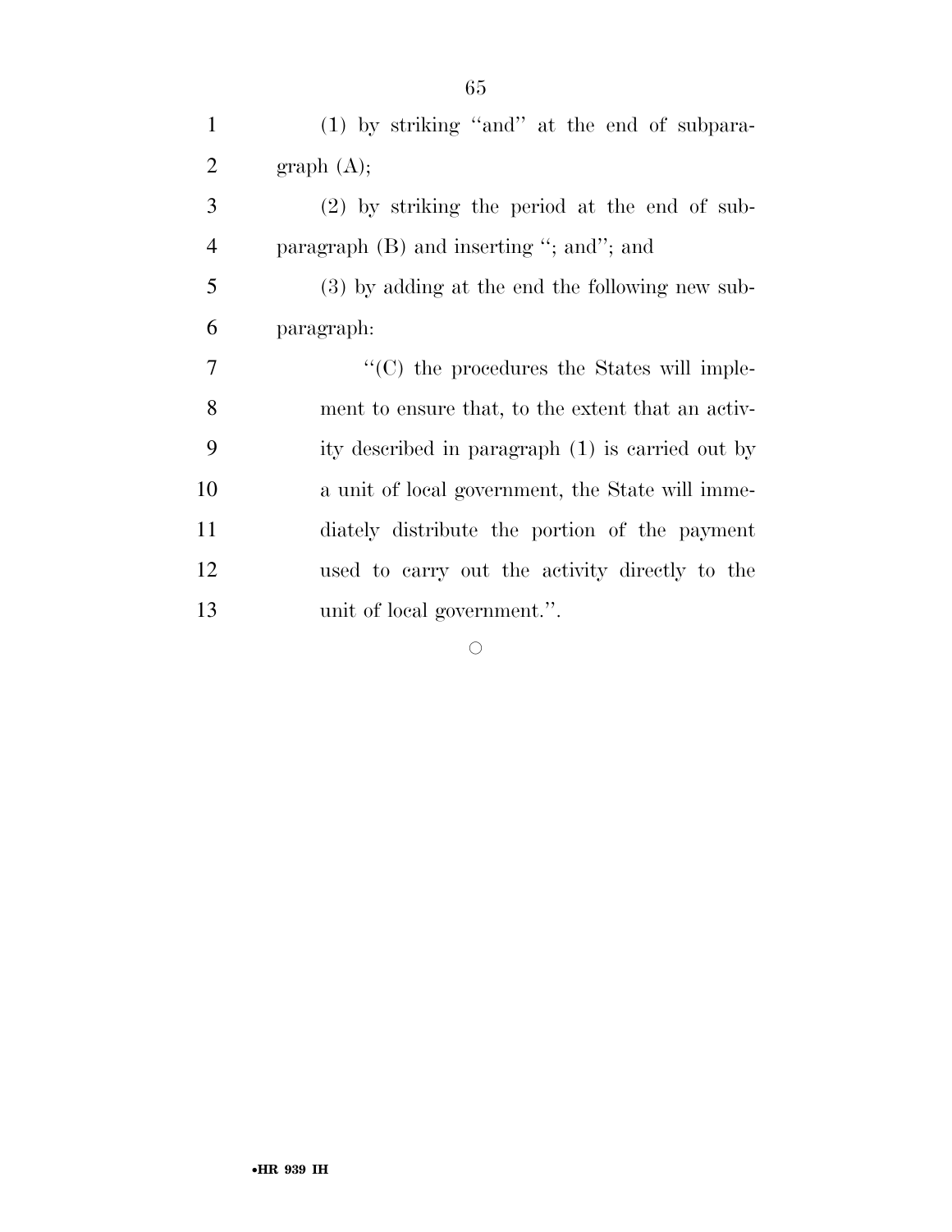(1) by striking ''and'' at the end of subparagraph (A);

(2) by striking the period at the end of subparagraph (B) and inserting ''; and''; and

(3) by adding at the end the following new subparagraph:

''(C) the procedures the States will implement to ensure that, to the extent that an activity described in paragraph (1) is carried out by a unit of local government, the State will immediately distribute the portion of the payment used to carry out the activity directly to the unit of local government.''.

○